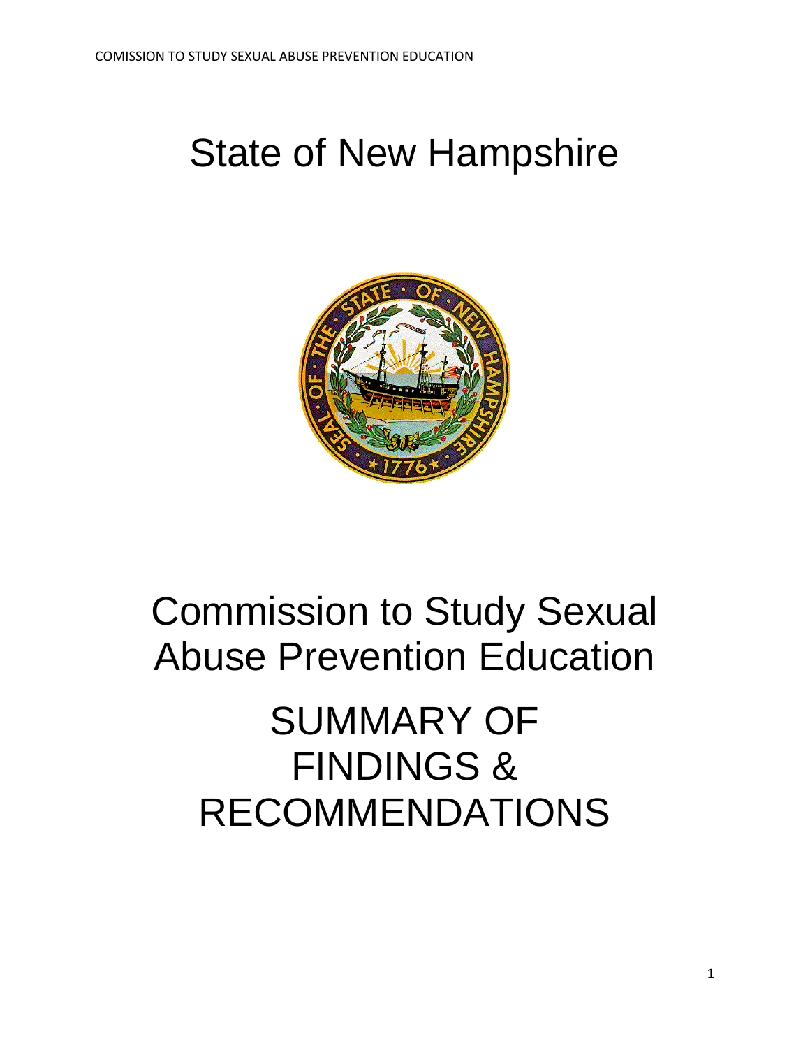# State of New Hampshire

# Commission to Study Sexual Abuse Prevention Education

# SUMMARY OF FINDINGS & RECOMMENDATIONS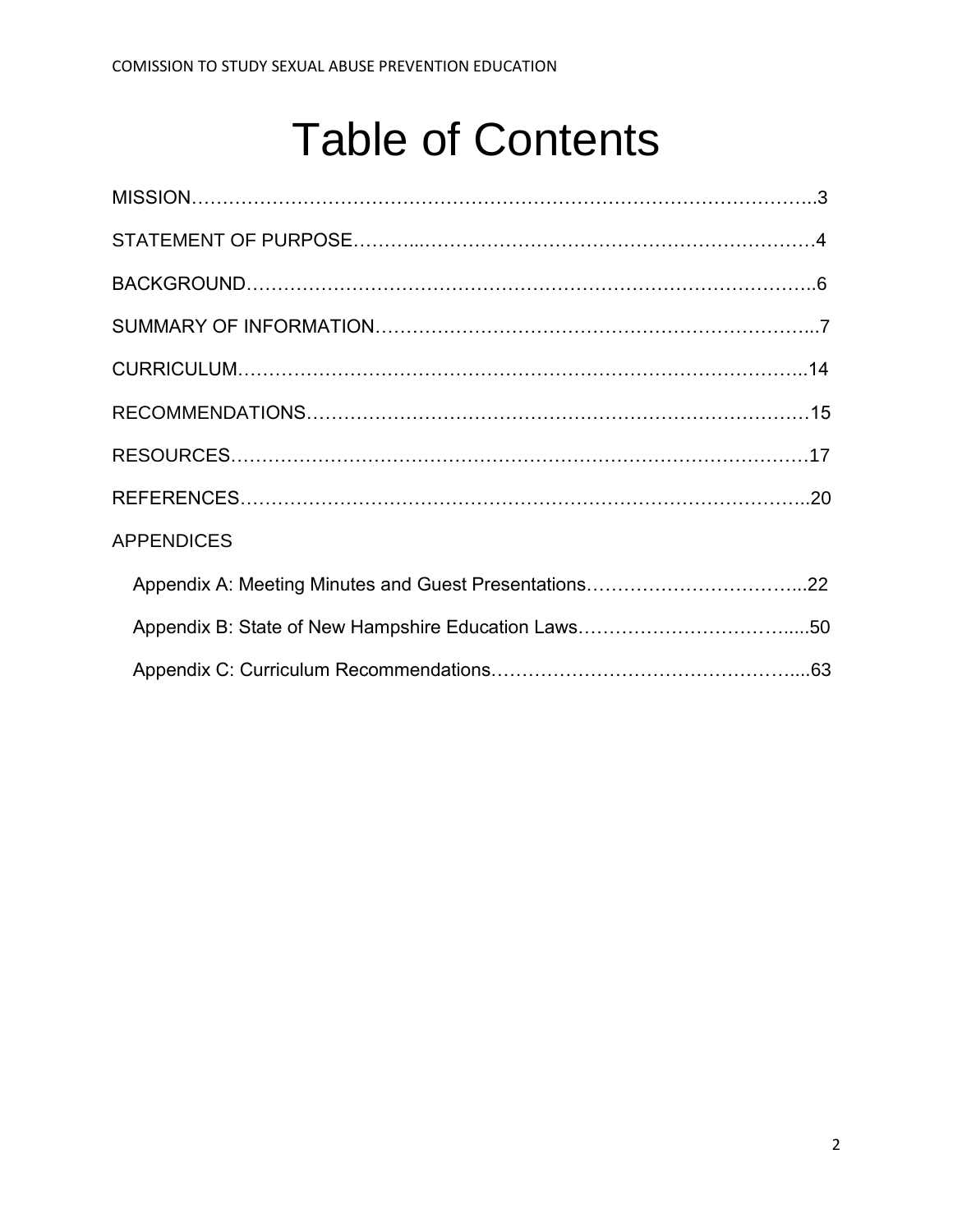# Table of Contents

MISSION……………………………………………………………………………………..3

STATEMENT OF PURPOSE………..…………………………………………………………4

BACKGROUND………………………………………………………………………………..6

SUMMARY OF INFORMATION…………………………………………………………...7

CURRICULUM……………………………………………………………………………..14

RECOMMENDATIONS………………………………………………………………………15

RESOURCES…………………………………………………………………………………17

REFERENCES………………………………………………………………………………..20

APPENDICES

- Appendix A: Meeting Minutes and Guest Presentations……………………………...22
- Appendix B: State of New Hampshire Education Laws…………………………….....50
- Appendix C: Curriculum Recommendations…………………………………………....63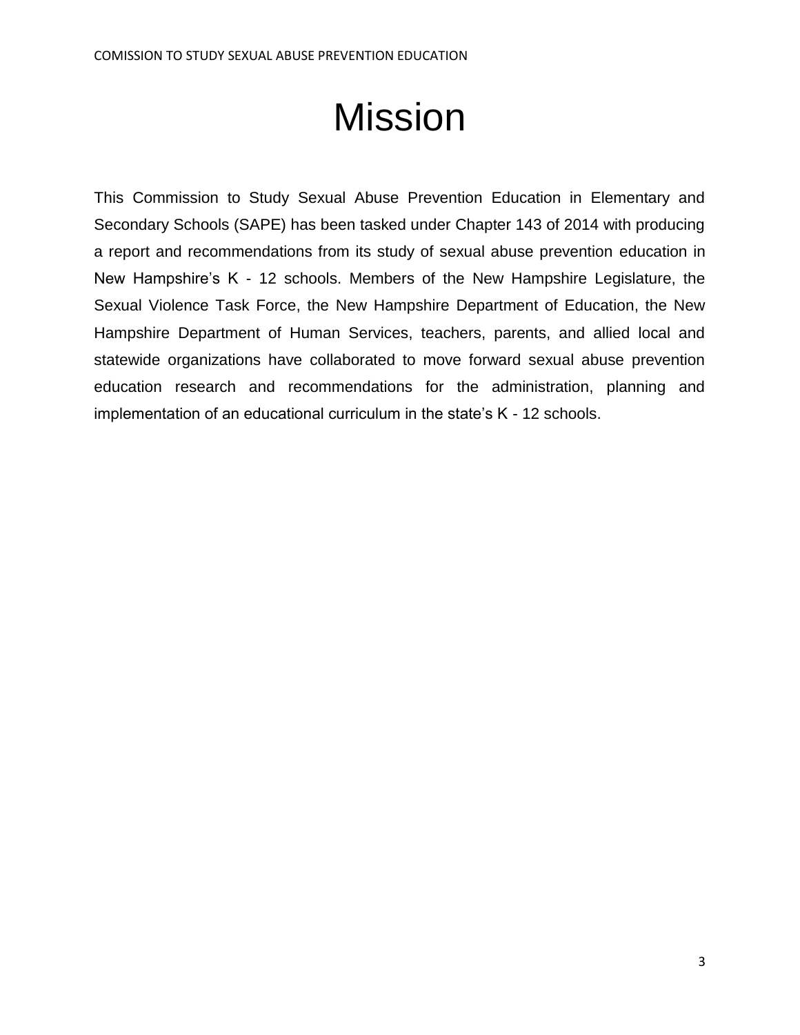# Mission

This Commission to Study Sexual Abuse Prevention Education in Elementary and Secondary Schools (SAPE) has been tasked under Chapter 143 of 2014 with producing a report and recommendations from its study of sexual abuse prevention education in New Hampshire's K - 12 schools. Members of the New Hampshire Legislature, the Sexual Violence Task Force, the New Hampshire Department of Education, the New Hampshire Department of Human Services, teachers, parents, and allied local and statewide organizations have collaborated to move forward sexual abuse prevention education research and recommendations for the administration, planning and implementation of an educational curriculum in the state's K - 12 schools.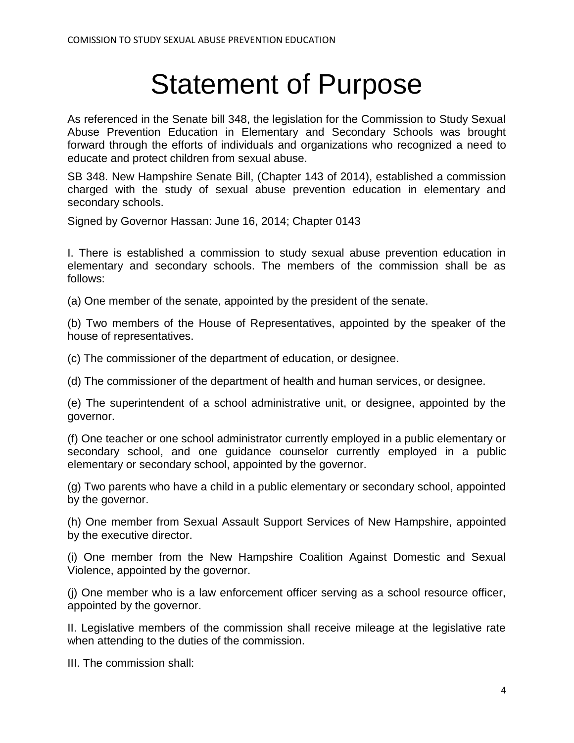# Statement of Purpose

As referenced in the Senate bill 348, the legislation for the Commission to Study Sexual Abuse Prevention Education in Elementary and Secondary Schools was brought forward through the efforts of individuals and organizations who recognized a need to educate and protect children from sexual abuse.

SB 348. New Hampshire Senate Bill, (Chapter 143 of 2014), established a commission charged with the study of sexual abuse prevention education in elementary and secondary schools.

Signed by Governor Hassan: June 16, 2014; Chapter 0143

I. There is established a commission to study sexual abuse prevention education in elementary and secondary schools. The members of the commission shall be as follows:

(a) One member of the senate, appointed by the president of the senate.

(b) Two members of the House of Representatives, appointed by the speaker of the house of representatives.

(c) The commissioner of the department of education, or designee.

(d) The commissioner of the department of health and human services, or designee.

(e) The superintendent of a school administrative unit, or designee, appointed by the governor.

(f) One teacher or one school administrator currently employed in a public elementary or secondary school, and one guidance counselor currently employed in a public elementary or secondary school, appointed by the governor.

(g) Two parents who have a child in a public elementary or secondary school, appointed by the governor.

(h) One member from Sexual Assault Support Services of New Hampshire, appointed by the executive director.

(i) One member from the New Hampshire Coalition Against Domestic and Sexual Violence, appointed by the governor.

(j) One member who is a law enforcement officer serving as a school resource officer, appointed by the governor.

II. Legislative members of the commission shall receive mileage at the legislative rate when attending to the duties of the commission.

III. The commission shall: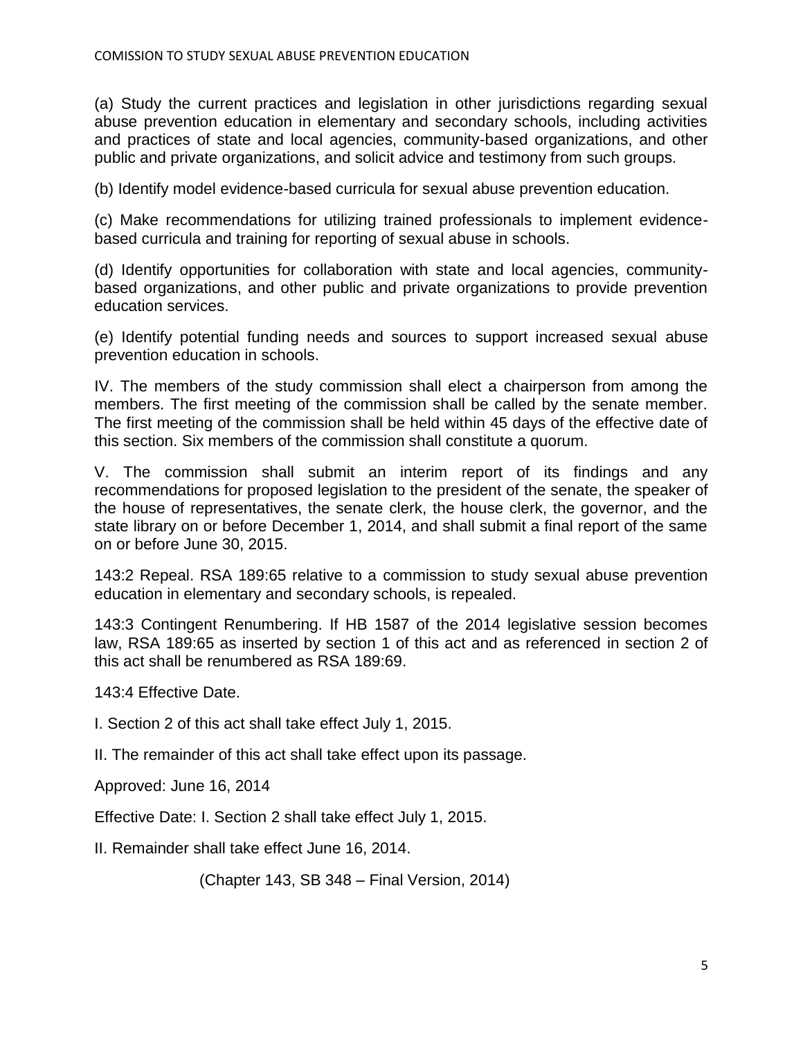(a) Study the current practices and legislation in other jurisdictions regarding sexual abuse prevention education in elementary and secondary schools, including activities and practices of state and local agencies, community-based organizations, and other public and private organizations, and solicit advice and testimony from such groups.

(b) Identify model evidence-based curricula for sexual abuse prevention education.

(c) Make recommendations for utilizing trained professionals to implement evidence-based curricula and training for reporting of sexual abuse in schools.

(d) Identify opportunities for collaboration with state and local agencies, community-based organizations, and other public and private organizations to provide prevention education services.

(e) Identify potential funding needs and sources to support increased sexual abuse prevention education in schools.

IV. The members of the study commission shall elect a chairperson from among the members. The first meeting of the commission shall be called by the senate member. The first meeting of the commission shall be held within 45 days of the effective date of this section. Six members of the commission shall constitute a quorum.

V. The commission shall submit an interim report of its findings and any recommendations for proposed legislation to the president of the senate, the speaker of the house of representatives, the senate clerk, the house clerk, the governor, and the state library on or before December 1, 2014, and shall submit a final report of the same on or before June 30, 2015.

143:2 Repeal. RSA 189:65 relative to a commission to study sexual abuse prevention education in elementary and secondary schools, is repealed.

143:3 Contingent Renumbering. If HB 1587 of the 2014 legislative session becomes law, RSA 189:65 as inserted by section 1 of this act and as referenced in section 2 of this act shall be renumbered as RSA 189:69.

143:4 Effective Date.

I. Section 2 of this act shall take effect July 1, 2015.

II. The remainder of this act shall take effect upon its passage.

Approved: June 16, 2014

Effective Date: I. Section 2 shall take effect July 1, 2015.

II. Remainder shall take effect June 16, 2014.

(Chapter 143, SB 348 – Final Version, 2014)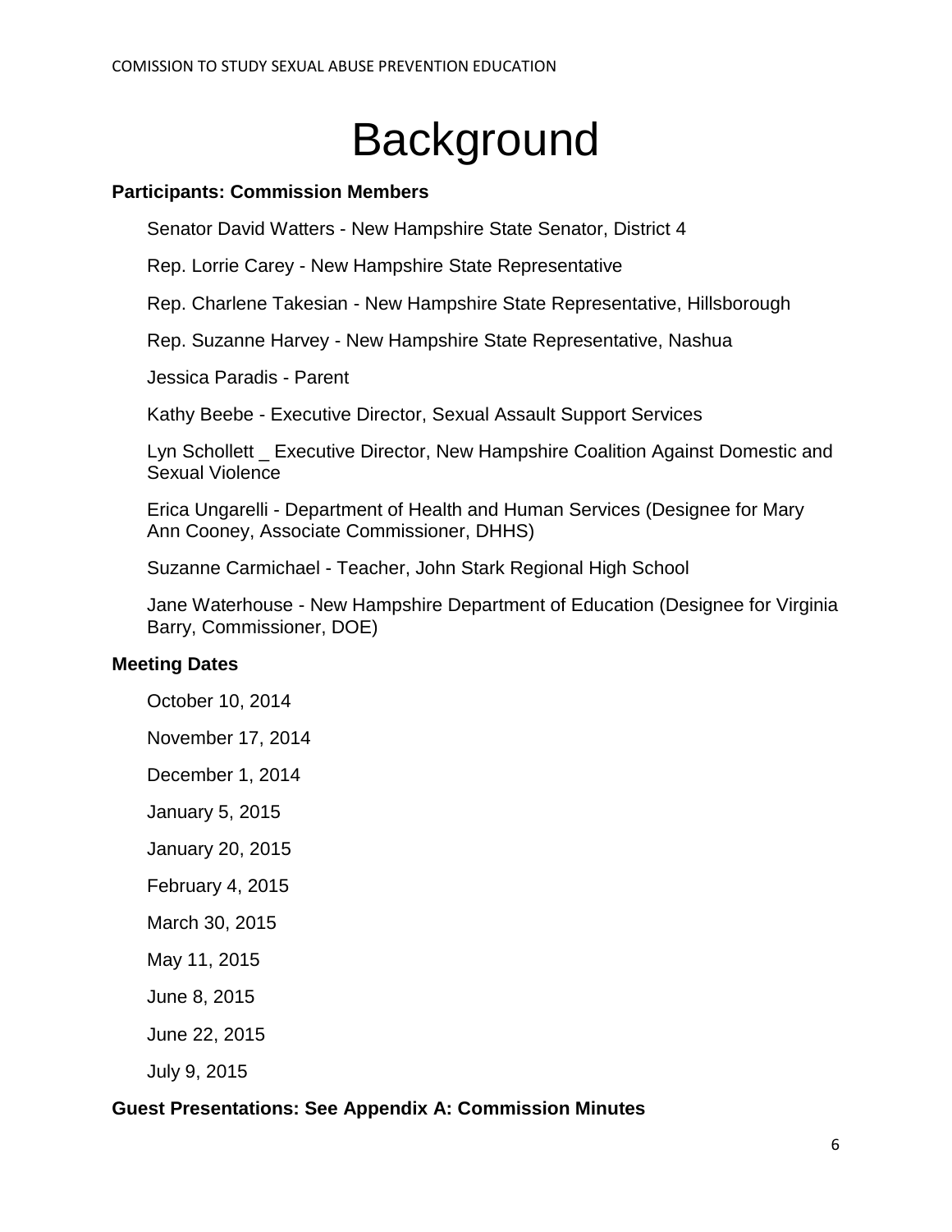# Background

**Participants: Commission Members**

Senator David Watters - New Hampshire State Senator, District 4

Rep. Lorrie Carey - New Hampshire State Representative

Rep. Charlene Takesian - New Hampshire State Representative, Hillsborough

Rep. Suzanne Harvey - New Hampshire State Representative, Nashua

Jessica Paradis - Parent

Kathy Beebe - Executive Director, Sexual Assault Support Services

Lyn Schollett _ Executive Director, New Hampshire Coalition Against Domestic and Sexual Violence

Erica Ungarelli - Department of Health and Human Services (Designee for Mary Ann Cooney, Associate Commissioner, DHHS)

Suzanne Carmichael - Teacher, John Stark Regional High School

Jane Waterhouse - New Hampshire Department of Education (Designee for Virginia Barry, Commissioner, DOE)

**Meeting Dates**

October 10, 2014

November 17, 2014

December 1, 2014

January 5, 2015

January 20, 2015

February 4, 2015

March 30, 2015

May 11, 2015

June 8, 2015

June 22, 2015

July 9, 2015

**Guest Presentations: See Appendix A: Commission Minutes**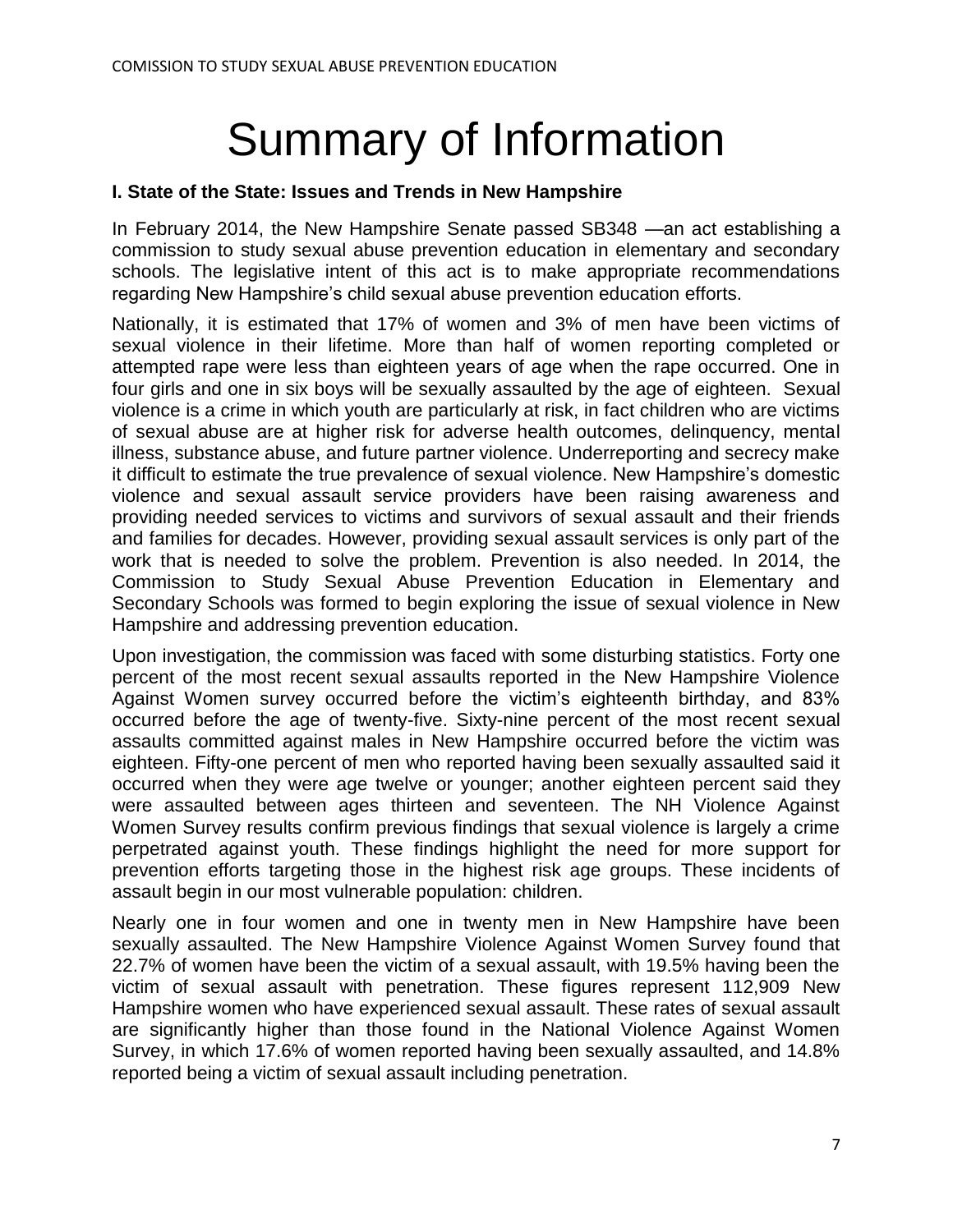# Summary of Information

## I. State of the State: Issues and Trends in New Hampshire

In February 2014, the New Hampshire Senate passed SB348 —an act establishing a commission to study sexual abuse prevention education in elementary and secondary schools. The legislative intent of this act is to make appropriate recommendations regarding New Hampshire's child sexual abuse prevention education efforts.

Nationally, it is estimated that 17% of women and 3% of men have been victims of sexual violence in their lifetime. More than half of women reporting completed or attempted rape were less than eighteen years of age when the rape occurred. One in four girls and one in six boys will be sexually assaulted by the age of eighteen. Sexual violence is a crime in which youth are particularly at risk, in fact children who are victims of sexual abuse are at higher risk for adverse health outcomes, delinquency, mental illness, substance abuse, and future partner violence. Underreporting and secrecy make it difficult to estimate the true prevalence of sexual violence. New Hampshire's domestic violence and sexual assault service providers have been raising awareness and providing needed services to victims and survivors of sexual assault and their friends and families for decades. However, providing sexual assault services is only part of the work that is needed to solve the problem. Prevention is also needed. In 2014, the Commission to Study Sexual Abuse Prevention Education in Elementary and Secondary Schools was formed to begin exploring the issue of sexual violence in New Hampshire and addressing prevention education.

Upon investigation, the commission was faced with some disturbing statistics. Forty one percent of the most recent sexual assaults reported in the New Hampshire Violence Against Women survey occurred before the victim's eighteenth birthday, and 83% occurred before the age of twenty-five. Sixty-nine percent of the most recent sexual assaults committed against males in New Hampshire occurred before the victim was eighteen. Fifty-one percent of men who reported having been sexually assaulted said it occurred when they were age twelve or younger; another eighteen percent said they were assaulted between ages thirteen and seventeen. The NH Violence Against Women Survey results confirm previous findings that sexual violence is largely a crime perpetrated against youth. These findings highlight the need for more support for prevention efforts targeting those in the highest risk age groups. These incidents of assault begin in our most vulnerable population: children.

Nearly one in four women and one in twenty men in New Hampshire have been sexually assaulted. The New Hampshire Violence Against Women Survey found that 22.7% of women have been the victim of a sexual assault, with 19.5% having been the victim of sexual assault with penetration. These figures represent 112,909 New Hampshire women who have experienced sexual assault. These rates of sexual assault are significantly higher than those found in the National Violence Against Women Survey, in which 17.6% of women reported having been sexually assaulted, and 14.8% reported being a victim of sexual assault including penetration.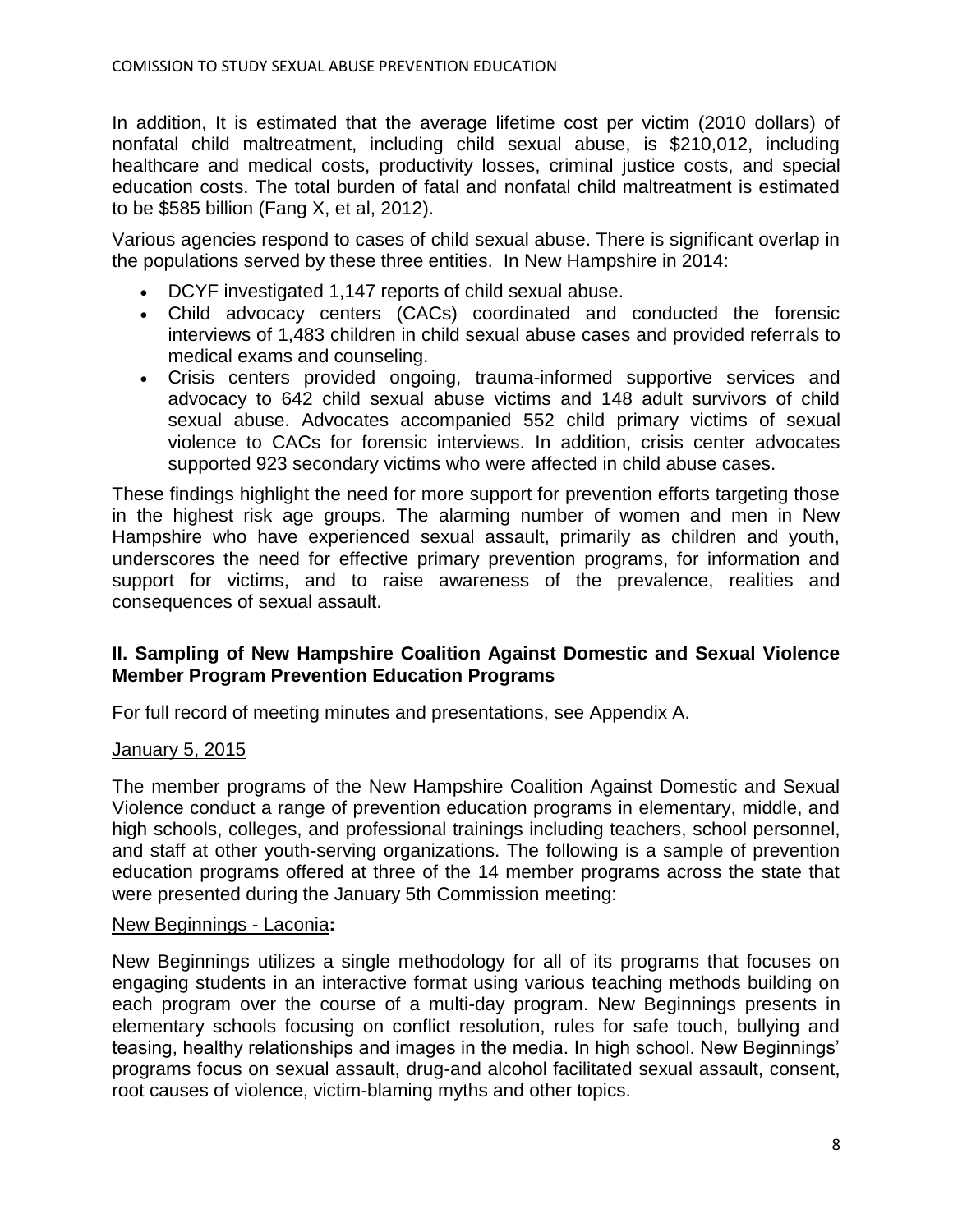In addition, It is estimated that the average lifetime cost per victim (2010 dollars) of nonfatal child maltreatment, including child sexual abuse, is $210,012, including healthcare and medical costs, productivity losses, criminal justice costs, and special education costs. The total burden of fatal and nonfatal child maltreatment is estimated to be $585 billion (Fang X, et al, 2012).

Various agencies respond to cases of child sexual abuse. There is significant overlap in the populations served by these three entities. In New Hampshire in 2014:

- DCYF investigated 1,147 reports of child sexual abuse.
- Child advocacy centers (CACs) coordinated and conducted the forensic interviews of 1,483 children in child sexual abuse cases and provided referrals to medical exams and counseling.
- Crisis centers provided ongoing, trauma-informed supportive services and advocacy to 642 child sexual abuse victims and 148 adult survivors of child sexual abuse. Advocates accompanied 552 child primary victims of sexual violence to CACs for forensic interviews. In addition, crisis center advocates supported 923 secondary victims who were affected in child abuse cases.

These findings highlight the need for more support for prevention efforts targeting those in the highest risk age groups. The alarming number of women and men in New Hampshire who have experienced sexual assault, primarily as children and youth, underscores the need for effective primary prevention programs, for information and support for victims, and to raise awareness of the prevalence, realities and consequences of sexual assault.

## II. Sampling of New Hampshire Coalition Against Domestic and Sexual Violence Member Program Prevention Education Programs

For full record of meeting minutes and presentations, see Appendix A.

<u>January 5, 2015</u>

The member programs of the New Hampshire Coalition Against Domestic and Sexual Violence conduct a range of prevention education programs in elementary, middle, and high schools, colleges, and professional trainings including teachers, school personnel, and staff at other youth-serving organizations. The following is a sample of prevention education programs offered at three of the 14 member programs across the state that were presented during the January 5th Commission meeting:

<u>New Beginnings - Laconia</u>**:**

New Beginnings utilizes a single methodology for all of its programs that focuses on engaging students in an interactive format using various teaching methods building on each program over the course of a multi-day program. New Beginnings presents in elementary schools focusing on conflict resolution, rules for safe touch, bullying and teasing, healthy relationships and images in the media. In high school. New Beginnings' programs focus on sexual assault, drug-and alcohol facilitated sexual assault, consent, root causes of violence, victim-blaming myths and other topics.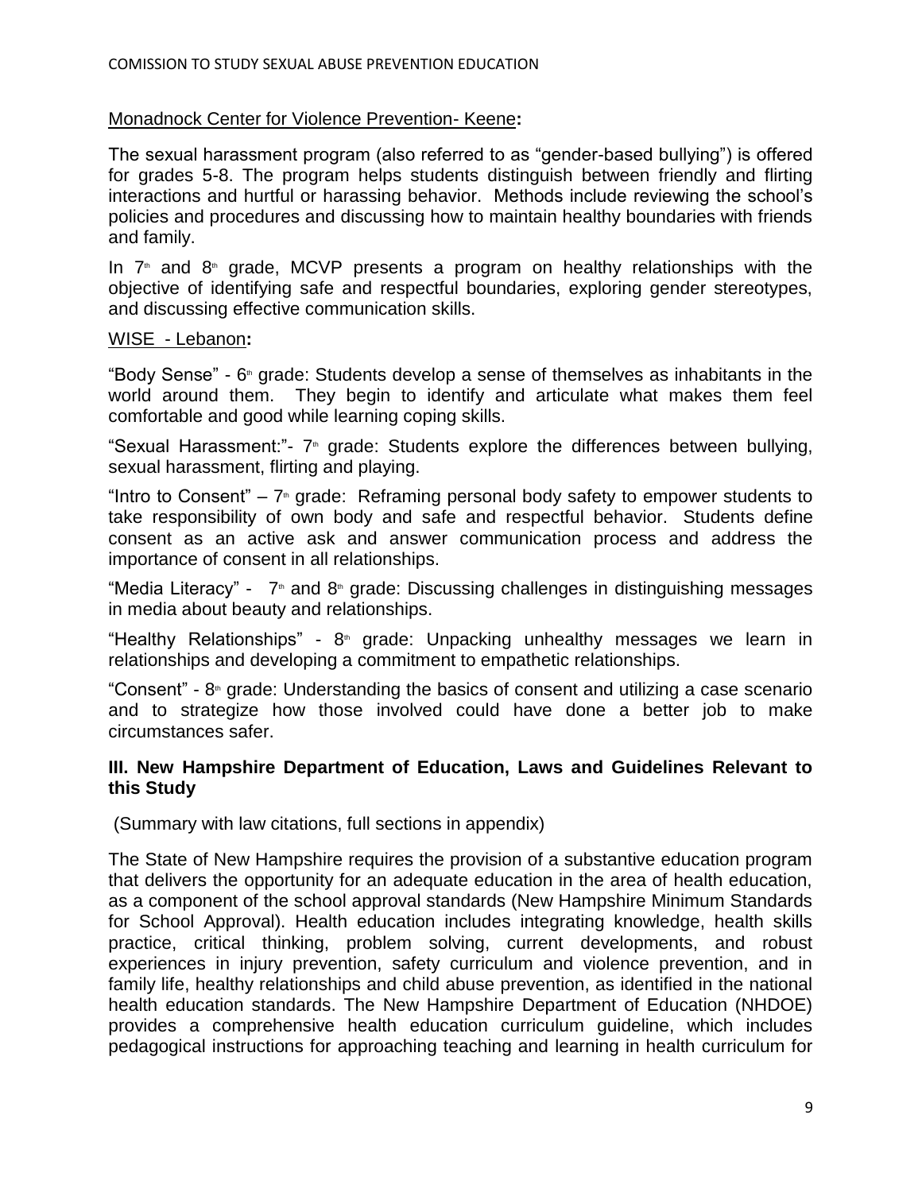Monadnock Center for Violence Prevention- Keene**:**

The sexual harassment program (also referred to as "gender-based bullying") is offered for grades 5-8. The program helps students distinguish between friendly and flirting interactions and hurtful or harassing behavior. Methods include reviewing the school's policies and procedures and discussing how to maintain healthy boundaries with friends and family.

In 7th and 8th grade, MCVP presents a program on healthy relationships with the objective of identifying safe and respectful boundaries, exploring gender stereotypes, and discussing effective communication skills.

WISE - Lebanon**:**

"Body Sense" - 6th grade: Students develop a sense of themselves as inhabitants in the world around them. They begin to identify and articulate what makes them feel comfortable and good while learning coping skills.

"Sexual Harassment:"- 7th grade: Students explore the differences between bullying, sexual harassment, flirting and playing.

"Intro to Consent" – 7th grade: Reframing personal body safety to empower students to take responsibility of own body and safe and respectful behavior. Students define consent as an active ask and answer communication process and address the importance of consent in all relationships.

"Media Literacy" - 7th and 8th grade: Discussing challenges in distinguishing messages in media about beauty and relationships.

"Healthy Relationships" - 8th grade: Unpacking unhealthy messages we learn in relationships and developing a commitment to empathetic relationships.

"Consent" - 8th grade: Understanding the basics of consent and utilizing a case scenario and to strategize how those involved could have done a better job to make circumstances safer.

## III. New Hampshire Department of Education, Laws and Guidelines Relevant to this Study

(Summary with law citations, full sections in appendix)

The State of New Hampshire requires the provision of a substantive education program that delivers the opportunity for an adequate education in the area of health education, as a component of the school approval standards (New Hampshire Minimum Standards for School Approval). Health education includes integrating knowledge, health skills practice, critical thinking, problem solving, current developments, and robust experiences in injury prevention, safety curriculum and violence prevention, and in family life, healthy relationships and child abuse prevention, as identified in the national health education standards. The New Hampshire Department of Education (NHDOE) provides a comprehensive health education curriculum guideline, which includes pedagogical instructions for approaching teaching and learning in health curriculum for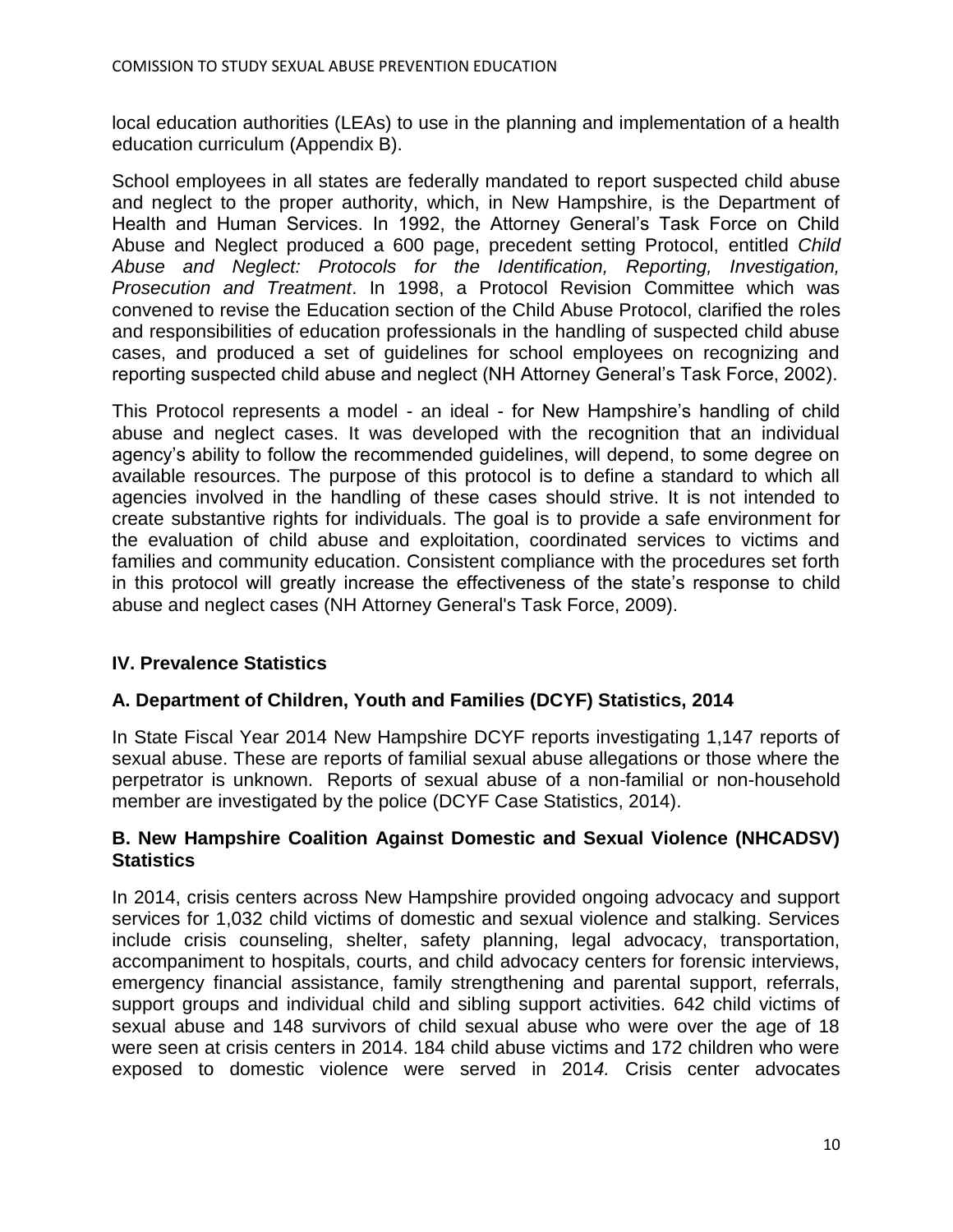local education authorities (LEAs) to use in the planning and implementation of a health education curriculum (Appendix B).

School employees in all states are federally mandated to report suspected child abuse and neglect to the proper authority, which, in New Hampshire, is the Department of Health and Human Services. In 1992, the Attorney General's Task Force on Child Abuse and Neglect produced a 600 page, precedent setting Protocol, entitled *Child Abuse and Neglect: Protocols for the Identification, Reporting, Investigation, Prosecution and Treatment*. In 1998, a Protocol Revision Committee which was convened to revise the Education section of the Child Abuse Protocol, clarified the roles and responsibilities of education professionals in the handling of suspected child abuse cases, and produced a set of guidelines for school employees on recognizing and reporting suspected child abuse and neglect (NH Attorney General's Task Force, 2002).

This Protocol represents a model - an ideal - for New Hampshire's handling of child abuse and neglect cases. It was developed with the recognition that an individual agency's ability to follow the recommended guidelines, will depend, to some degree on available resources. The purpose of this protocol is to define a standard to which all agencies involved in the handling of these cases should strive. It is not intended to create substantive rights for individuals. The goal is to provide a safe environment for the evaluation of child abuse and exploitation, coordinated services to victims and families and community education. Consistent compliance with the procedures set forth in this protocol will greatly increase the effectiveness of the state's response to child abuse and neglect cases (NH Attorney General's Task Force, 2009).

## IV. Prevalence Statistics

### A. Department of Children, Youth and Families (DCYF) Statistics, 2014

In State Fiscal Year 2014 New Hampshire DCYF reports investigating 1,147 reports of sexual abuse. These are reports of familial sexual abuse allegations or those where the perpetrator is unknown. Reports of sexual abuse of a non-familial or non-household member are investigated by the police (DCYF Case Statistics, 2014).

### B. New Hampshire Coalition Against Domestic and Sexual Violence (NHCADSV) Statistics

In 2014, crisis centers across New Hampshire provided ongoing advocacy and support services for 1,032 child victims of domestic and sexual violence and stalking. Services include crisis counseling, shelter, safety planning, legal advocacy, transportation, accompaniment to hospitals, courts, and child advocacy centers for forensic interviews, emergency financial assistance, family strengthening and parental support, referrals, support groups and individual child and sibling support activities. 642 child victims of sexual abuse and 148 survivors of child sexual abuse who were over the age of 18 were seen at crisis centers in 2014. 184 child abuse victims and 172 children who were exposed to domestic violence were served in 201*4.* Crisis center advocates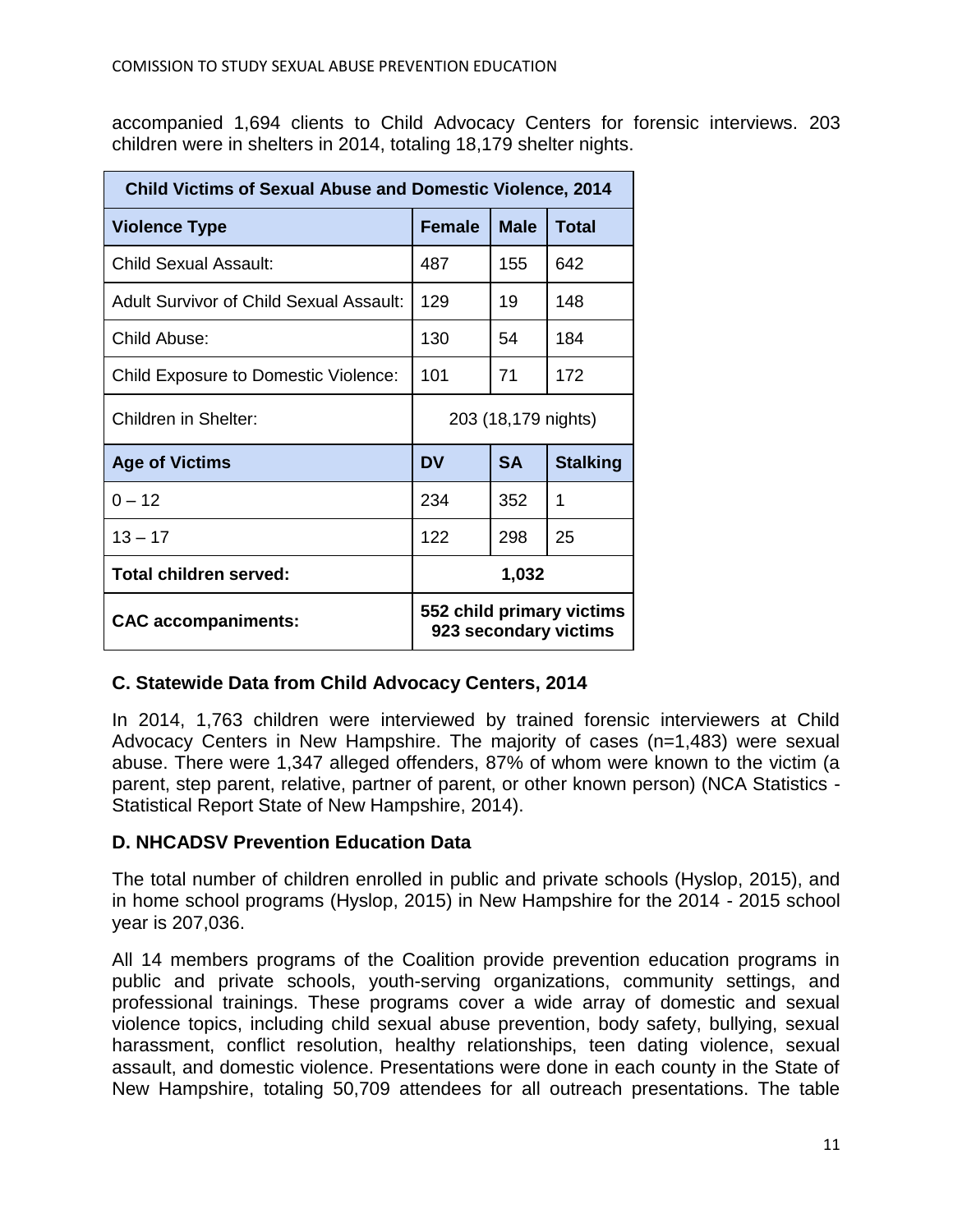accompanied 1,694 clients to Child Advocacy Centers for forensic interviews. 203 children were in shelters in 2014, totaling 18,179 shelter nights.

| Child Victims of Sexual Abuse and Domestic Violence, 2014 | | | |
|---|---|---|---|
| **Violence Type** | **Female** | **Male** | **Total** |
| Child Sexual Assault: | 487 | 155 | 642 |
| Adult Survivor of Child Sexual Assault: | 129 | 19 | 148 |
| Child Abuse: | 130 | 54 | 184 |
| Child Exposure to Domestic Violence: | 101 | 71 | 172 |
| Children in Shelter: | 203 (18,179 nights) | | |
| **Age of Victims** | **DV** | **SA** | **Stalking** |
| 0 – 12 | 234 | 352 | 1 |
| 13 – 17 | 122 | 298 | 25 |
| **Total children served:** | **1,032** | | |
| **CAC accompaniments:** | **552 child primary victims 923 secondary victims** | | |

### C. Statewide Data from Child Advocacy Centers, 2014

In 2014, 1,763 children were interviewed by trained forensic interviewers at Child Advocacy Centers in New Hampshire. The majority of cases (n=1,483) were sexual abuse. There were 1,347 alleged offenders, 87% of whom were known to the victim (a parent, step parent, relative, partner of parent, or other known person) (NCA Statistics - Statistical Report State of New Hampshire, 2014).

### D. NHCADSV Prevention Education Data

The total number of children enrolled in public and private schools (Hyslop, 2015), and in home school programs (Hyslop, 2015) in New Hampshire for the 2014 - 2015 school year is 207,036.

All 14 members programs of the Coalition provide prevention education programs in public and private schools, youth-serving organizations, community settings, and professional trainings. These programs cover a wide array of domestic and sexual violence topics, including child sexual abuse prevention, body safety, bullying, sexual harassment, conflict resolution, healthy relationships, teen dating violence, sexual assault, and domestic violence. Presentations were done in each county in the State of New Hampshire, totaling 50,709 attendees for all outreach presentations. The table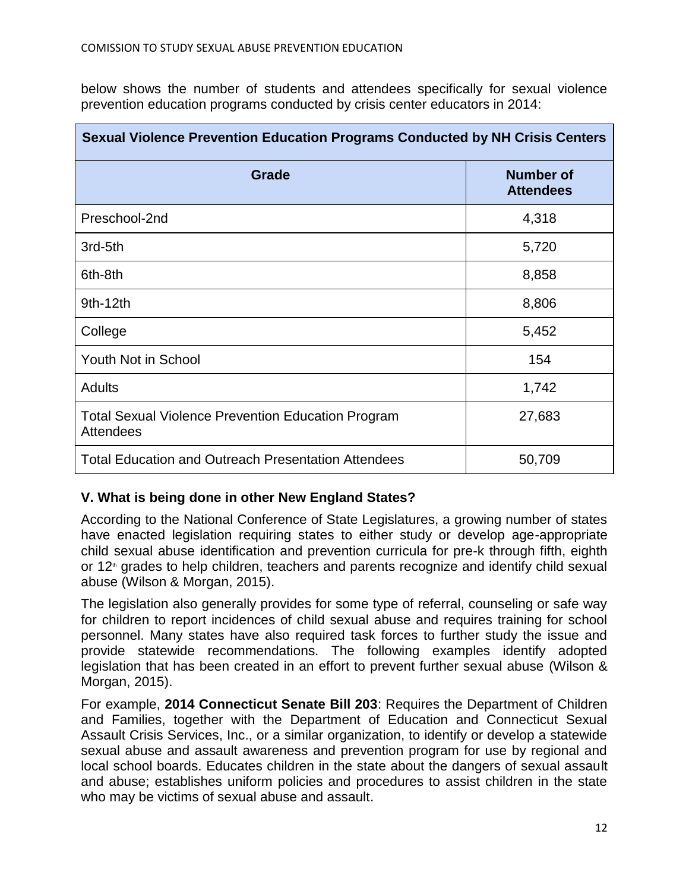below shows the number of students and attendees specifically for sexual violence prevention education programs conducted by crisis center educators in 2014:

| Sexual Violence Prevention Education Programs Conducted by NH Crisis Centers | |
|---|---|
| **Grade** | **Number of Attendees** |
| Preschool-2nd | 4,318 |
| 3rd-5th | 5,720 |
| 6th-8th | 8,858 |
| 9th-12th | 8,806 |
| College | 5,452 |
| Youth Not in School | 154 |
| Adults | 1,742 |
| Total Sexual Violence Prevention Education Program Attendees | 27,683 |
| Total Education and Outreach Presentation Attendees | 50,709 |

### V. What is being done in other New England States?

According to the National Conference of State Legislatures, a growing number of states have enacted legislation requiring states to either study or develop age-appropriate child sexual abuse identification and prevention curricula for pre-k through fifth, eighth or 12th grades to help children, teachers and parents recognize and identify child sexual abuse (Wilson & Morgan, 2015).

The legislation also generally provides for some type of referral, counseling or safe way for children to report incidences of child sexual abuse and requires training for school personnel. Many states have also required task forces to further study the issue and provide statewide recommendations. The following examples identify adopted legislation that has been created in an effort to prevent further sexual abuse (Wilson & Morgan, 2015).

For example, **2014 Connecticut Senate Bill 203**: Requires the Department of Children and Families, together with the Department of Education and Connecticut Sexual Assault Crisis Services, Inc., or a similar organization, to identify or develop a statewide sexual abuse and assault awareness and prevention program for use by regional and local school boards. Educates children in the state about the dangers of sexual assault and abuse; establishes uniform policies and procedures to assist children in the state who may be victims of sexual abuse and assault.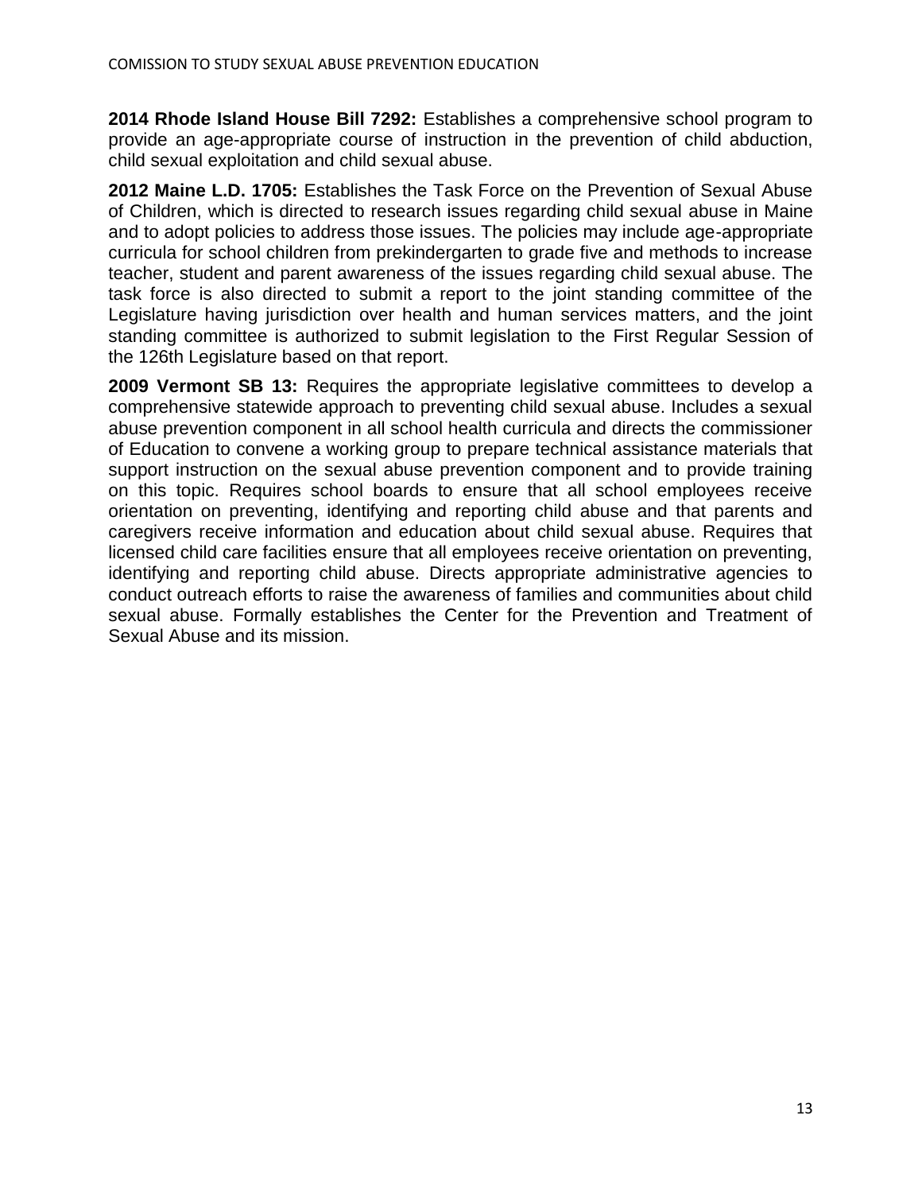**2014 Rhode Island House Bill 7292:** Establishes a comprehensive school program to provide an age-appropriate course of instruction in the prevention of child abduction, child sexual exploitation and child sexual abuse.

**2012 Maine L.D. 1705:** Establishes the Task Force on the Prevention of Sexual Abuse of Children, which is directed to research issues regarding child sexual abuse in Maine and to adopt policies to address those issues. The policies may include age-appropriate curricula for school children from prekindergarten to grade five and methods to increase teacher, student and parent awareness of the issues regarding child sexual abuse. The task force is also directed to submit a report to the joint standing committee of the Legislature having jurisdiction over health and human services matters, and the joint standing committee is authorized to submit legislation to the First Regular Session of the 126th Legislature based on that report.

**2009 Vermont SB 13:** Requires the appropriate legislative committees to develop a comprehensive statewide approach to preventing child sexual abuse. Includes a sexual abuse prevention component in all school health curricula and directs the commissioner of Education to convene a working group to prepare technical assistance materials that support instruction on the sexual abuse prevention component and to provide training on this topic. Requires school boards to ensure that all school employees receive orientation on preventing, identifying and reporting child abuse and that parents and caregivers receive information and education about child sexual abuse. Requires that licensed child care facilities ensure that all employees receive orientation on preventing, identifying and reporting child abuse. Directs appropriate administrative agencies to conduct outreach efforts to raise the awareness of families and communities about child sexual abuse. Formally establishes the Center for the Prevention and Treatment of Sexual Abuse and its mission.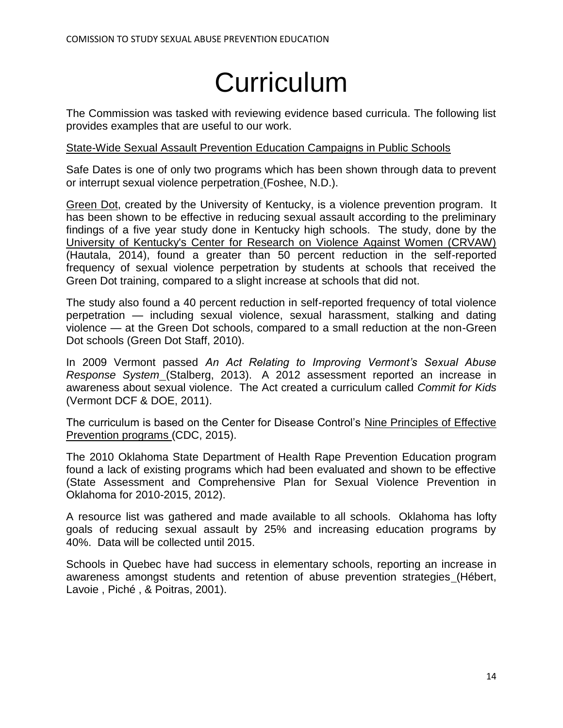# Curriculum

The Commission was tasked with reviewing evidence based curricula. The following list provides examples that are useful to our work.

State-Wide Sexual Assault Prevention Education Campaigns in Public Schools

Safe Dates is one of only two programs which has been shown through data to prevent or interrupt sexual violence perpetration (Foshee, N.D.).

Green Dot, created by the University of Kentucky, is a violence prevention program. It has been shown to be effective in reducing sexual assault according to the preliminary findings of a five year study done in Kentucky high schools. The study, done by the University of Kentucky's Center for Research on Violence Against Women (CRVAW) (Hautala, 2014), found a greater than 50 percent reduction in the self-reported frequency of sexual violence perpetration by students at schools that received the Green Dot training, compared to a slight increase at schools that did not.

The study also found a 40 percent reduction in self-reported frequency of total violence perpetration — including sexual violence, sexual harassment, stalking and dating violence — at the Green Dot schools, compared to a small reduction at the non-Green Dot schools (Green Dot Staff, 2010).

In 2009 Vermont passed *An Act Relating to Improving Vermont's Sexual Abuse Response System* (Stalberg, 2013). A 2012 assessment reported an increase in awareness about sexual violence. The Act created a curriculum called *Commit for Kids* (Vermont DCF & DOE, 2011).

The curriculum is based on the Center for Disease Control's Nine Principles of Effective Prevention programs (CDC, 2015).

The 2010 Oklahoma State Department of Health Rape Prevention Education program found a lack of existing programs which had been evaluated and shown to be effective (State Assessment and Comprehensive Plan for Sexual Violence Prevention in Oklahoma for 2010-2015, 2012).

A resource list was gathered and made available to all schools. Oklahoma has lofty goals of reducing sexual assault by 25% and increasing education programs by 40%. Data will be collected until 2015.

Schools in Quebec have had success in elementary schools, reporting an increase in awareness amongst students and retention of abuse prevention strategies (Hébert, Lavoie , Piché , & Poitras, 2001).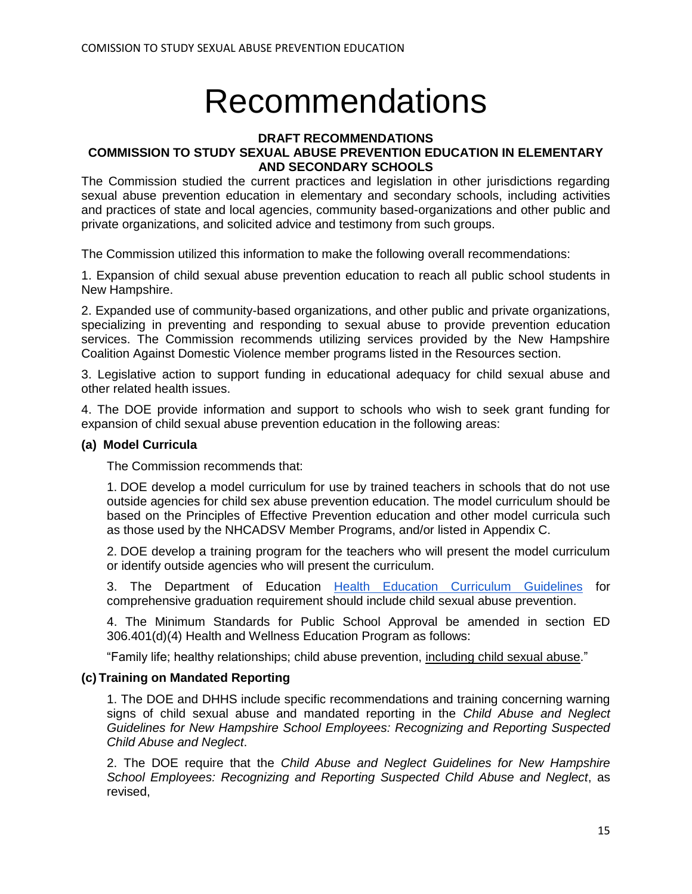# Recommendations

**DRAFT RECOMMENDATIONS**
**COMMISSION TO STUDY SEXUAL ABUSE PREVENTION EDUCATION IN ELEMENTARY AND SECONDARY SCHOOLS**

The Commission studied the current practices and legislation in other jurisdictions regarding sexual abuse prevention education in elementary and secondary schools, including activities and practices of state and local agencies, community based-organizations and other public and private organizations, and solicited advice and testimony from such groups.

The Commission utilized this information to make the following overall recommendations:

1. Expansion of child sexual abuse prevention education to reach all public school students in New Hampshire.

2. Expanded use of community-based organizations, and other public and private organizations, specializing in preventing and responding to sexual abuse to provide prevention education services. The Commission recommends utilizing services provided by the New Hampshire Coalition Against Domestic Violence member programs listed in the Resources section.

3. Legislative action to support funding in educational adequacy for child sexual abuse and other related health issues.

4. The DOE provide information and support to schools who wish to seek grant funding for expansion of child sexual abuse prevention education in the following areas:

**(a) Model Curricula**

The Commission recommends that:

1. DOE develop a model curriculum for use by trained teachers in schools that do not use outside agencies for child sex abuse prevention education. The model curriculum should be based on the Principles of Effective Prevention education and other model curricula such as those used by the NHCADSV Member Programs, and/or listed in Appendix C.

2. DOE develop a training program for the teachers who will present the model curriculum or identify outside agencies who will present the curriculum.

3. The Department of Education [Health Education Curriculum Guidelines] for comprehensive graduation requirement should include child sexual abuse prevention.

4. The Minimum Standards for Public School Approval be amended in section ED 306.401(d)(4) Health and Wellness Education Program as follows:

"Family life; healthy relationships; child abuse prevention, <u>including child sexual abuse</u>."

**(c) Training on Mandated Reporting**

1. The DOE and DHHS include specific recommendations and training concerning warning signs of child sexual abuse and mandated reporting in the *Child Abuse and Neglect Guidelines for New Hampshire School Employees: Recognizing and Reporting Suspected Child Abuse and Neglect*.

2. The DOE require that the *Child Abuse and Neglect Guidelines for New Hampshire School Employees: Recognizing and Reporting Suspected Child Abuse and Neglect*, as revised,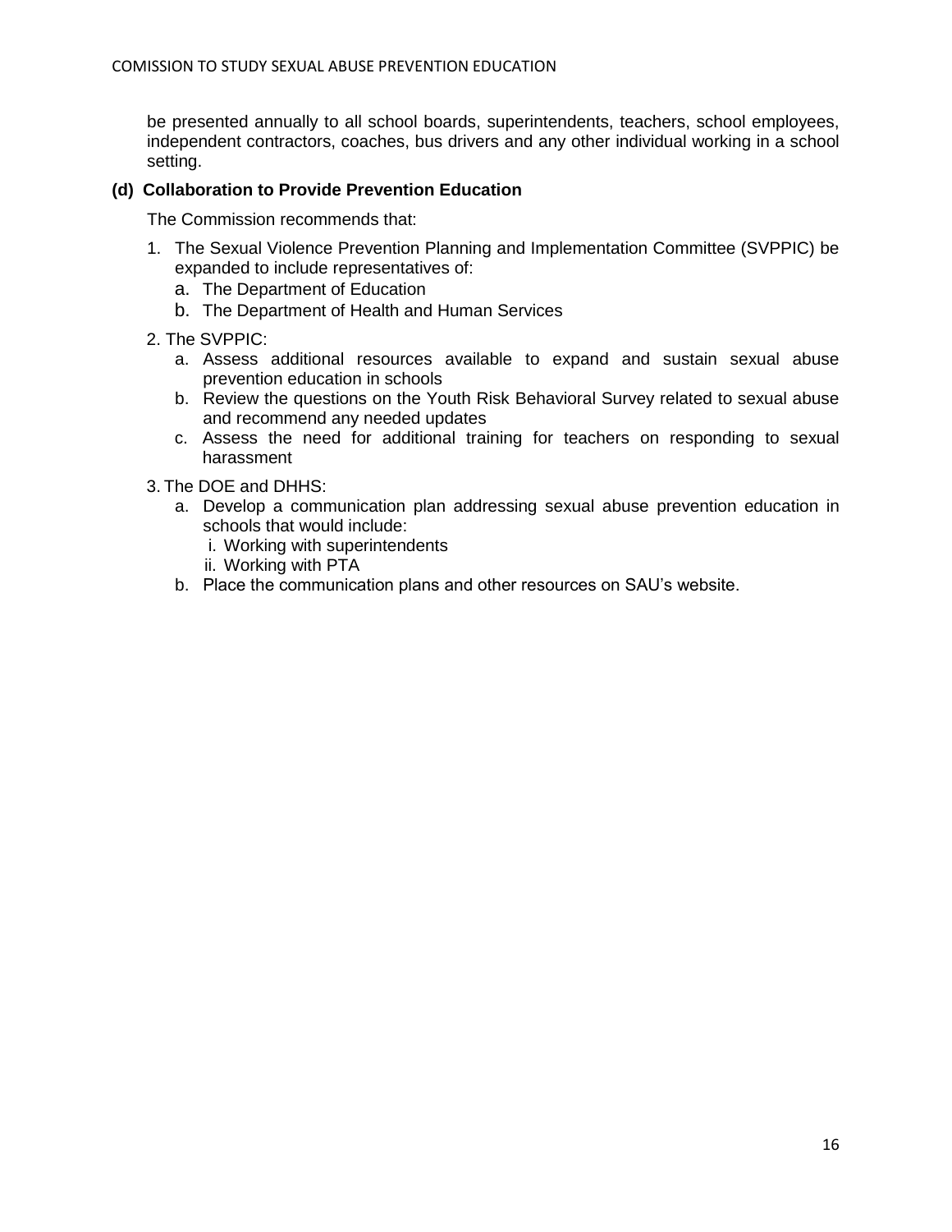be presented annually to all school boards, superintendents, teachers, school employees, independent contractors, coaches, bus drivers and any other individual working in a school setting.

**(d) Collaboration to Provide Prevention Education**

The Commission recommends that:

1. The Sexual Violence Prevention Planning and Implementation Committee (SVPPIC) be expanded to include representatives of:
   a. The Department of Education
   b. The Department of Health and Human Services

2. The SVPPIC:
   a. Assess additional resources available to expand and sustain sexual abuse prevention education in schools
   b. Review the questions on the Youth Risk Behavioral Survey related to sexual abuse and recommend any needed updates
   c. Assess the need for additional training for teachers on responding to sexual harassment

3. The DOE and DHHS:
   a. Develop a communication plan addressing sexual abuse prevention education in schools that would include:
      i. Working with superintendents
      ii. Working with PTA
   b. Place the communication plans and other resources on SAU's website.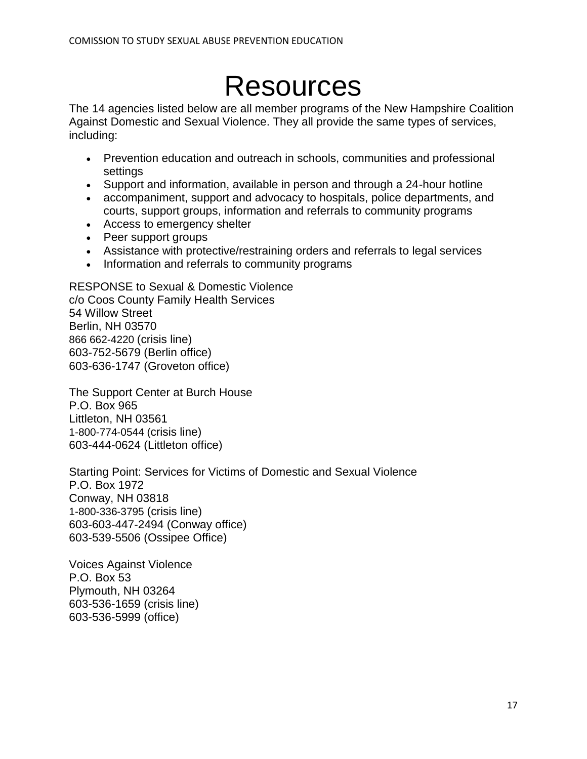# Resources

The 14 agencies listed below are all member programs of the New Hampshire Coalition Against Domestic and Sexual Violence. They all provide the same types of services, including:

- Prevention education and outreach in schools, communities and professional settings
- Support and information, available in person and through a 24-hour hotline
- accompaniment, support and advocacy to hospitals, police departments, and courts, support groups, information and referrals to community programs
- Access to emergency shelter
- Peer support groups
- Assistance with protective/restraining orders and referrals to legal services
- Information and referrals to community programs

RESPONSE to Sexual & Domestic Violence
c/o Coos County Family Health Services
54 Willow Street
Berlin, NH 03570
866 662-4220 (crisis line)
603-752-5679 (Berlin office)
603-636-1747 (Groveton office)

The Support Center at Burch House
P.O. Box 965
Littleton, NH 03561
1-800-774-0544 (crisis line)
603-444-0624 (Littleton office)

Starting Point: Services for Victims of Domestic and Sexual Violence
P.O. Box 1972
Conway, NH 03818
1-800-336-3795 (crisis line)
603-603-447-2494 (Conway office)
603-539-5506 (Ossipee Office)

Voices Against Violence
P.O. Box 53
Plymouth, NH 03264
603-536-1659 (crisis line)
603-536-5999 (office)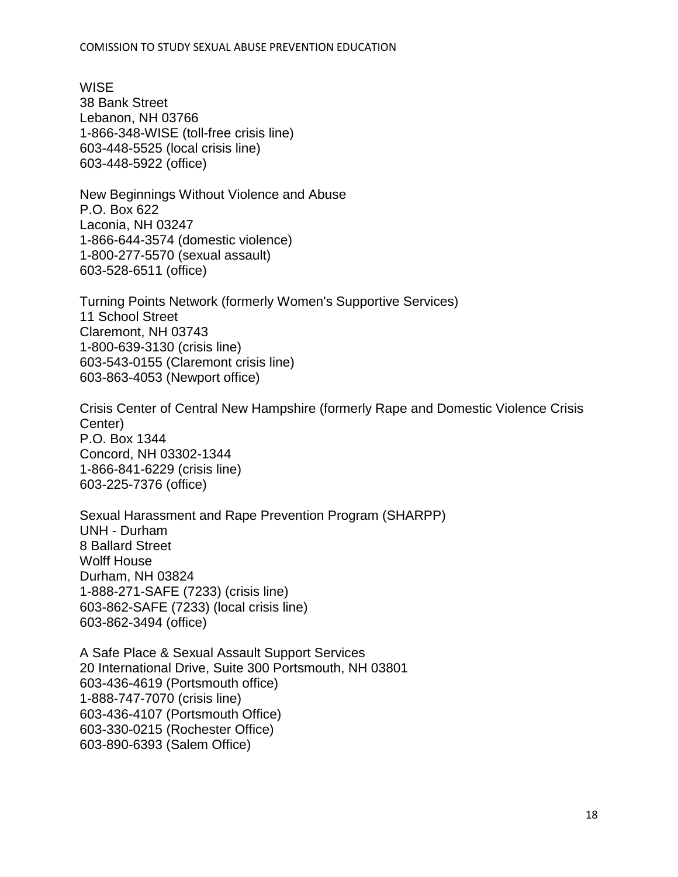WISE  
38 Bank Street  
Lebanon, NH 03766  
1-866-348-WISE (toll-free crisis line)  
603-448-5525 (local crisis line)  
603-448-5922 (office)

New Beginnings Without Violence and Abuse  
P.O. Box 622  
Laconia, NH 03247  
1-866-644-3574 (domestic violence)  
1-800-277-5570 (sexual assault)  
603-528-6511 (office)

Turning Points Network (formerly Women's Supportive Services)  
11 School Street  
Claremont, NH 03743  
1-800-639-3130 (crisis line)  
603-543-0155 (Claremont crisis line)  
603-863-4053 (Newport office)

Crisis Center of Central New Hampshire (formerly Rape and Domestic Violence Crisis Center)  
P.O. Box 1344  
Concord, NH 03302-1344  
1-866-841-6229 (crisis line)  
603-225-7376 (office)

Sexual Harassment and Rape Prevention Program (SHARPP)  
UNH - Durham  
8 Ballard Street  
Wolff House  
Durham, NH 03824  
1-888-271-SAFE (7233) (crisis line)  
603-862-SAFE (7233) (local crisis line)  
603-862-3494 (office)

A Safe Place & Sexual Assault Support Services  
20 International Drive, Suite 300 Portsmouth, NH 03801  
603-436-4619 (Portsmouth office)  
1-888-747-7070 (crisis line)  
603-436-4107 (Portsmouth Office)  
603-330-0215 (Rochester Office)  
603-890-6393 (Salem Office)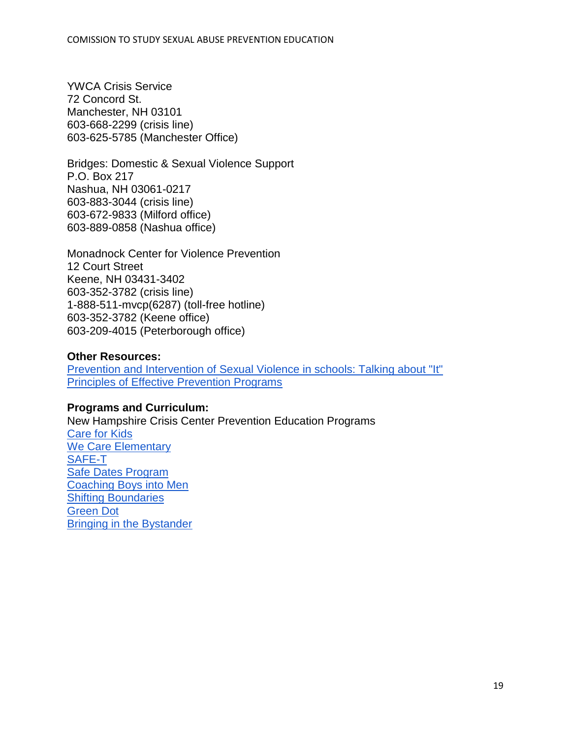YWCA Crisis Service
72 Concord St.
Manchester, NH 03101
603-668-2299 (crisis line)
603-625-5785 (Manchester Office)

Bridges: Domestic & Sexual Violence Support
P.O. Box 217
Nashua, NH 03061-0217
603-883-3044 (crisis line)
603-672-9833 (Milford office)
603-889-0858 (Nashua office)

Monadnock Center for Violence Prevention
12 Court Street
Keene, NH 03431-3402
603-352-3782 (crisis line)
1-888-511-mvcp(6287) (toll-free hotline)
603-352-3782 (Keene office)
603-209-4015 (Peterborough office)

**Other Resources:**
Prevention and Intervention of Sexual Violence in schools: Talking about "It"
Principles of Effective Prevention Programs

**Programs and Curriculum:**
New Hampshire Crisis Center Prevention Education Programs
Care for Kids
We Care Elementary
SAFE-T
Safe Dates Program
Coaching Boys into Men
Shifting Boundaries
Green Dot
Bringing in the Bystander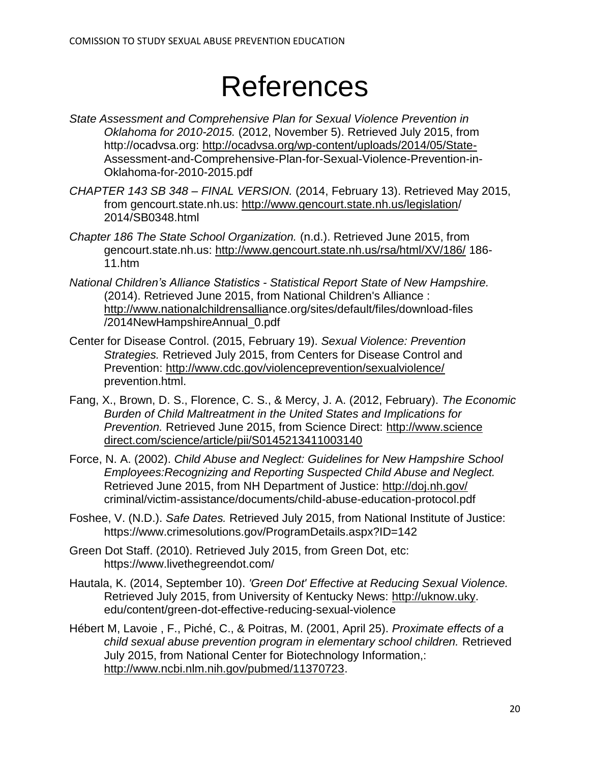# References

*State Assessment and Comprehensive Plan for Sexual Violence Prevention in Oklahoma for 2010-2015.* (2012, November 5). Retrieved July 2015, from http://ocadvsa.org: http://ocadvsa.org/wp-content/uploads/2014/05/State-Assessment-and-Comprehensive-Plan-for-Sexual-Violence-Prevention-in-Oklahoma-for-2010-2015.pdf

*CHAPTER 143 SB 348 – FINAL VERSION.* (2014, February 13). Retrieved May 2015, from gencourt.state.nh.us: http://www.gencourt.state.nh.us/legislation/2014/SB0348.html

*Chapter 186 The State School Organization.* (n.d.). Retrieved June 2015, from gencourt.state.nh.us: http://www.gencourt.state.nh.us/rsa/html/XV/186/ 186-11.htm

*National Children's Alliance Statistics - Statistical Report State of New Hampshire.* (2014). Retrieved June 2015, from National Children's Alliance : http://www.nationalchildrensalliance.org/sites/default/files/download-files/2014NewHampshireAnnual_0.pdf

Center for Disease Control. (2015, February 19). *Sexual Violence: Prevention Strategies.* Retrieved July 2015, from Centers for Disease Control and Prevention: http://www.cdc.gov/violenceprevention/sexualviolence/prevention.html.

Fang, X., Brown, D. S., Florence, C. S., & Mercy, J. A. (2012, February). *The Economic Burden of Child Maltreatment in the United States and Implications for Prevention.* Retrieved June 2015, from Science Direct: http://www.sciencedirect.com/science/article/pii/S0145213411003140

Force, N. A. (2002). *Child Abuse and Neglect: Guidelines for New Hampshire School Employees:Recognizing and Reporting Suspected Child Abuse and Neglect.* Retrieved June 2015, from NH Department of Justice: http://doj.nh.gov/criminal/victim-assistance/documents/child-abuse-education-protocol.pdf

Foshee, V. (N.D.). *Safe Dates.* Retrieved July 2015, from National Institute of Justice: https://www.crimesolutions.gov/ProgramDetails.aspx?ID=142

Green Dot Staff. (2010). Retrieved July 2015, from Green Dot, etc: https://www.livethegreendot.com/

Hautala, K. (2014, September 10). *'Green Dot' Effective at Reducing Sexual Violence.* Retrieved July 2015, from University of Kentucky News: http://uknow.uky.edu/content/green-dot-effective-reducing-sexual-violence

Hébert M, Lavoie , F., Piché, C., & Poitras, M. (2001, April 25). *Proximate effects of a child sexual abuse prevention program in elementary school children.* Retrieved July 2015, from National Center for Biotechnology Information,: http://www.ncbi.nlm.nih.gov/pubmed/11370723.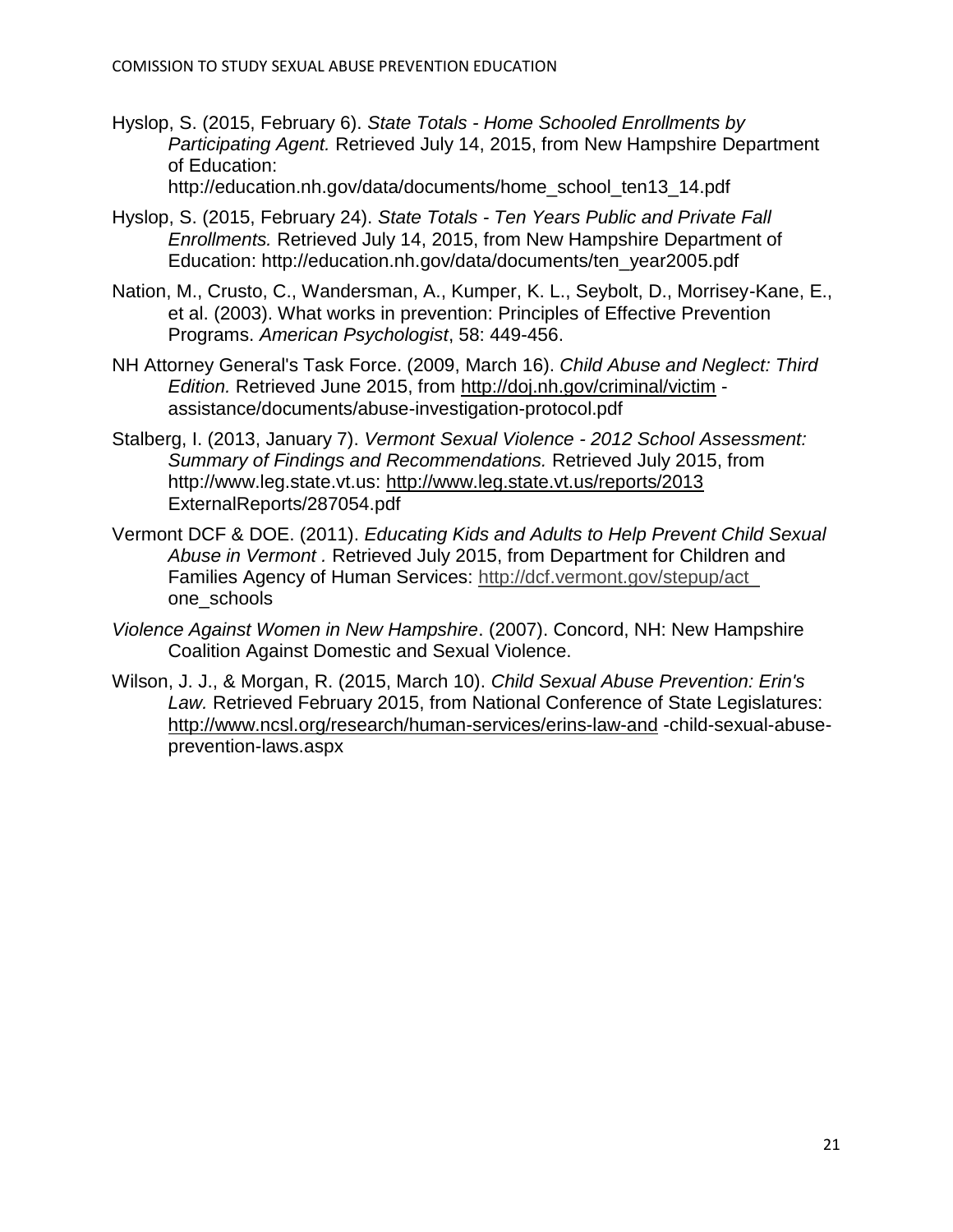Hyslop, S. (2015, February 6). *State Totals - Home Schooled Enrollments by Participating Agent.* Retrieved July 14, 2015, from New Hampshire Department of Education: http://education.nh.gov/data/documents/home_school_ten13_14.pdf

Hyslop, S. (2015, February 24). *State Totals - Ten Years Public and Private Fall Enrollments.* Retrieved July 14, 2015, from New Hampshire Department of Education: http://education.nh.gov/data/documents/ten_year2005.pdf

Nation, M., Crusto, C., Wandersman, A., Kumper, K. L., Seybolt, D., Morrisey-Kane, E., et al. (2003). What works in prevention: Principles of Effective Prevention Programs. *American Psychologist*, 58: 449-456.

NH Attorney General's Task Force. (2009, March 16). *Child Abuse and Neglect: Third Edition.* Retrieved June 2015, from http://doj.nh.gov/criminal/victim - assistance/documents/abuse-investigation-protocol.pdf

Stalberg, I. (2013, January 7). *Vermont Sexual Violence - 2012 School Assessment: Summary of Findings and Recommendations.* Retrieved July 2015, from http://www.leg.state.vt.us: http://www.leg.state.vt.us/reports/2013 ExternalReports/287054.pdf

Vermont DCF & DOE. (2011). *Educating Kids and Adults to Help Prevent Child Sexual Abuse in Vermont .* Retrieved July 2015, from Department for Children and Families Agency of Human Services: http://dcf.vermont.gov/stepup/act_ one_schools

*Violence Against Women in New Hampshire*. (2007). Concord, NH: New Hampshire Coalition Against Domestic and Sexual Violence.

Wilson, J. J., & Morgan, R. (2015, March 10). *Child Sexual Abuse Prevention: Erin's Law.* Retrieved February 2015, from National Conference of State Legislatures: http://www.ncsl.org/research/human-services/erins-law-and -child-sexual-abuse-prevention-laws.aspx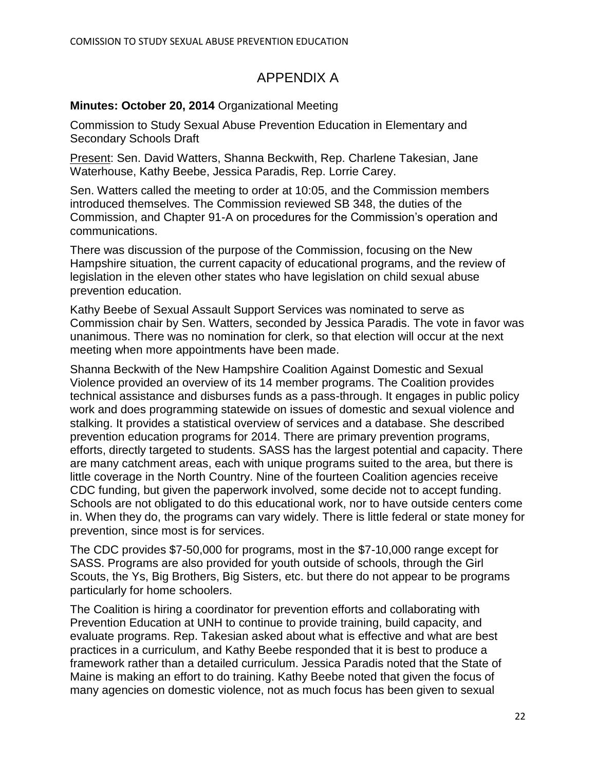# APPENDIX A

**Minutes: October 20, 2014** Organizational Meeting

Commission to Study Sexual Abuse Prevention Education in Elementary and Secondary Schools Draft

Present: Sen. David Watters, Shanna Beckwith, Rep. Charlene Takesian, Jane Waterhouse, Kathy Beebe, Jessica Paradis, Rep. Lorrie Carey.

Sen. Watters called the meeting to order at 10:05, and the Commission members introduced themselves. The Commission reviewed SB 348, the duties of the Commission, and Chapter 91-A on procedures for the Commission's operation and communications.

There was discussion of the purpose of the Commission, focusing on the New Hampshire situation, the current capacity of educational programs, and the review of legislation in the eleven other states who have legislation on child sexual abuse prevention education.

Kathy Beebe of Sexual Assault Support Services was nominated to serve as Commission chair by Sen. Watters, seconded by Jessica Paradis. The vote in favor was unanimous. There was no nomination for clerk, so that election will occur at the next meeting when more appointments have been made.

Shanna Beckwith of the New Hampshire Coalition Against Domestic and Sexual Violence provided an overview of its 14 member programs. The Coalition provides technical assistance and disburses funds as a pass-through. It engages in public policy work and does programming statewide on issues of domestic and sexual violence and stalking. It provides a statistical overview of services and a database. She described prevention education programs for 2014. There are primary prevention programs, efforts, directly targeted to students. SASS has the largest potential and capacity. There are many catchment areas, each with unique programs suited to the area, but there is little coverage in the North Country. Nine of the fourteen Coalition agencies receive CDC funding, but given the paperwork involved, some decide not to accept funding. Schools are not obligated to do this educational work, nor to have outside centers come in. When they do, the programs can vary widely. There is little federal or state money for prevention, since most is for services.

The CDC provides $7-50,000 for programs, most in the $7-10,000 range except for SASS. Programs are also provided for youth outside of schools, through the Girl Scouts, the Ys, Big Brothers, Big Sisters, etc. but there do not appear to be programs particularly for home schoolers.

The Coalition is hiring a coordinator for prevention efforts and collaborating with Prevention Education at UNH to continue to provide training, build capacity, and evaluate programs. Rep. Takesian asked about what is effective and what are best practices in a curriculum, and Kathy Beebe responded that it is best to produce a framework rather than a detailed curriculum. Jessica Paradis noted that the State of Maine is making an effort to do training. Kathy Beebe noted that given the focus of many agencies on domestic violence, not as much focus has been given to sexual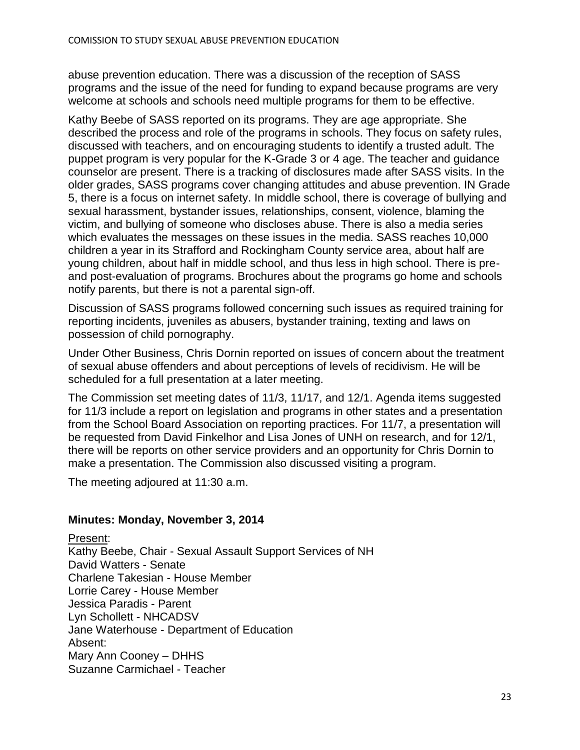abuse prevention education. There was a discussion of the reception of SASS programs and the issue of the need for funding to expand because programs are very welcome at schools and schools need multiple programs for them to be effective.

Kathy Beebe of SASS reported on its programs. They are age appropriate. She described the process and role of the programs in schools. They focus on safety rules, discussed with teachers, and on encouraging students to identify a trusted adult. The puppet program is very popular for the K-Grade 3 or 4 age. The teacher and guidance counselor are present. There is a tracking of disclosures made after SASS visits. In the older grades, SASS programs cover changing attitudes and abuse prevention. IN Grade 5, there is a focus on internet safety. In middle school, there is coverage of bullying and sexual harassment, bystander issues, relationships, consent, violence, blaming the victim, and bullying of someone who discloses abuse. There is also a media series which evaluates the messages on these issues in the media. SASS reaches 10,000 children a year in its Strafford and Rockingham County service area, about half are young children, about half in middle school, and thus less in high school. There is pre- and post-evaluation of programs. Brochures about the programs go home and schools notify parents, but there is not a parental sign-off.

Discussion of SASS programs followed concerning such issues as required training for reporting incidents, juveniles as abusers, bystander training, texting and laws on possession of child pornography.

Under Other Business, Chris Dornin reported on issues of concern about the treatment of sexual abuse offenders and about perceptions of levels of recidivism. He will be scheduled for a full presentation at a later meeting.

The Commission set meeting dates of 11/3, 11/17, and 12/1. Agenda items suggested for 11/3 include a report on legislation and programs in other states and a presentation from the School Board Association on reporting practices. For 11/7, a presentation will be requested from David Finkelhor and Lisa Jones of UNH on research, and for 12/1, there will be reports on other service providers and an opportunity for Chris Dornin to make a presentation. The Commission also discussed visiting a program.

The meeting adjoured at 11:30 a.m.

**Minutes: Monday, November 3, 2014**

Present:
Kathy Beebe, Chair - Sexual Assault Support Services of NH
David Watters - Senate
Charlene Takesian - House Member
Lorrie Carey - House Member
Jessica Paradis - Parent
Lyn Schollett - NHCADSV
Jane Waterhouse - Department of Education
Absent:
Mary Ann Cooney – DHHS
Suzanne Carmichael - Teacher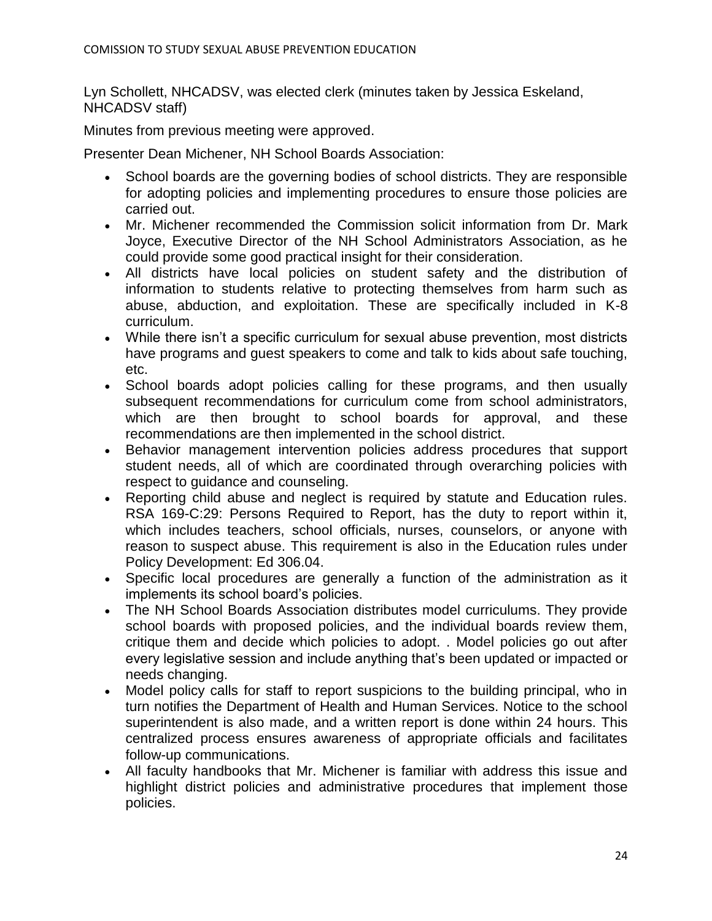Lyn Schollett, NHCADSV, was elected clerk (minutes taken by Jessica Eskeland, NHCADSV staff)

Minutes from previous meeting were approved.

Presenter Dean Michener, NH School Boards Association:

- School boards are the governing bodies of school districts. They are responsible for adopting policies and implementing procedures to ensure those policies are carried out.
- Mr. Michener recommended the Commission solicit information from Dr. Mark Joyce, Executive Director of the NH School Administrators Association, as he could provide some good practical insight for their consideration.
- All districts have local policies on student safety and the distribution of information to students relative to protecting themselves from harm such as abuse, abduction, and exploitation. These are specifically included in K-8 curriculum.
- While there isn't a specific curriculum for sexual abuse prevention, most districts have programs and guest speakers to come and talk to kids about safe touching, etc.
- School boards adopt policies calling for these programs, and then usually subsequent recommendations for curriculum come from school administrators, which are then brought to school boards for approval, and these recommendations are then implemented in the school district.
- Behavior management intervention policies address procedures that support student needs, all of which are coordinated through overarching policies with respect to guidance and counseling.
- Reporting child abuse and neglect is required by statute and Education rules. RSA 169-C:29: Persons Required to Report, has the duty to report within it, which includes teachers, school officials, nurses, counselors, or anyone with reason to suspect abuse. This requirement is also in the Education rules under Policy Development: Ed 306.04.
- Specific local procedures are generally a function of the administration as it implements its school board's policies.
- The NH School Boards Association distributes model curriculums. They provide school boards with proposed policies, and the individual boards review them, critique them and decide which policies to adopt. . Model policies go out after every legislative session and include anything that's been updated or impacted or needs changing.
- Model policy calls for staff to report suspicions to the building principal, who in turn notifies the Department of Health and Human Services. Notice to the school superintendent is also made, and a written report is done within 24 hours. This centralized process ensures awareness of appropriate officials and facilitates follow-up communications.
- All faculty handbooks that Mr. Michener is familiar with address this issue and highlight district policies and administrative procedures that implement those policies.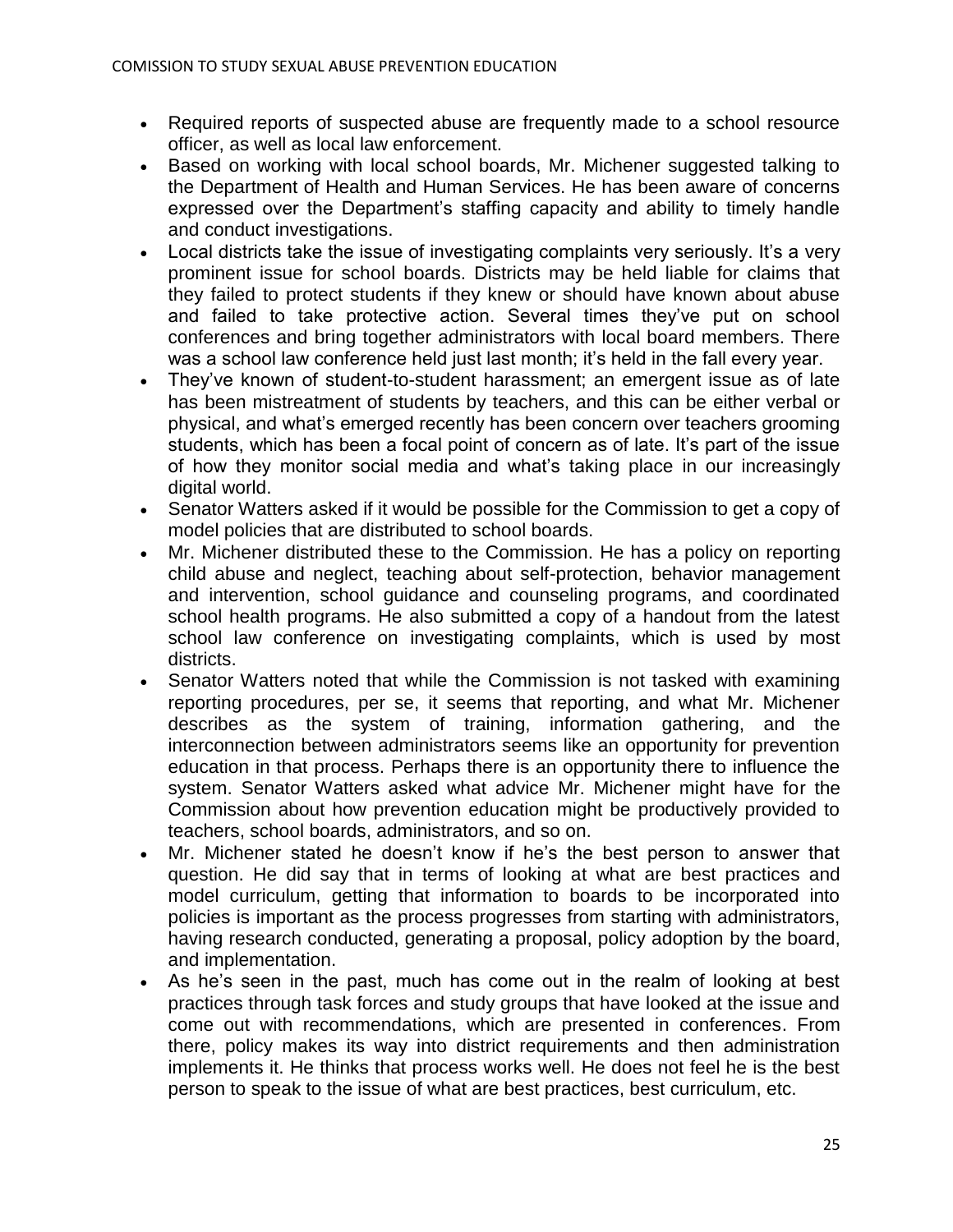- Required reports of suspected abuse are frequently made to a school resource officer, as well as local law enforcement.
- Based on working with local school boards, Mr. Michener suggested talking to the Department of Health and Human Services. He has been aware of concerns expressed over the Department's staffing capacity and ability to timely handle and conduct investigations.
- Local districts take the issue of investigating complaints very seriously. It's a very prominent issue for school boards. Districts may be held liable for claims that they failed to protect students if they knew or should have known about abuse and failed to take protective action. Several times they've put on school conferences and bring together administrators with local board members. There was a school law conference held just last month; it's held in the fall every year.
- They've known of student-to-student harassment; an emergent issue as of late has been mistreatment of students by teachers, and this can be either verbal or physical, and what's emerged recently has been concern over teachers grooming students, which has been a focal point of concern as of late. It's part of the issue of how they monitor social media and what's taking place in our increasingly digital world.
- Senator Watters asked if it would be possible for the Commission to get a copy of model policies that are distributed to school boards.
- Mr. Michener distributed these to the Commission. He has a policy on reporting child abuse and neglect, teaching about self-protection, behavior management and intervention, school guidance and counseling programs, and coordinated school health programs. He also submitted a copy of a handout from the latest school law conference on investigating complaints, which is used by most districts.
- Senator Watters noted that while the Commission is not tasked with examining reporting procedures, per se, it seems that reporting, and what Mr. Michener describes as the system of training, information gathering, and the interconnection between administrators seems like an opportunity for prevention education in that process. Perhaps there is an opportunity there to influence the system. Senator Watters asked what advice Mr. Michener might have for the Commission about how prevention education might be productively provided to teachers, school boards, administrators, and so on.
- Mr. Michener stated he doesn't know if he's the best person to answer that question. He did say that in terms of looking at what are best practices and model curriculum, getting that information to boards to be incorporated into policies is important as the process progresses from starting with administrators, having research conducted, generating a proposal, policy adoption by the board, and implementation.
- As he's seen in the past, much has come out in the realm of looking at best practices through task forces and study groups that have looked at the issue and come out with recommendations, which are presented in conferences. From there, policy makes its way into district requirements and then administration implements it. He thinks that process works well. He does not feel he is the best person to speak to the issue of what are best practices, best curriculum, etc.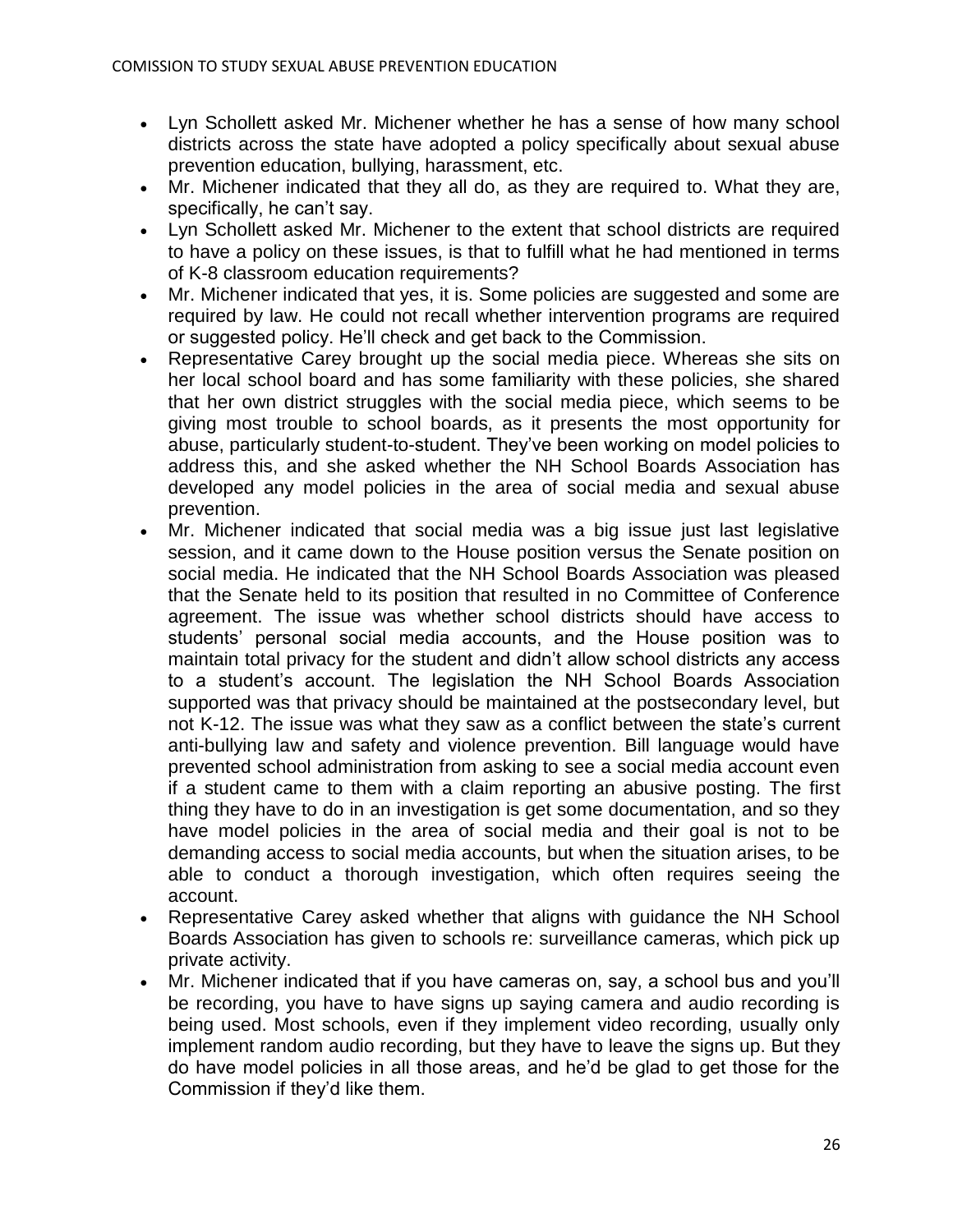- Lyn Schollett asked Mr. Michener whether he has a sense of how many school districts across the state have adopted a policy specifically about sexual abuse prevention education, bullying, harassment, etc.
- Mr. Michener indicated that they all do, as they are required to. What they are, specifically, he can't say.
- Lyn Schollett asked Mr. Michener to the extent that school districts are required to have a policy on these issues, is that to fulfill what he had mentioned in terms of K-8 classroom education requirements?
- Mr. Michener indicated that yes, it is. Some policies are suggested and some are required by law. He could not recall whether intervention programs are required or suggested policy. He'll check and get back to the Commission.
- Representative Carey brought up the social media piece. Whereas she sits on her local school board and has some familiarity with these policies, she shared that her own district struggles with the social media piece, which seems to be giving most trouble to school boards, as it presents the most opportunity for abuse, particularly student-to-student. They've been working on model policies to address this, and she asked whether the NH School Boards Association has developed any model policies in the area of social media and sexual abuse prevention.
- Mr. Michener indicated that social media was a big issue just last legislative session, and it came down to the House position versus the Senate position on social media. He indicated that the NH School Boards Association was pleased that the Senate held to its position that resulted in no Committee of Conference agreement. The issue was whether school districts should have access to students' personal social media accounts, and the House position was to maintain total privacy for the student and didn't allow school districts any access to a student's account. The legislation the NH School Boards Association supported was that privacy should be maintained at the postsecondary level, but not K-12. The issue was what they saw as a conflict between the state's current anti-bullying law and safety and violence prevention. Bill language would have prevented school administration from asking to see a social media account even if a student came to them with a claim reporting an abusive posting. The first thing they have to do in an investigation is get some documentation, and so they have model policies in the area of social media and their goal is not to be demanding access to social media accounts, but when the situation arises, to be able to conduct a thorough investigation, which often requires seeing the account.
- Representative Carey asked whether that aligns with guidance the NH School Boards Association has given to schools re: surveillance cameras, which pick up private activity.
- Mr. Michener indicated that if you have cameras on, say, a school bus and you'll be recording, you have to have signs up saying camera and audio recording is being used. Most schools, even if they implement video recording, usually only implement random audio recording, but they have to leave the signs up. But they do have model policies in all those areas, and he'd be glad to get those for the Commission if they'd like them.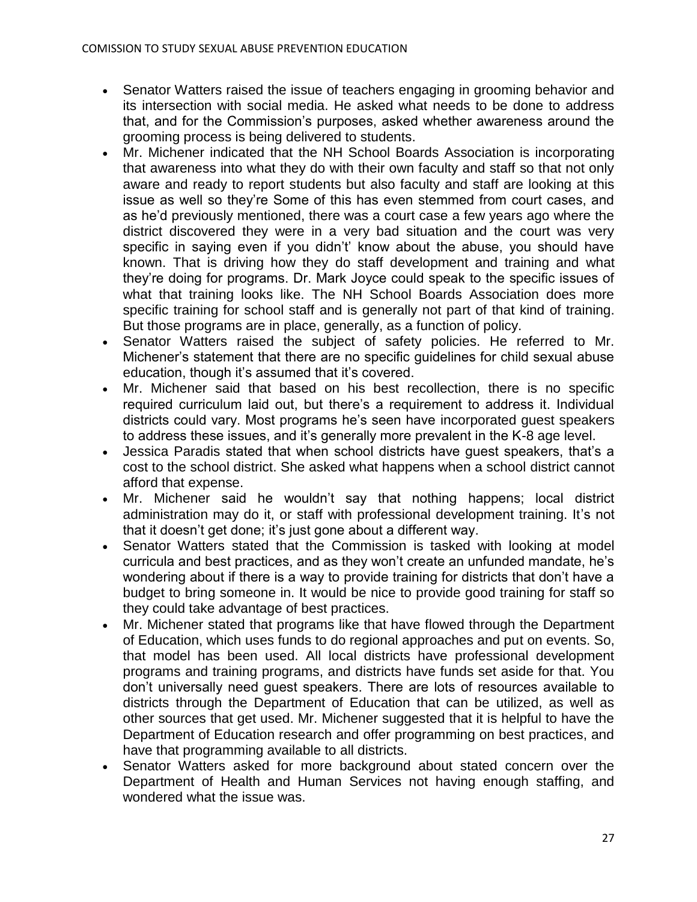- Senator Watters raised the issue of teachers engaging in grooming behavior and its intersection with social media. He asked what needs to be done to address that, and for the Commission's purposes, asked whether awareness around the grooming process is being delivered to students.
- Mr. Michener indicated that the NH School Boards Association is incorporating that awareness into what they do with their own faculty and staff so that not only aware and ready to report students but also faculty and staff are looking at this issue as well so they're Some of this has even stemmed from court cases, and as he'd previously mentioned, there was a court case a few years ago where the district discovered they were in a very bad situation and the court was very specific in saying even if you didn't' know about the abuse, you should have known. That is driving how they do staff development and training and what they're doing for programs. Dr. Mark Joyce could speak to the specific issues of what that training looks like. The NH School Boards Association does more specific training for school staff and is generally not part of that kind of training. But those programs are in place, generally, as a function of policy.
- Senator Watters raised the subject of safety policies. He referred to Mr. Michener's statement that there are no specific guidelines for child sexual abuse education, though it's assumed that it's covered.
- Mr. Michener said that based on his best recollection, there is no specific required curriculum laid out, but there's a requirement to address it. Individual districts could vary. Most programs he's seen have incorporated guest speakers to address these issues, and it's generally more prevalent in the K-8 age level.
- Jessica Paradis stated that when school districts have guest speakers, that's a cost to the school district. She asked what happens when a school district cannot afford that expense.
- Mr. Michener said he wouldn't say that nothing happens; local district administration may do it, or staff with professional development training. It's not that it doesn't get done; it's just gone about a different way.
- Senator Watters stated that the Commission is tasked with looking at model curricula and best practices, and as they won't create an unfunded mandate, he's wondering about if there is a way to provide training for districts that don't have a budget to bring someone in. It would be nice to provide good training for staff so they could take advantage of best practices.
- Mr. Michener stated that programs like that have flowed through the Department of Education, which uses funds to do regional approaches and put on events. So, that model has been used. All local districts have professional development programs and training programs, and districts have funds set aside for that. You don't universally need guest speakers. There are lots of resources available to districts through the Department of Education that can be utilized, as well as other sources that get used. Mr. Michener suggested that it is helpful to have the Department of Education research and offer programming on best practices, and have that programming available to all districts.
- Senator Watters asked for more background about stated concern over the Department of Health and Human Services not having enough staffing, and wondered what the issue was.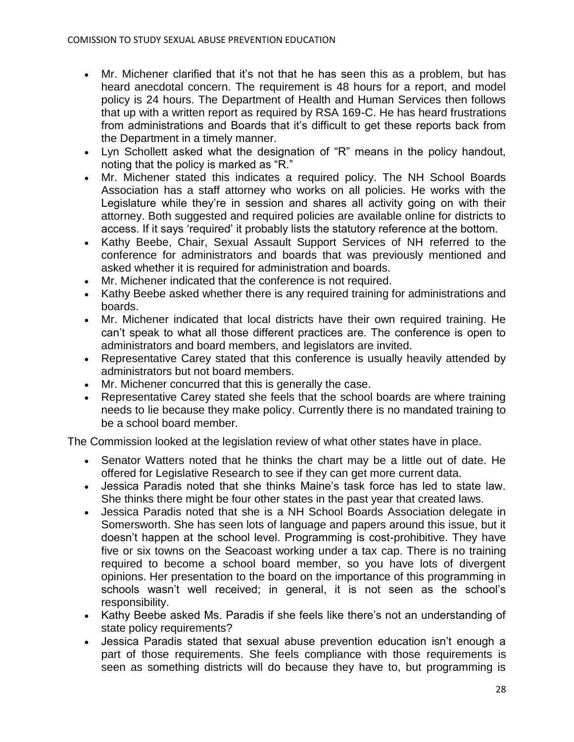- Mr. Michener clarified that it's not that he has seen this as a problem, but has heard anecdotal concern. The requirement is 48 hours for a report, and model policy is 24 hours. The Department of Health and Human Services then follows that up with a written report as required by RSA 169-C. He has heard frustrations from administrations and Boards that it's difficult to get these reports back from the Department in a timely manner.
- Lyn Schollett asked what the designation of "R" means in the policy handout, noting that the policy is marked as "R."
- Mr. Michener stated this indicates a required policy. The NH School Boards Association has a staff attorney who works on all policies. He works with the Legislature while they're in session and shares all activity going on with their attorney. Both suggested and required policies are available online for districts to access. If it says 'required' it probably lists the statutory reference at the bottom.
- Kathy Beebe, Chair, Sexual Assault Support Services of NH referred to the conference for administrators and boards that was previously mentioned and asked whether it is required for administration and boards.
- Mr. Michener indicated that the conference is not required.
- Kathy Beebe asked whether there is any required training for administrations and boards.
- Mr. Michener indicated that local districts have their own required training. He can't speak to what all those different practices are. The conference is open to administrators and board members, and legislators are invited.
- Representative Carey stated that this conference is usually heavily attended by administrators but not board members.
- Mr. Michener concurred that this is generally the case.
- Representative Carey stated she feels that the school boards are where training needs to lie because they make policy. Currently there is no mandated training to be a school board member.

The Commission looked at the legislation review of what other states have in place.

- Senator Watters noted that he thinks the chart may be a little out of date. He offered for Legislative Research to see if they can get more current data.
- Jessica Paradis noted that she thinks Maine's task force has led to state law. She thinks there might be four other states in the past year that created laws.
- Jessica Paradis noted that she is a NH School Boards Association delegate in Somersworth. She has seen lots of language and papers around this issue, but it doesn't happen at the school level. Programming is cost-prohibitive. They have five or six towns on the Seacoast working under a tax cap. There is no training required to become a school board member, so you have lots of divergent opinions. Her presentation to the board on the importance of this programming in schools wasn't well received; in general, it is not seen as the school's responsibility.
- Kathy Beebe asked Ms. Paradis if she feels like there's not an understanding of state policy requirements?
- Jessica Paradis stated that sexual abuse prevention education isn't enough a part of those requirements. She feels compliance with those requirements is seen as something districts will do because they have to, but programming is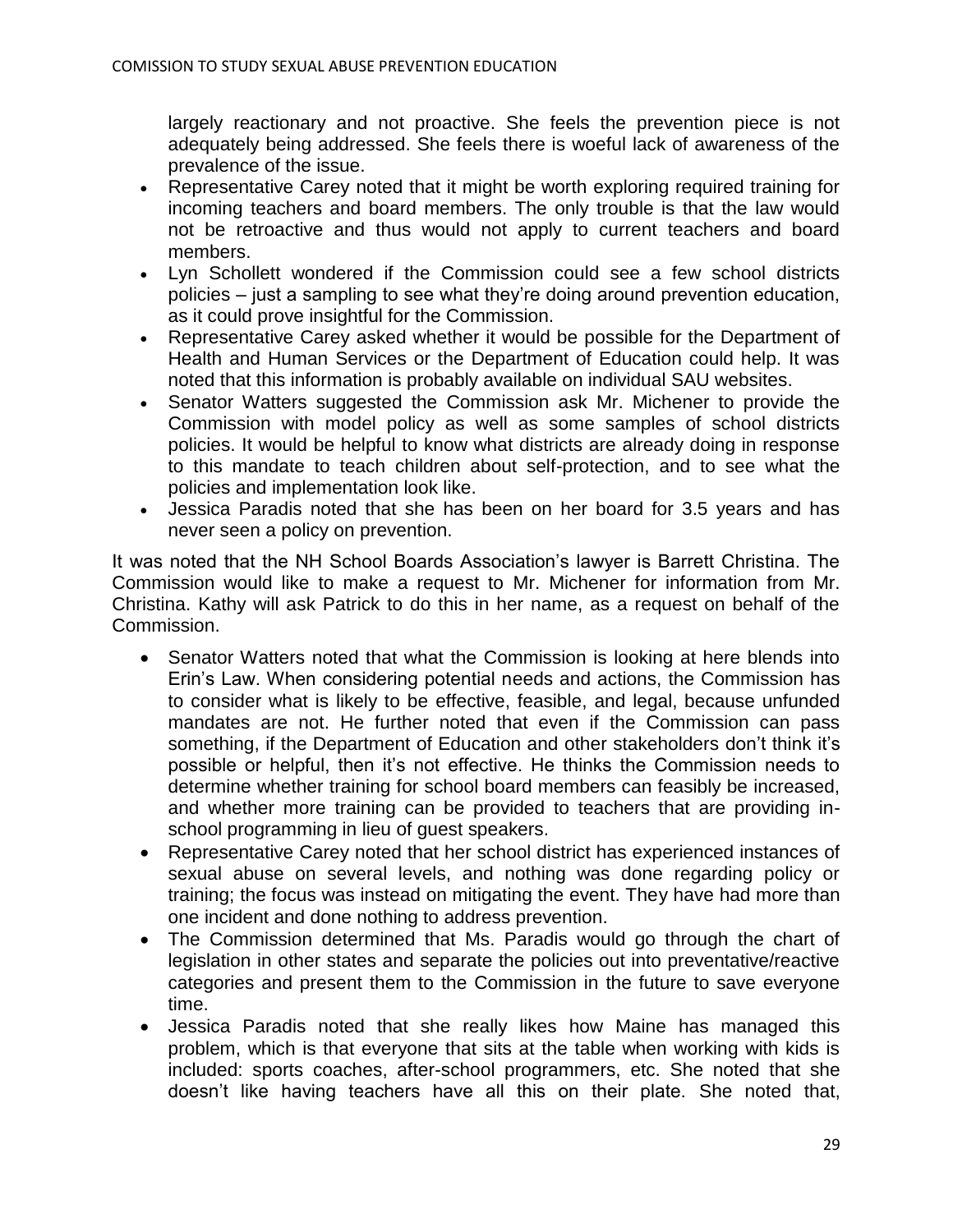largely reactionary and not proactive. She feels the prevention piece is not adequately being addressed. She feels there is woeful lack of awareness of the prevalence of the issue.

- Representative Carey noted that it might be worth exploring required training for incoming teachers and board members. The only trouble is that the law would not be retroactive and thus would not apply to current teachers and board members.
- Lyn Schollett wondered if the Commission could see a few school districts policies – just a sampling to see what they're doing around prevention education, as it could prove insightful for the Commission.
- Representative Carey asked whether it would be possible for the Department of Health and Human Services or the Department of Education could help. It was noted that this information is probably available on individual SAU websites.
- Senator Watters suggested the Commission ask Mr. Michener to provide the Commission with model policy as well as some samples of school districts policies. It would be helpful to know what districts are already doing in response to this mandate to teach children about self-protection, and to see what the policies and implementation look like.
- Jessica Paradis noted that she has been on her board for 3.5 years and has never seen a policy on prevention.

It was noted that the NH School Boards Association's lawyer is Barrett Christina. The Commission would like to make a request to Mr. Michener for information from Mr. Christina. Kathy will ask Patrick to do this in her name, as a request on behalf of the Commission.

- Senator Watters noted that what the Commission is looking at here blends into Erin's Law. When considering potential needs and actions, the Commission has to consider what is likely to be effective, feasible, and legal, because unfunded mandates are not. He further noted that even if the Commission can pass something, if the Department of Education and other stakeholders don't think it's possible or helpful, then it's not effective. He thinks the Commission needs to determine whether training for school board members can feasibly be increased, and whether more training can be provided to teachers that are providing in-school programming in lieu of guest speakers.
- Representative Carey noted that her school district has experienced instances of sexual abuse on several levels, and nothing was done regarding policy or training; the focus was instead on mitigating the event. They have had more than one incident and done nothing to address prevention.
- The Commission determined that Ms. Paradis would go through the chart of legislation in other states and separate the policies out into preventative/reactive categories and present them to the Commission in the future to save everyone time.
- Jessica Paradis noted that she really likes how Maine has managed this problem, which is that everyone that sits at the table when working with kids is included: sports coaches, after-school programmers, etc. She noted that she doesn't like having teachers have all this on their plate. She noted that,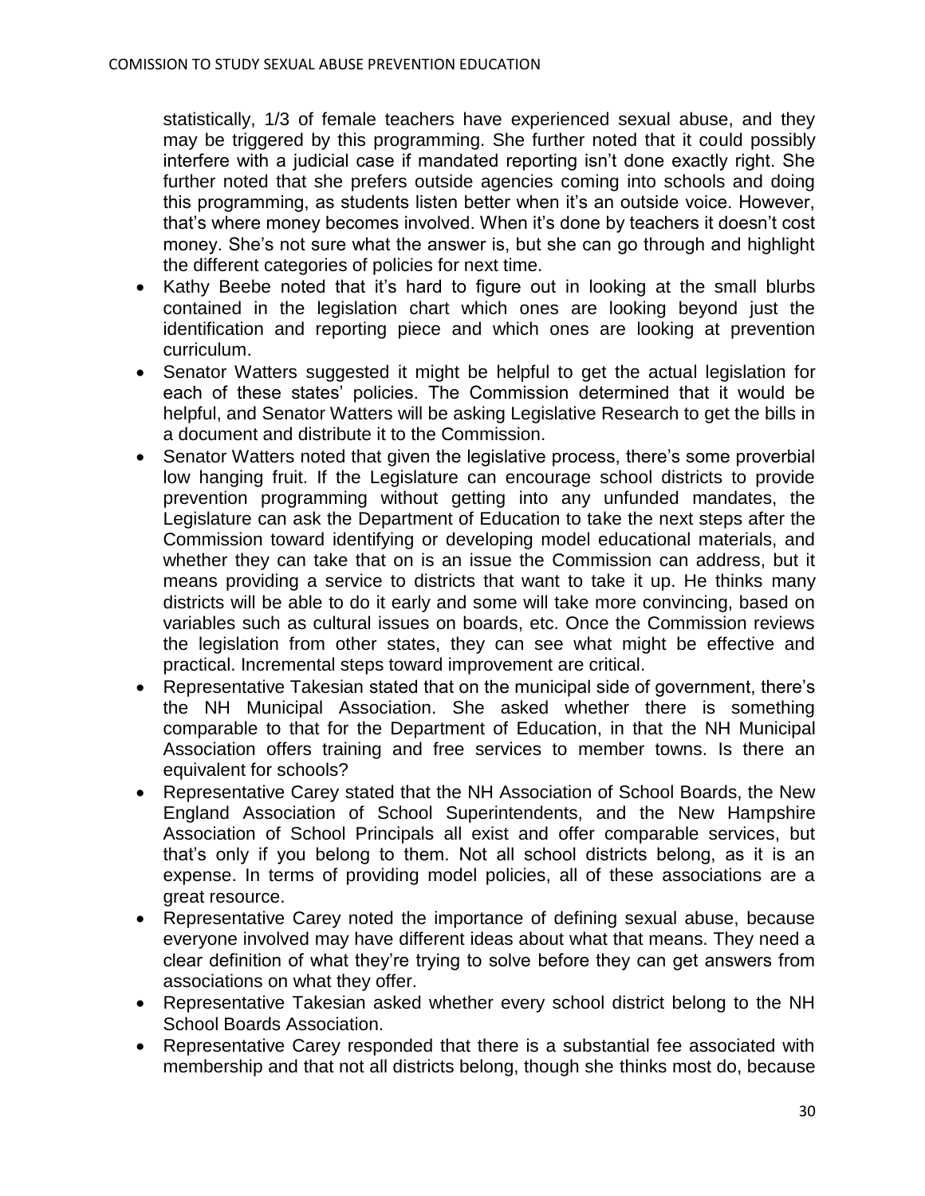statistically, 1/3 of female teachers have experienced sexual abuse, and they may be triggered by this programming. She further noted that it could possibly interfere with a judicial case if mandated reporting isn't done exactly right. She further noted that she prefers outside agencies coming into schools and doing this programming, as students listen better when it's an outside voice. However, that's where money becomes involved. When it's done by teachers it doesn't cost money. She's not sure what the answer is, but she can go through and highlight the different categories of policies for next time.

- Kathy Beebe noted that it's hard to figure out in looking at the small blurbs contained in the legislation chart which ones are looking beyond just the identification and reporting piece and which ones are looking at prevention curriculum.
- Senator Watters suggested it might be helpful to get the actual legislation for each of these states' policies. The Commission determined that it would be helpful, and Senator Watters will be asking Legislative Research to get the bills in a document and distribute it to the Commission.
- Senator Watters noted that given the legislative process, there's some proverbial low hanging fruit. If the Legislature can encourage school districts to provide prevention programming without getting into any unfunded mandates, the Legislature can ask the Department of Education to take the next steps after the Commission toward identifying or developing model educational materials, and whether they can take that on is an issue the Commission can address, but it means providing a service to districts that want to take it up. He thinks many districts will be able to do it early and some will take more convincing, based on variables such as cultural issues on boards, etc. Once the Commission reviews the legislation from other states, they can see what might be effective and practical. Incremental steps toward improvement are critical.
- Representative Takesian stated that on the municipal side of government, there's the NH Municipal Association. She asked whether there is something comparable to that for the Department of Education, in that the NH Municipal Association offers training and free services to member towns. Is there an equivalent for schools?
- Representative Carey stated that the NH Association of School Boards, the New England Association of School Superintendents, and the New Hampshire Association of School Principals all exist and offer comparable services, but that's only if you belong to them. Not all school districts belong, as it is an expense. In terms of providing model policies, all of these associations are a great resource.
- Representative Carey noted the importance of defining sexual abuse, because everyone involved may have different ideas about what that means. They need a clear definition of what they're trying to solve before they can get answers from associations on what they offer.
- Representative Takesian asked whether every school district belong to the NH School Boards Association.
- Representative Carey responded that there is a substantial fee associated with membership and that not all districts belong, though she thinks most do, because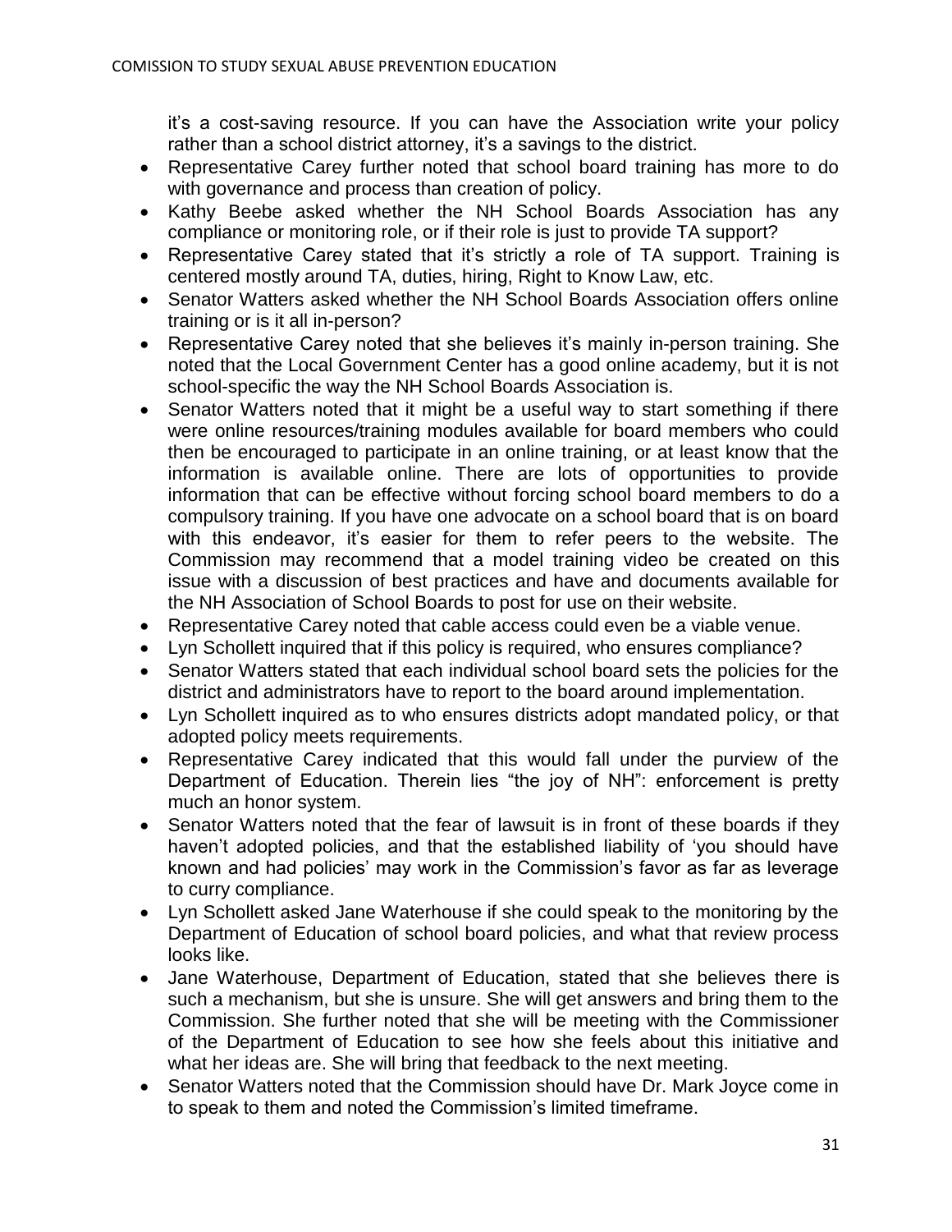it's a cost-saving resource. If you can have the Association write your policy rather than a school district attorney, it's a savings to the district.

- Representative Carey further noted that school board training has more to do with governance and process than creation of policy.
- Kathy Beebe asked whether the NH School Boards Association has any compliance or monitoring role, or if their role is just to provide TA support?
- Representative Carey stated that it's strictly a role of TA support. Training is centered mostly around TA, duties, hiring, Right to Know Law, etc.
- Senator Watters asked whether the NH School Boards Association offers online training or is it all in-person?
- Representative Carey noted that she believes it's mainly in-person training. She noted that the Local Government Center has a good online academy, but it is not school-specific the way the NH School Boards Association is.
- Senator Watters noted that it might be a useful way to start something if there were online resources/training modules available for board members who could then be encouraged to participate in an online training, or at least know that the information is available online. There are lots of opportunities to provide information that can be effective without forcing school board members to do a compulsory training. If you have one advocate on a school board that is on board with this endeavor, it's easier for them to refer peers to the website. The Commission may recommend that a model training video be created on this issue with a discussion of best practices and have and documents available for the NH Association of School Boards to post for use on their website.
- Representative Carey noted that cable access could even be a viable venue.
- Lyn Schollett inquired that if this policy is required, who ensures compliance?
- Senator Watters stated that each individual school board sets the policies for the district and administrators have to report to the board around implementation.
- Lyn Schollett inquired as to who ensures districts adopt mandated policy, or that adopted policy meets requirements.
- Representative Carey indicated that this would fall under the purview of the Department of Education. Therein lies "the joy of NH": enforcement is pretty much an honor system.
- Senator Watters noted that the fear of lawsuit is in front of these boards if they haven't adopted policies, and that the established liability of 'you should have known and had policies' may work in the Commission's favor as far as leverage to curry compliance.
- Lyn Schollett asked Jane Waterhouse if she could speak to the monitoring by the Department of Education of school board policies, and what that review process looks like.
- Jane Waterhouse, Department of Education, stated that she believes there is such a mechanism, but she is unsure. She will get answers and bring them to the Commission. She further noted that she will be meeting with the Commissioner of the Department of Education to see how she feels about this initiative and what her ideas are. She will bring that feedback to the next meeting.
- Senator Watters noted that the Commission should have Dr. Mark Joyce come in to speak to them and noted the Commission's limited timeframe.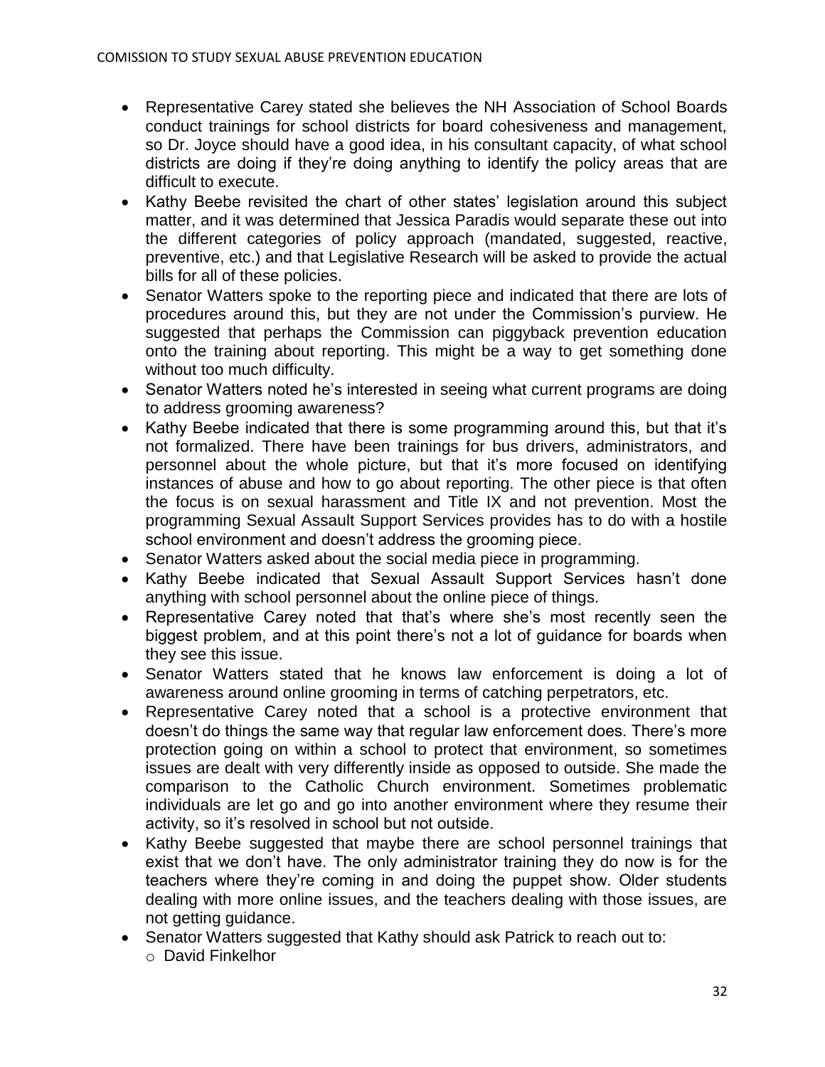- Representative Carey stated she believes the NH Association of School Boards conduct trainings for school districts for board cohesiveness and management, so Dr. Joyce should have a good idea, in his consultant capacity, of what school districts are doing if they're doing anything to identify the policy areas that are difficult to execute.
- Kathy Beebe revisited the chart of other states' legislation around this subject matter, and it was determined that Jessica Paradis would separate these out into the different categories of policy approach (mandated, suggested, reactive, preventive, etc.) and that Legislative Research will be asked to provide the actual bills for all of these policies.
- Senator Watters spoke to the reporting piece and indicated that there are lots of procedures around this, but they are not under the Commission's purview. He suggested that perhaps the Commission can piggyback prevention education onto the training about reporting. This might be a way to get something done without too much difficulty.
- Senator Watters noted he's interested in seeing what current programs are doing to address grooming awareness?
- Kathy Beebe indicated that there is some programming around this, but that it's not formalized. There have been trainings for bus drivers, administrators, and personnel about the whole picture, but that it's more focused on identifying instances of abuse and how to go about reporting. The other piece is that often the focus is on sexual harassment and Title IX and not prevention. Most the programming Sexual Assault Support Services provides has to do with a hostile school environment and doesn't address the grooming piece.
- Senator Watters asked about the social media piece in programming.
- Kathy Beebe indicated that Sexual Assault Support Services hasn't done anything with school personnel about the online piece of things.
- Representative Carey noted that that's where she's most recently seen the biggest problem, and at this point there's not a lot of guidance for boards when they see this issue.
- Senator Watters stated that he knows law enforcement is doing a lot of awareness around online grooming in terms of catching perpetrators, etc.
- Representative Carey noted that a school is a protective environment that doesn't do things the same way that regular law enforcement does. There's more protection going on within a school to protect that environment, so sometimes issues are dealt with very differently inside as opposed to outside. She made the comparison to the Catholic Church environment. Sometimes problematic individuals are let go and go into another environment where they resume their activity, so it's resolved in school but not outside.
- Kathy Beebe suggested that maybe there are school personnel trainings that exist that we don't have. The only administrator training they do now is for the teachers where they're coming in and doing the puppet show. Older students dealing with more online issues, and the teachers dealing with those issues, are not getting guidance.
- Senator Watters suggested that Kathy should ask Patrick to reach out to:
  - David Finkelhor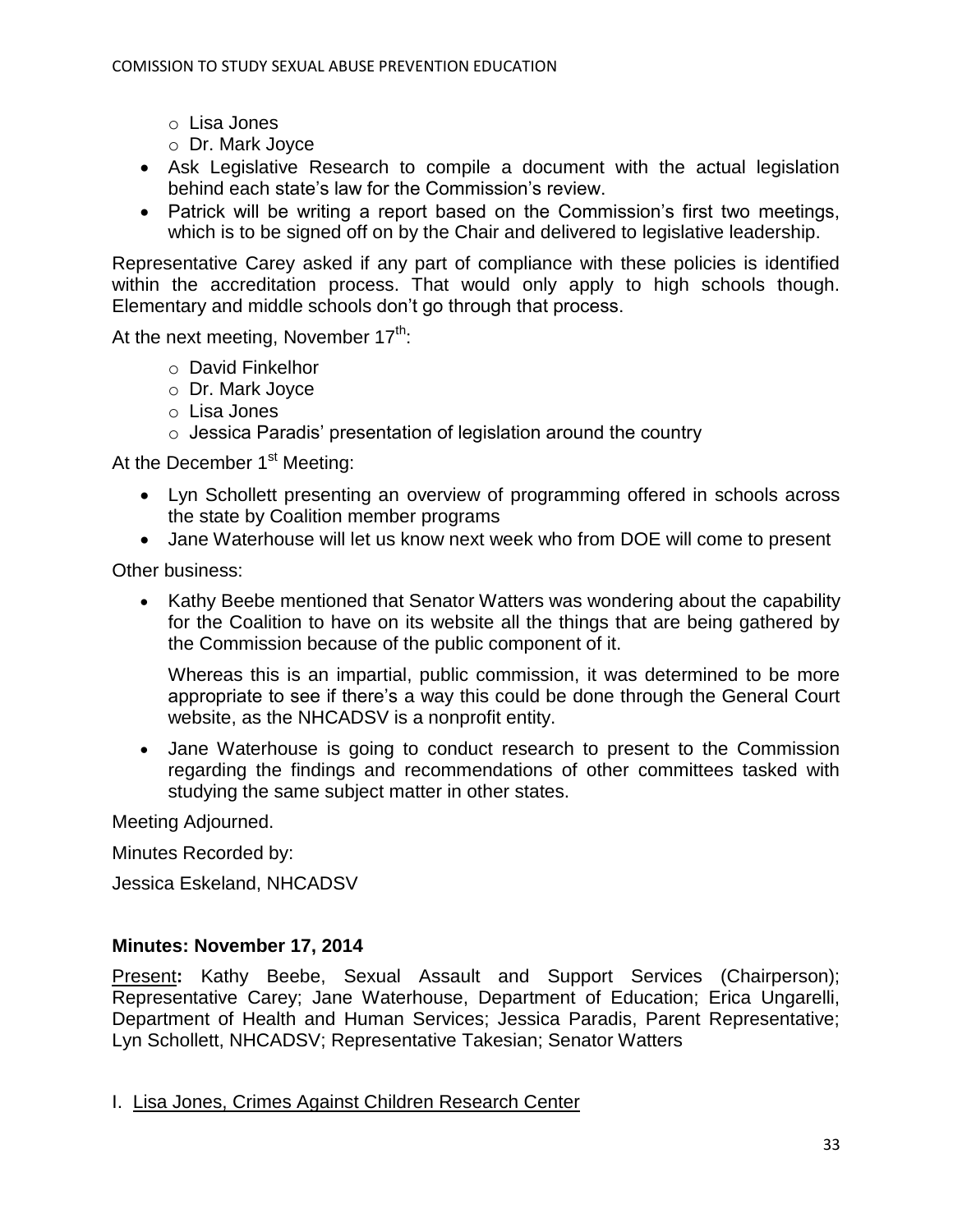- Lisa Jones
  - Dr. Mark Joyce
- Ask Legislative Research to compile a document with the actual legislation behind each state's law for the Commission's review.
- Patrick will be writing a report based on the Commission's first two meetings, which is to be signed off on by the Chair and delivered to legislative leadership.

Representative Carey asked if any part of compliance with these policies is identified within the accreditation process. That would only apply to high schools though. Elementary and middle schools don't go through that process.

At the next meeting, November 17th:

- David Finkelhor
- Dr. Mark Joyce
- Lisa Jones
- Jessica Paradis' presentation of legislation around the country

At the December 1st Meeting:

- Lyn Schollett presenting an overview of programming offered in schools across the state by Coalition member programs
- Jane Waterhouse will let us know next week who from DOE will come to present

Other business:

- Kathy Beebe mentioned that Senator Watters was wondering about the capability for the Coalition to have on its website all the things that are being gathered by the Commission because of the public component of it.

  Whereas this is an impartial, public commission, it was determined to be more appropriate to see if there's a way this could be done through the General Court website, as the NHCADSV is a nonprofit entity.

- Jane Waterhouse is going to conduct research to present to the Commission regarding the findings and recommendations of other committees tasked with studying the same subject matter in other states.

Meeting Adjourned.

Minutes Recorded by:

Jessica Eskeland, NHCADSV

### Minutes: November 17, 2014

Present: Kathy Beebe, Sexual Assault and Support Services (Chairperson); Representative Carey; Jane Waterhouse, Department of Education; Erica Ungarelli, Department of Health and Human Services; Jessica Paradis, Parent Representative; Lyn Schollett, NHCADSV; Representative Takesian; Senator Watters

I. Lisa Jones, Crimes Against Children Research Center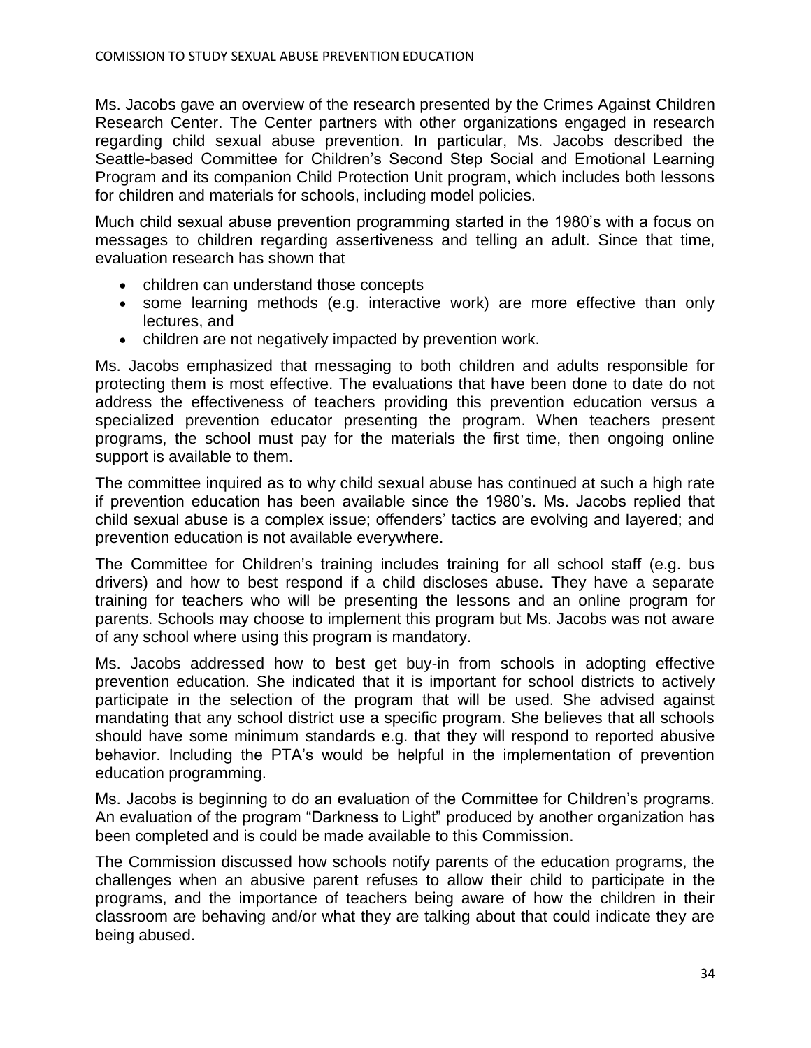Ms. Jacobs gave an overview of the research presented by the Crimes Against Children Research Center. The Center partners with other organizations engaged in research regarding child sexual abuse prevention. In particular, Ms. Jacobs described the Seattle-based Committee for Children's Second Step Social and Emotional Learning Program and its companion Child Protection Unit program, which includes both lessons for children and materials for schools, including model policies.

Much child sexual abuse prevention programming started in the 1980's with a focus on messages to children regarding assertiveness and telling an adult. Since that time, evaluation research has shown that

- children can understand those concepts
- some learning methods (e.g. interactive work) are more effective than only lectures, and
- children are not negatively impacted by prevention work.

Ms. Jacobs emphasized that messaging to both children and adults responsible for protecting them is most effective. The evaluations that have been done to date do not address the effectiveness of teachers providing this prevention education versus a specialized prevention educator presenting the program. When teachers present programs, the school must pay for the materials the first time, then ongoing online support is available to them.

The committee inquired as to why child sexual abuse has continued at such a high rate if prevention education has been available since the 1980's. Ms. Jacobs replied that child sexual abuse is a complex issue; offenders' tactics are evolving and layered; and prevention education is not available everywhere.

The Committee for Children's training includes training for all school staff (e.g. bus drivers) and how to best respond if a child discloses abuse. They have a separate training for teachers who will be presenting the lessons and an online program for parents. Schools may choose to implement this program but Ms. Jacobs was not aware of any school where using this program is mandatory.

Ms. Jacobs addressed how to best get buy-in from schools in adopting effective prevention education. She indicated that it is important for school districts to actively participate in the selection of the program that will be used. She advised against mandating that any school district use a specific program. She believes that all schools should have some minimum standards e.g. that they will respond to reported abusive behavior. Including the PTA's would be helpful in the implementation of prevention education programming.

Ms. Jacobs is beginning to do an evaluation of the Committee for Children's programs. An evaluation of the program "Darkness to Light" produced by another organization has been completed and is could be made available to this Commission.

The Commission discussed how schools notify parents of the education programs, the challenges when an abusive parent refuses to allow their child to participate in the programs, and the importance of teachers being aware of how the children in their classroom are behaving and/or what they are talking about that could indicate they are being abused.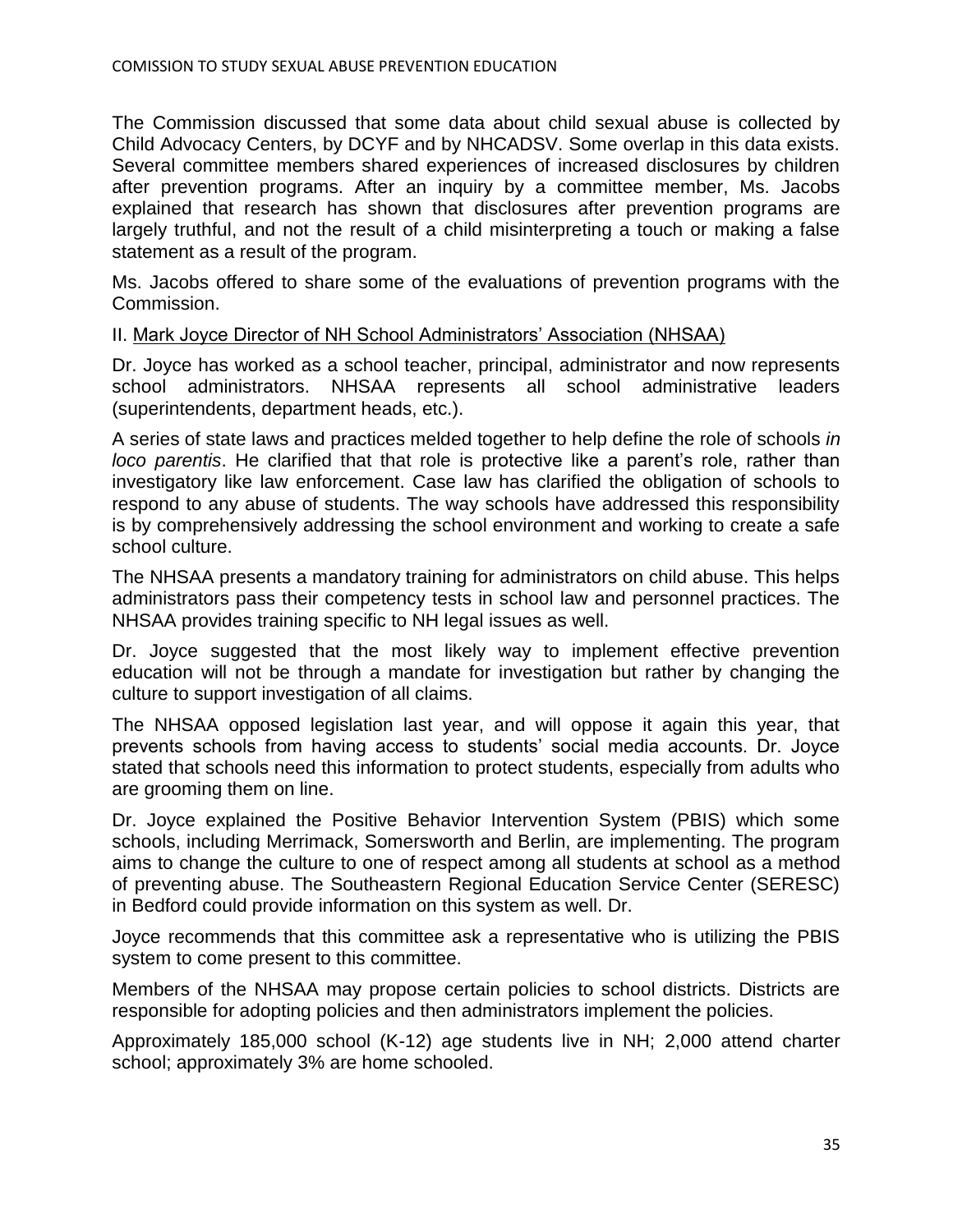The Commission discussed that some data about child sexual abuse is collected by Child Advocacy Centers, by DCYF and by NHCADSV. Some overlap in this data exists. Several committee members shared experiences of increased disclosures by children after prevention programs. After an inquiry by a committee member, Ms. Jacobs explained that research has shown that disclosures after prevention programs are largely truthful, and not the result of a child misinterpreting a touch or making a false statement as a result of the program.

Ms. Jacobs offered to share some of the evaluations of prevention programs with the Commission.

II. Mark Joyce Director of NH School Administrators' Association (NHSAA)

Dr. Joyce has worked as a school teacher, principal, administrator and now represents school administrators. NHSAA represents all school administrative leaders (superintendents, department heads, etc.).

A series of state laws and practices melded together to help define the role of schools *in loco parentis*. He clarified that that role is protective like a parent's role, rather than investigatory like law enforcement. Case law has clarified the obligation of schools to respond to any abuse of students. The way schools have addressed this responsibility is by comprehensively addressing the school environment and working to create a safe school culture.

The NHSAA presents a mandatory training for administrators on child abuse. This helps administrators pass their competency tests in school law and personnel practices. The NHSAA provides training specific to NH legal issues as well.

Dr. Joyce suggested that the most likely way to implement effective prevention education will not be through a mandate for investigation but rather by changing the culture to support investigation of all claims.

The NHSAA opposed legislation last year, and will oppose it again this year, that prevents schools from having access to students' social media accounts. Dr. Joyce stated that schools need this information to protect students, especially from adults who are grooming them on line.

Dr. Joyce explained the Positive Behavior Intervention System (PBIS) which some schools, including Merrimack, Somersworth and Berlin, are implementing. The program aims to change the culture to one of respect among all students at school as a method of preventing abuse. The Southeastern Regional Education Service Center (SERESC) in Bedford could provide information on this system as well. Dr.

Joyce recommends that this committee ask a representative who is utilizing the PBIS system to come present to this committee.

Members of the NHSAA may propose certain policies to school districts. Districts are responsible for adopting policies and then administrators implement the policies.

Approximately 185,000 school (K-12) age students live in NH; 2,000 attend charter school; approximately 3% are home schooled.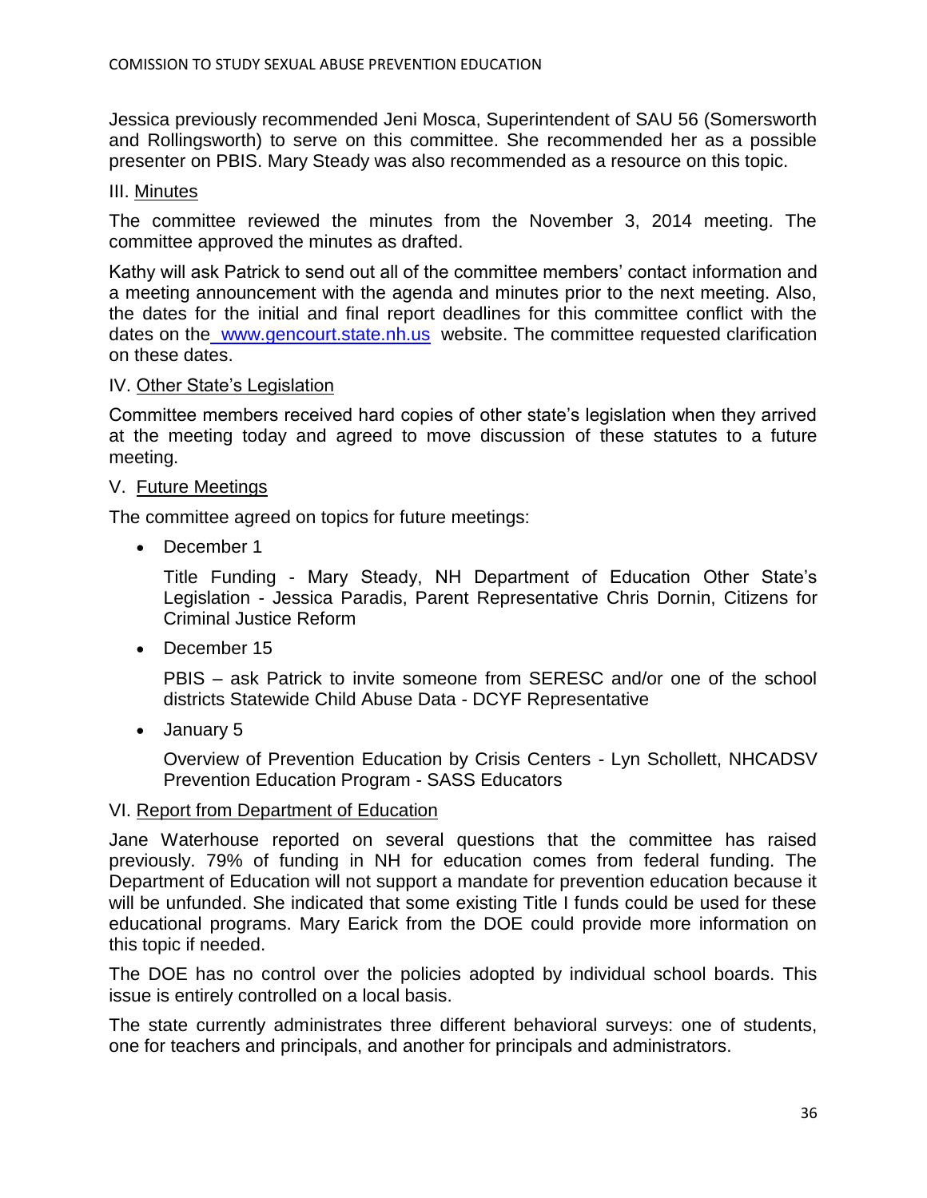Jessica previously recommended Jeni Mosca, Superintendent of SAU 56 (Somersworth and Rollingsworth) to serve on this committee. She recommended her as a possible presenter on PBIS. Mary Steady was also recommended as a resource on this topic.

III. Minutes

The committee reviewed the minutes from the November 3, 2014 meeting. The committee approved the minutes as drafted.

Kathy will ask Patrick to send out all of the committee members' contact information and a meeting announcement with the agenda and minutes prior to the next meeting. Also, the dates for the initial and final report deadlines for this committee conflict with the dates on the www.gencourt.state.nh.us website. The committee requested clarification on these dates.

IV. Other State's Legislation

Committee members received hard copies of other state's legislation when they arrived at the meeting today and agreed to move discussion of these statutes to a future meeting.

V. Future Meetings

The committee agreed on topics for future meetings:

- December 1

  Title Funding - Mary Steady, NH Department of Education Other State's Legislation - Jessica Paradis, Parent Representative Chris Dornin, Citizens for Criminal Justice Reform

- December 15

  PBIS – ask Patrick to invite someone from SERESC and/or one of the school districts Statewide Child Abuse Data - DCYF Representative

- January 5

  Overview of Prevention Education by Crisis Centers - Lyn Schollett, NHCADSV Prevention Education Program - SASS Educators

VI. Report from Department of Education

Jane Waterhouse reported on several questions that the committee has raised previously. 79% of funding in NH for education comes from federal funding. The Department of Education will not support a mandate for prevention education because it will be unfunded. She indicated that some existing Title I funds could be used for these educational programs. Mary Earick from the DOE could provide more information on this topic if needed.

The DOE has no control over the policies adopted by individual school boards. This issue is entirely controlled on a local basis.

The state currently administrates three different behavioral surveys: one of students, one for teachers and principals, and another for principals and administrators.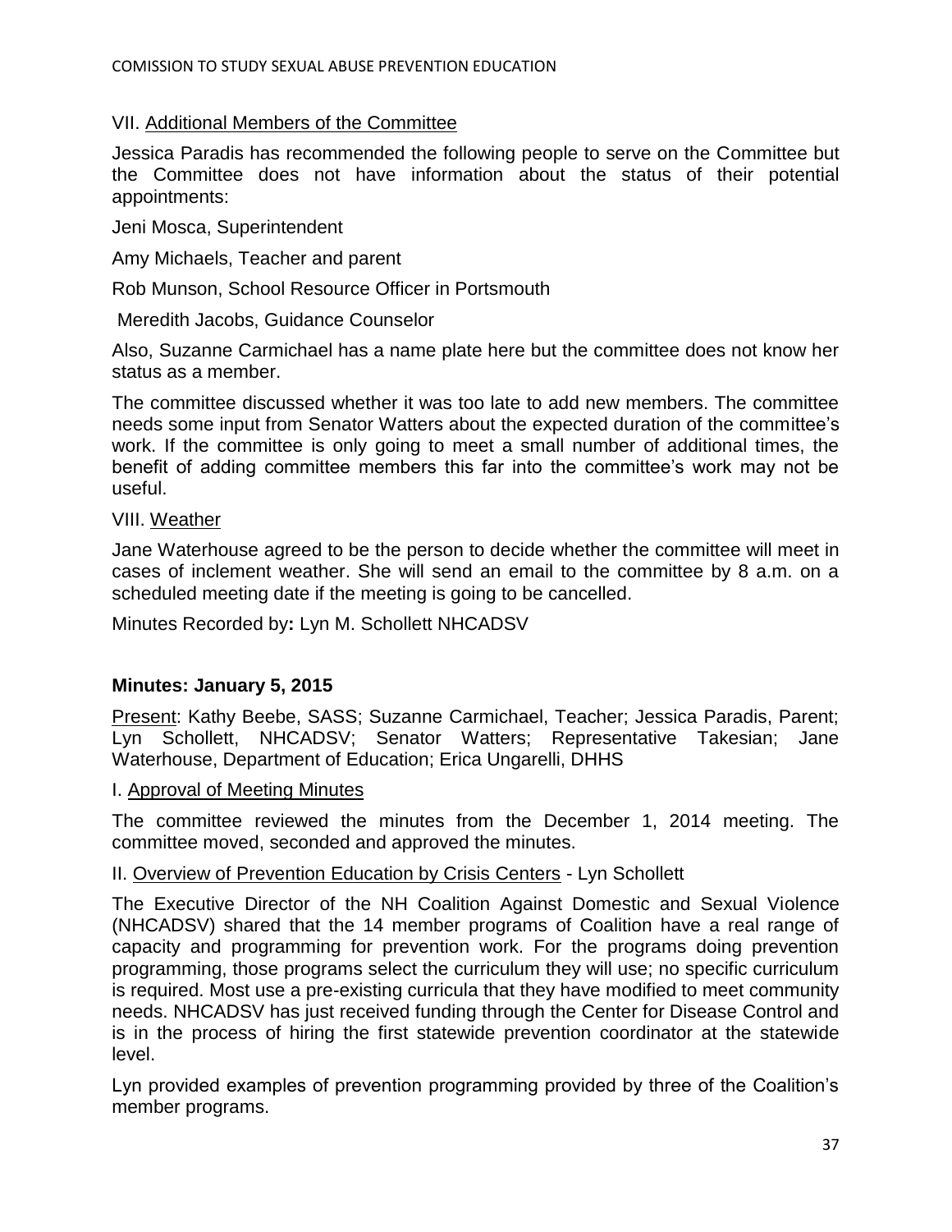VII. Additional Members of the Committee

Jessica Paradis has recommended the following people to serve on the Committee but the Committee does not have information about the status of their potential appointments:

Jeni Mosca, Superintendent

Amy Michaels, Teacher and parent

Rob Munson, School Resource Officer in Portsmouth

Meredith Jacobs, Guidance Counselor

Also, Suzanne Carmichael has a name plate here but the committee does not know her status as a member.

The committee discussed whether it was too late to add new members. The committee needs some input from Senator Watters about the expected duration of the committee's work. If the committee is only going to meet a small number of additional times, the benefit of adding committee members this far into the committee's work may not be useful.

VIII. Weather

Jane Waterhouse agreed to be the person to decide whether the committee will meet in cases of inclement weather. She will send an email to the committee by 8 a.m. on a scheduled meeting date if the meeting is going to be cancelled.

Minutes Recorded by**:** Lyn M. Schollett NHCADSV

**Minutes: January 5, 2015**

Present: Kathy Beebe, SASS; Suzanne Carmichael, Teacher; Jessica Paradis, Parent; Lyn Schollett, NHCADSV; Senator Watters; Representative Takesian; Jane Waterhouse, Department of Education; Erica Ungarelli, DHHS

I. Approval of Meeting Minutes

The committee reviewed the minutes from the December 1, 2014 meeting. The committee moved, seconded and approved the minutes.

II. Overview of Prevention Education by Crisis Centers - Lyn Schollett

The Executive Director of the NH Coalition Against Domestic and Sexual Violence (NHCADSV) shared that the 14 member programs of Coalition have a real range of capacity and programming for prevention work. For the programs doing prevention programming, those programs select the curriculum they will use; no specific curriculum is required. Most use a pre-existing curricula that they have modified to meet community needs. NHCADSV has just received funding through the Center for Disease Control and is in the process of hiring the first statewide prevention coordinator at the statewide level.

Lyn provided examples of prevention programming provided by three of the Coalition's member programs.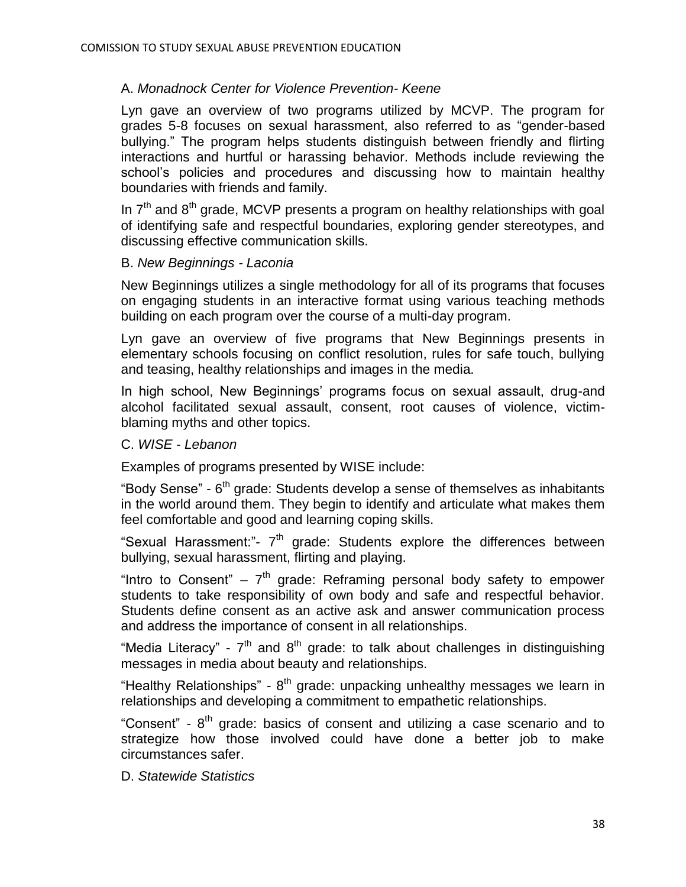A. *Monadnock Center for Violence Prevention- Keene*

Lyn gave an overview of two programs utilized by MCVP. The program for grades 5-8 focuses on sexual harassment, also referred to as "gender-based bullying." The program helps students distinguish between friendly and flirting interactions and hurtful or harassing behavior. Methods include reviewing the school's policies and procedures and discussing how to maintain healthy boundaries with friends and family.

In 7th and 8th grade, MCVP presents a program on healthy relationships with goal of identifying safe and respectful boundaries, exploring gender stereotypes, and discussing effective communication skills.

B. *New Beginnings - Laconia*

New Beginnings utilizes a single methodology for all of its programs that focuses on engaging students in an interactive format using various teaching methods building on each program over the course of a multi-day program.

Lyn gave an overview of five programs that New Beginnings presents in elementary schools focusing on conflict resolution, rules for safe touch, bullying and teasing, healthy relationships and images in the media.

In high school, New Beginnings' programs focus on sexual assault, drug-and alcohol facilitated sexual assault, consent, root causes of violence, victim-blaming myths and other topics.

C. *WISE - Lebanon*

Examples of programs presented by WISE include:

"Body Sense" - 6th grade: Students develop a sense of themselves as inhabitants in the world around them. They begin to identify and articulate what makes them feel comfortable and good and learning coping skills.

"Sexual Harassment:"- 7th grade: Students explore the differences between bullying, sexual harassment, flirting and playing.

"Intro to Consent" – 7th grade: Reframing personal body safety to empower students to take responsibility of own body and safe and respectful behavior. Students define consent as an active ask and answer communication process and address the importance of consent in all relationships.

"Media Literacy" - 7th and 8th grade: to talk about challenges in distinguishing messages in media about beauty and relationships.

"Healthy Relationships" - 8th grade: unpacking unhealthy messages we learn in relationships and developing a commitment to empathetic relationships.

"Consent" - 8th grade: basics of consent and utilizing a case scenario and to strategize how those involved could have done a better job to make circumstances safer.

D. *Statewide Statistics*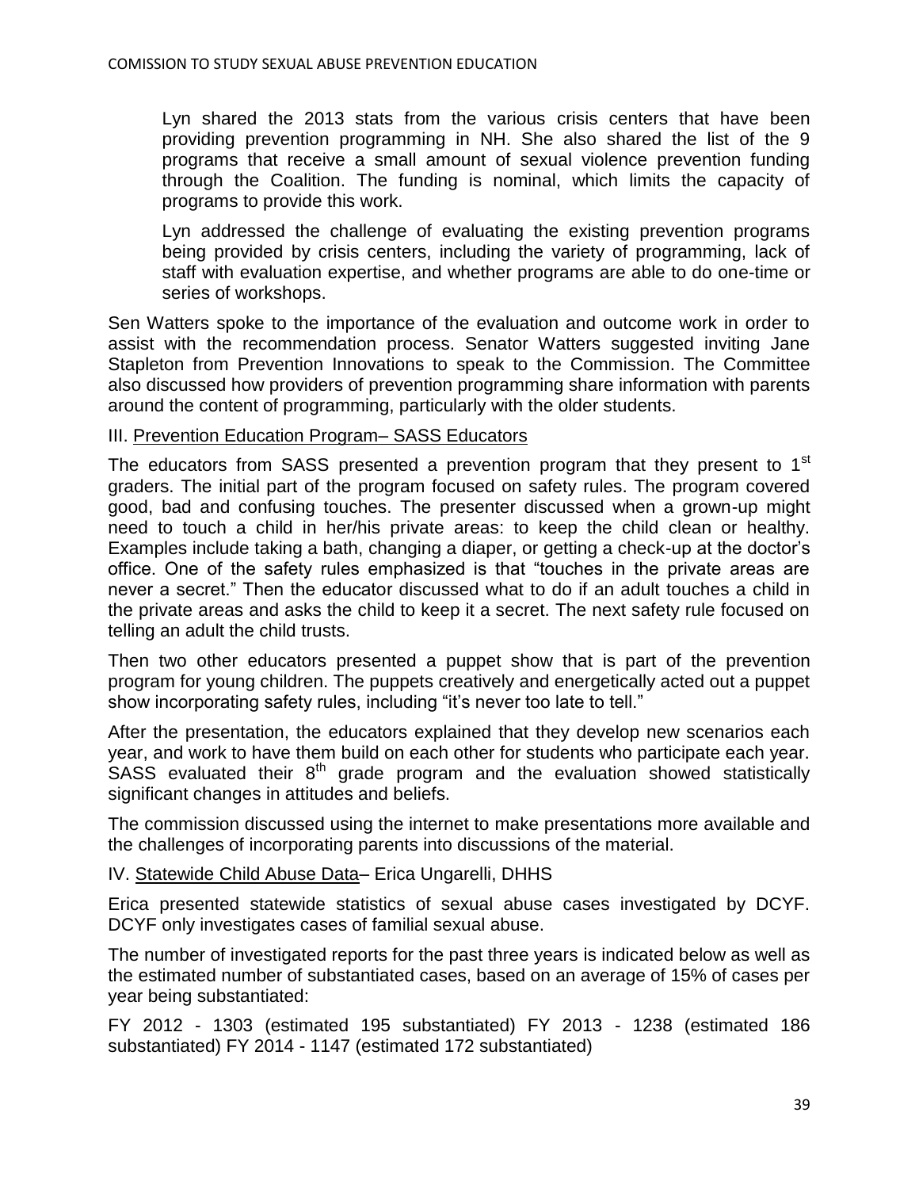Lyn shared the 2013 stats from the various crisis centers that have been providing prevention programming in NH. She also shared the list of the 9 programs that receive a small amount of sexual violence prevention funding through the Coalition. The funding is nominal, which limits the capacity of programs to provide this work.

Lyn addressed the challenge of evaluating the existing prevention programs being provided by crisis centers, including the variety of programming, lack of staff with evaluation expertise, and whether programs are able to do one-time or series of workshops.

Sen Watters spoke to the importance of the evaluation and outcome work in order to assist with the recommendation process. Senator Watters suggested inviting Jane Stapleton from Prevention Innovations to speak to the Commission. The Committee also discussed how providers of prevention programming share information with parents around the content of programming, particularly with the older students.

III. Prevention Education Program– SASS Educators

The educators from SASS presented a prevention program that they present to 1st graders. The initial part of the program focused on safety rules. The program covered good, bad and confusing touches. The presenter discussed when a grown-up might need to touch a child in her/his private areas: to keep the child clean or healthy. Examples include taking a bath, changing a diaper, or getting a check-up at the doctor's office. One of the safety rules emphasized is that "touches in the private areas are never a secret." Then the educator discussed what to do if an adult touches a child in the private areas and asks the child to keep it a secret. The next safety rule focused on telling an adult the child trusts.

Then two other educators presented a puppet show that is part of the prevention program for young children. The puppets creatively and energetically acted out a puppet show incorporating safety rules, including "it's never too late to tell."

After the presentation, the educators explained that they develop new scenarios each year, and work to have them build on each other for students who participate each year. SASS evaluated their 8th grade program and the evaluation showed statistically significant changes in attitudes and beliefs.

The commission discussed using the internet to make presentations more available and the challenges of incorporating parents into discussions of the material.

IV. Statewide Child Abuse Data– Erica Ungarelli, DHHS

Erica presented statewide statistics of sexual abuse cases investigated by DCYF. DCYF only investigates cases of familial sexual abuse.

The number of investigated reports for the past three years is indicated below as well as the estimated number of substantiated cases, based on an average of 15% of cases per year being substantiated:

FY 2012 - 1303 (estimated 195 substantiated) FY 2013 - 1238 (estimated 186 substantiated) FY 2014 - 1147 (estimated 172 substantiated)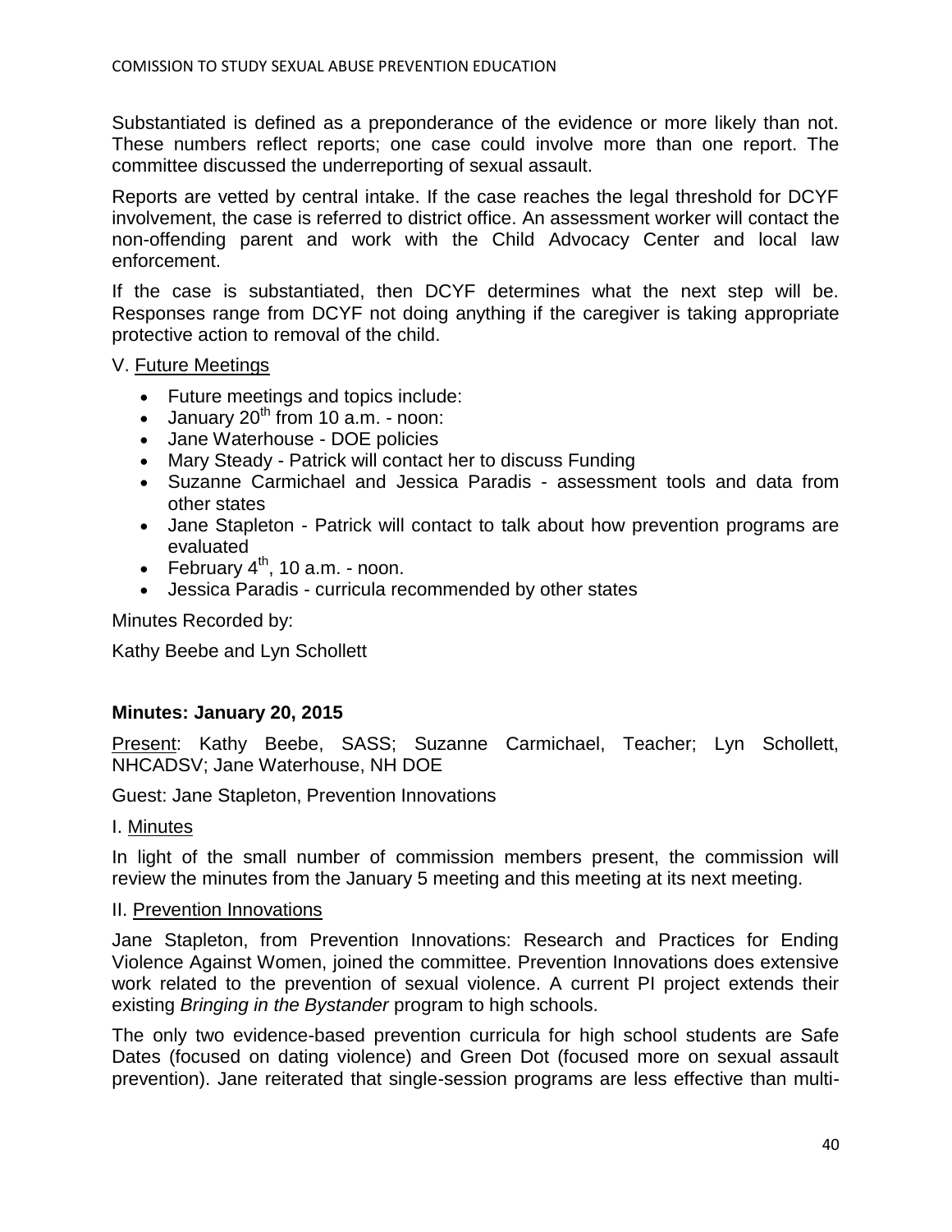Substantiated is defined as a preponderance of the evidence or more likely than not. These numbers reflect reports; one case could involve more than one report. The committee discussed the underreporting of sexual assault.

Reports are vetted by central intake. If the case reaches the legal threshold for DCYF involvement, the case is referred to district office. An assessment worker will contact the non-offending parent and work with the Child Advocacy Center and local law enforcement.

If the case is substantiated, then DCYF determines what the next step will be. Responses range from DCYF not doing anything if the caregiver is taking appropriate protective action to removal of the child.

V. Future Meetings

- Future meetings and topics include:
- January 20th from 10 a.m. - noon:
- Jane Waterhouse - DOE policies
- Mary Steady - Patrick will contact her to discuss Funding
- Suzanne Carmichael and Jessica Paradis - assessment tools and data from other states
- Jane Stapleton - Patrick will contact to talk about how prevention programs are evaluated
- February 4th, 10 a.m. - noon.
- Jessica Paradis - curricula recommended by other states

Minutes Recorded by:

Kathy Beebe and Lyn Schollett

**Minutes: January 20, 2015**

Present: Kathy Beebe, SASS; Suzanne Carmichael, Teacher; Lyn Schollett, NHCADSV; Jane Waterhouse, NH DOE

Guest: Jane Stapleton, Prevention Innovations

I. Minutes

In light of the small number of commission members present, the commission will review the minutes from the January 5 meeting and this meeting at its next meeting.

II. Prevention Innovations

Jane Stapleton, from Prevention Innovations: Research and Practices for Ending Violence Against Women, joined the committee. Prevention Innovations does extensive work related to the prevention of sexual violence. A current PI project extends their existing *Bringing in the Bystander* program to high schools.

The only two evidence-based prevention curricula for high school students are Safe Dates (focused on dating violence) and Green Dot (focused more on sexual assault prevention). Jane reiterated that single-session programs are less effective than multi-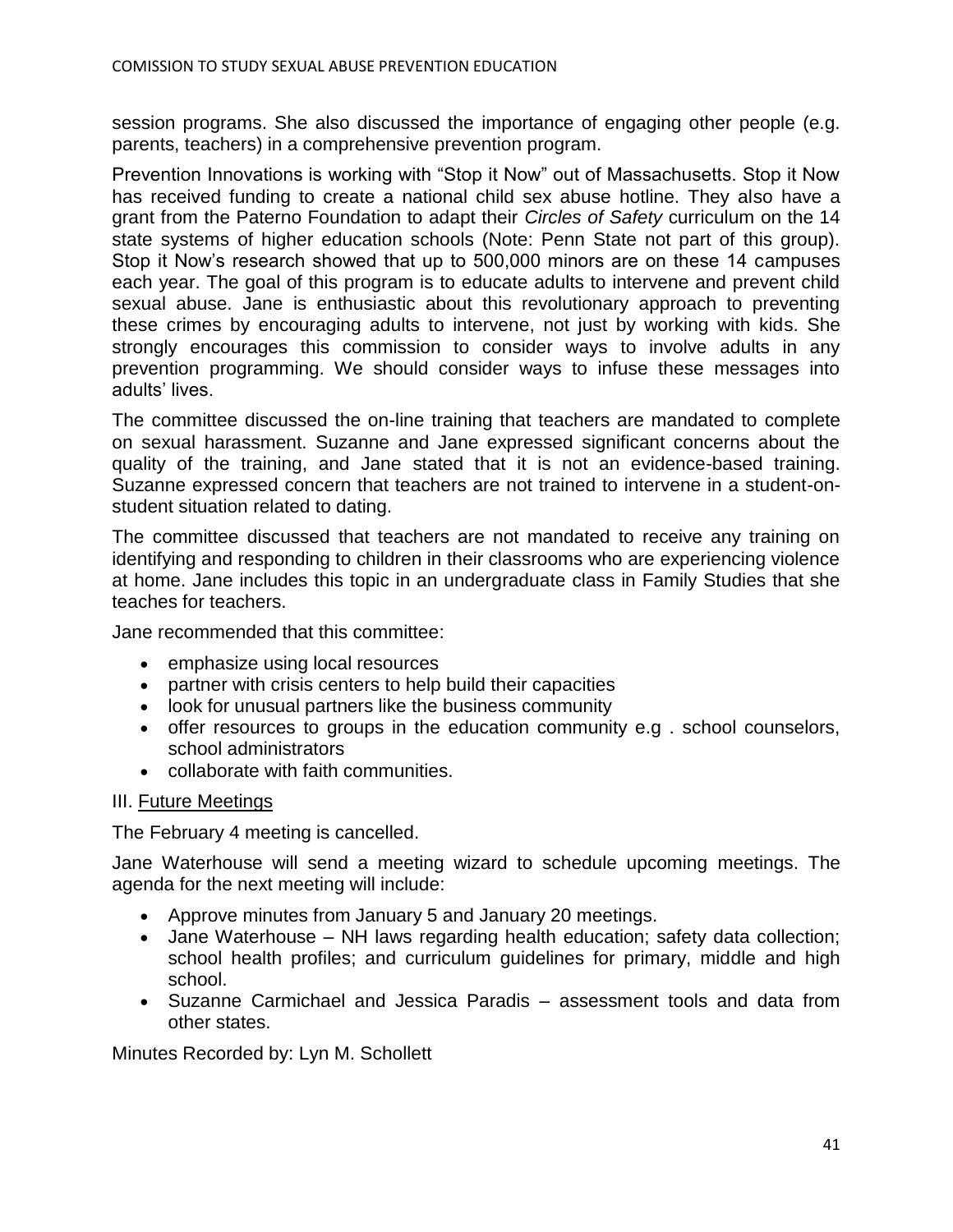session programs. She also discussed the importance of engaging other people (e.g. parents, teachers) in a comprehensive prevention program.

Prevention Innovations is working with "Stop it Now" out of Massachusetts. Stop it Now has received funding to create a national child sex abuse hotline. They also have a grant from the Paterno Foundation to adapt their *Circles of Safety* curriculum on the 14 state systems of higher education schools (Note: Penn State not part of this group). Stop it Now's research showed that up to 500,000 minors are on these 14 campuses each year. The goal of this program is to educate adults to intervene and prevent child sexual abuse. Jane is enthusiastic about this revolutionary approach to preventing these crimes by encouraging adults to intervene, not just by working with kids. She strongly encourages this commission to consider ways to involve adults in any prevention programming. We should consider ways to infuse these messages into adults' lives.

The committee discussed the on-line training that teachers are mandated to complete on sexual harassment. Suzanne and Jane expressed significant concerns about the quality of the training, and Jane stated that it is not an evidence-based training. Suzanne expressed concern that teachers are not trained to intervene in a student-on-student situation related to dating.

The committee discussed that teachers are not mandated to receive any training on identifying and responding to children in their classrooms who are experiencing violence at home. Jane includes this topic in an undergraduate class in Family Studies that she teaches for teachers.

Jane recommended that this committee:

- emphasize using local resources
- partner with crisis centers to help build their capacities
- look for unusual partners like the business community
- offer resources to groups in the education community e.g . school counselors, school administrators
- collaborate with faith communities.

III. <u>Future Meetings</u>

The February 4 meeting is cancelled.

Jane Waterhouse will send a meeting wizard to schedule upcoming meetings. The agenda for the next meeting will include:

- Approve minutes from January 5 and January 20 meetings.
- Jane Waterhouse – NH laws regarding health education; safety data collection; school health profiles; and curriculum guidelines for primary, middle and high school.
- Suzanne Carmichael and Jessica Paradis – assessment tools and data from other states.

Minutes Recorded by: Lyn M. Schollett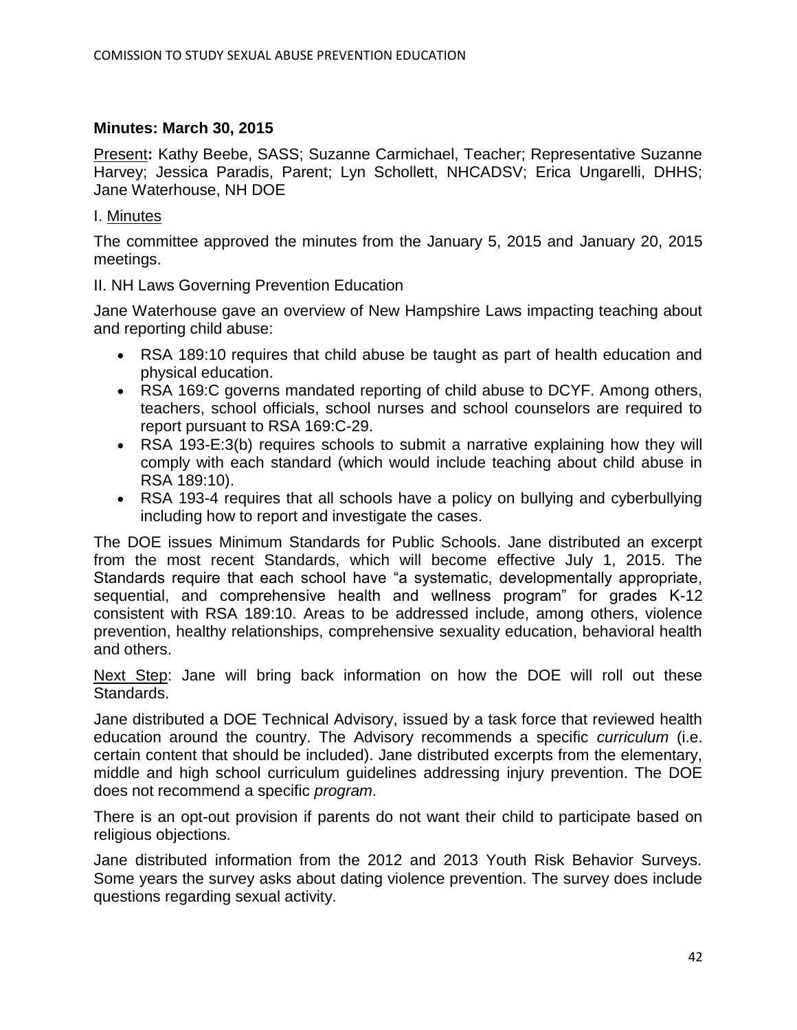**Minutes: March 30, 2015**

Present**:** Kathy Beebe, SASS; Suzanne Carmichael, Teacher; Representative Suzanne Harvey; Jessica Paradis, Parent; Lyn Schollett, NHCADSV; Erica Ungarelli, DHHS; Jane Waterhouse, NH DOE

I. Minutes

The committee approved the minutes from the January 5, 2015 and January 20, 2015 meetings.

II. NH Laws Governing Prevention Education

Jane Waterhouse gave an overview of New Hampshire Laws impacting teaching about and reporting child abuse:

- RSA 189:10 requires that child abuse be taught as part of health education and physical education.
- RSA 169:C governs mandated reporting of child abuse to DCYF. Among others, teachers, school officials, school nurses and school counselors are required to report pursuant to RSA 169:C-29.
- RSA 193-E:3(b) requires schools to submit a narrative explaining how they will comply with each standard (which would include teaching about child abuse in RSA 189:10).
- RSA 193-4 requires that all schools have a policy on bullying and cyberbullying including how to report and investigate the cases.

The DOE issues Minimum Standards for Public Schools. Jane distributed an excerpt from the most recent Standards, which will become effective July 1, 2015. The Standards require that each school have "a systematic, developmentally appropriate, sequential, and comprehensive health and wellness program" for grades K-12 consistent with RSA 189:10. Areas to be addressed include, among others, violence prevention, healthy relationships, comprehensive sexuality education, behavioral health and others.

Next Step: Jane will bring back information on how the DOE will roll out these Standards.

Jane distributed a DOE Technical Advisory, issued by a task force that reviewed health education around the country. The Advisory recommends a specific *curriculum* (i.e. certain content that should be included). Jane distributed excerpts from the elementary, middle and high school curriculum guidelines addressing injury prevention. The DOE does not recommend a specific *program*.

There is an opt-out provision if parents do not want their child to participate based on religious objections.

Jane distributed information from the 2012 and 2013 Youth Risk Behavior Surveys. Some years the survey asks about dating violence prevention. The survey does include questions regarding sexual activity.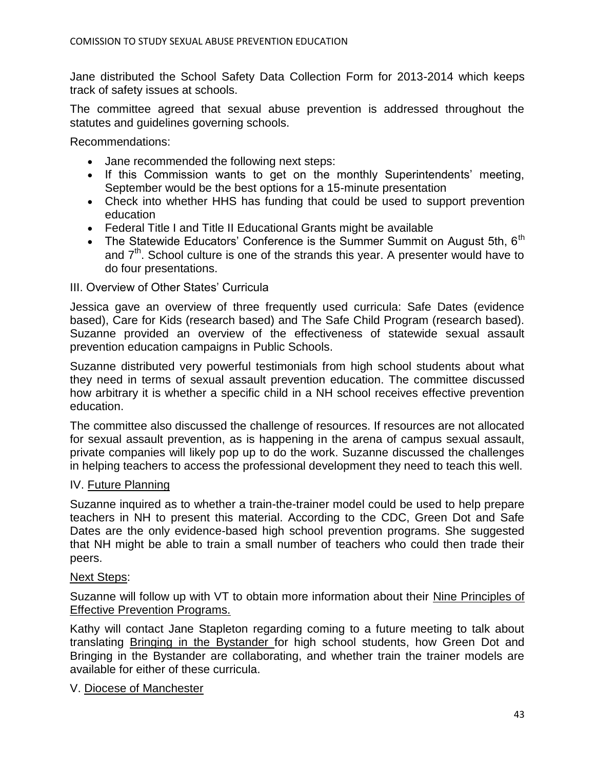Jane distributed the School Safety Data Collection Form for 2013-2014 which keeps track of safety issues at schools.

The committee agreed that sexual abuse prevention is addressed throughout the statutes and guidelines governing schools.

Recommendations:

- Jane recommended the following next steps:
- If this Commission wants to get on the monthly Superintendents' meeting, September would be the best options for a 15-minute presentation
- Check into whether HHS has funding that could be used to support prevention education
- Federal Title I and Title II Educational Grants might be available
- The Statewide Educators' Conference is the Summer Summit on August 5th, 6th and 7th. School culture is one of the strands this year. A presenter would have to do four presentations.

III. Overview of Other States' Curricula

Jessica gave an overview of three frequently used curricula: Safe Dates (evidence based), Care for Kids (research based) and The Safe Child Program (research based). Suzanne provided an overview of the effectiveness of statewide sexual assault prevention education campaigns in Public Schools.

Suzanne distributed very powerful testimonials from high school students about what they need in terms of sexual assault prevention education. The committee discussed how arbitrary it is whether a specific child in a NH school receives effective prevention education.

The committee also discussed the challenge of resources. If resources are not allocated for sexual assault prevention, as is happening in the arena of campus sexual assault, private companies will likely pop up to do the work. Suzanne discussed the challenges in helping teachers to access the professional development they need to teach this well.

IV. Future Planning

Suzanne inquired as to whether a train-the-trainer model could be used to help prepare teachers in NH to present this material. According to the CDC, Green Dot and Safe Dates are the only evidence-based high school prevention programs. She suggested that NH might be able to train a small number of teachers who could then trade their peers.

Next Steps:

Suzanne will follow up with VT to obtain more information about their Nine Principles of Effective Prevention Programs.

Kathy will contact Jane Stapleton regarding coming to a future meeting to talk about translating Bringing in the Bystander for high school students, how Green Dot and Bringing in the Bystander are collaborating, and whether train the trainer models are available for either of these curricula.

V. Diocese of Manchester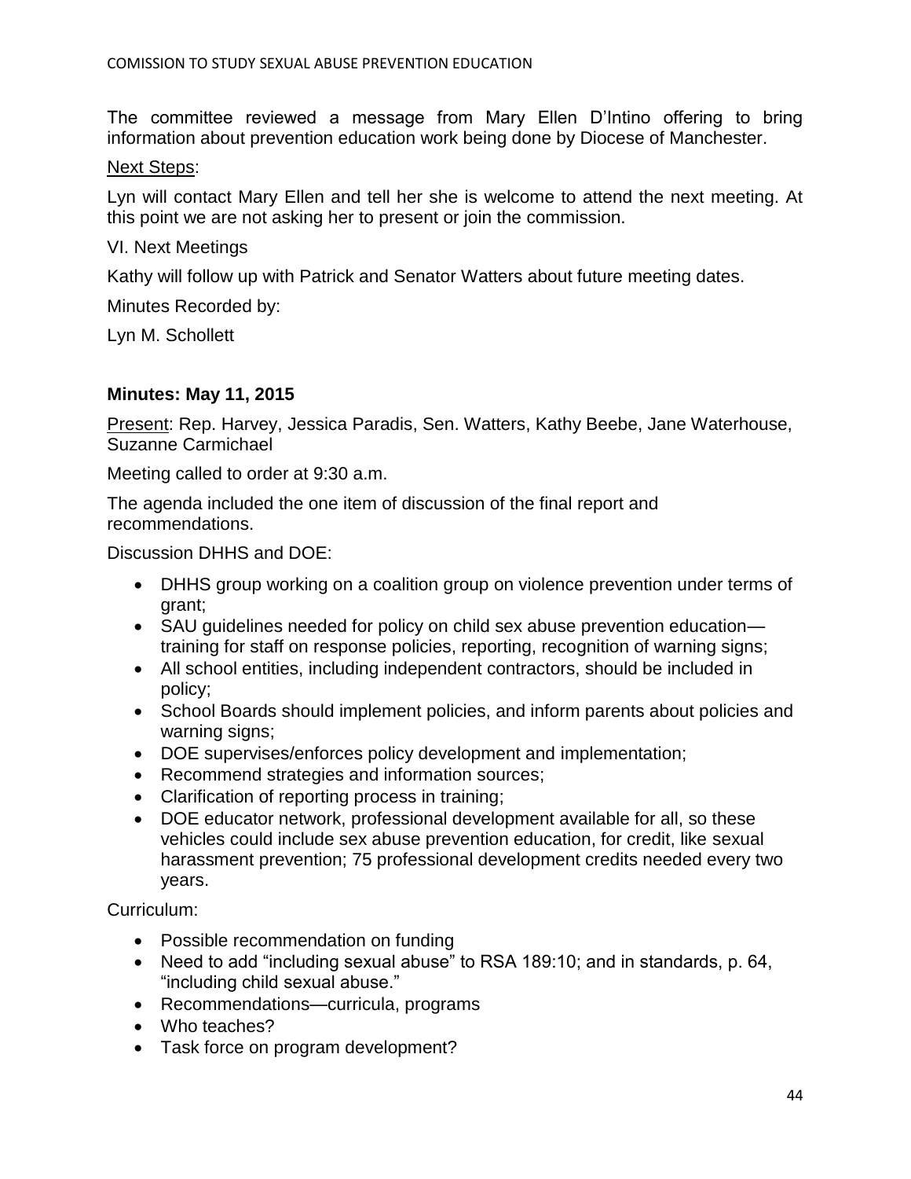The committee reviewed a message from Mary Ellen D'Intino offering to bring information about prevention education work being done by Diocese of Manchester.

Next Steps:

Lyn will contact Mary Ellen and tell her she is welcome to attend the next meeting. At this point we are not asking her to present or join the commission.

VI. Next Meetings

Kathy will follow up with Patrick and Senator Watters about future meeting dates.

Minutes Recorded by:

Lyn M. Schollett

**Minutes: May 11, 2015**

Present: Rep. Harvey, Jessica Paradis, Sen. Watters, Kathy Beebe, Jane Waterhouse, Suzanne Carmichael

Meeting called to order at 9:30 a.m.

The agenda included the one item of discussion of the final report and recommendations.

Discussion DHHS and DOE:

- DHHS group working on a coalition group on violence prevention under terms of grant;
- SAU guidelines needed for policy on child sex abuse prevention education—training for staff on response policies, reporting, recognition of warning signs;
- All school entities, including independent contractors, should be included in policy;
- School Boards should implement policies, and inform parents about policies and warning signs;
- DOE supervises/enforces policy development and implementation;
- Recommend strategies and information sources;
- Clarification of reporting process in training;
- DOE educator network, professional development available for all, so these vehicles could include sex abuse prevention education, for credit, like sexual harassment prevention; 75 professional development credits needed every two years.

Curriculum:

- Possible recommendation on funding
- Need to add "including sexual abuse" to RSA 189:10; and in standards, p. 64, "including child sexual abuse."
- Recommendations—curricula, programs
- Who teaches?
- Task force on program development?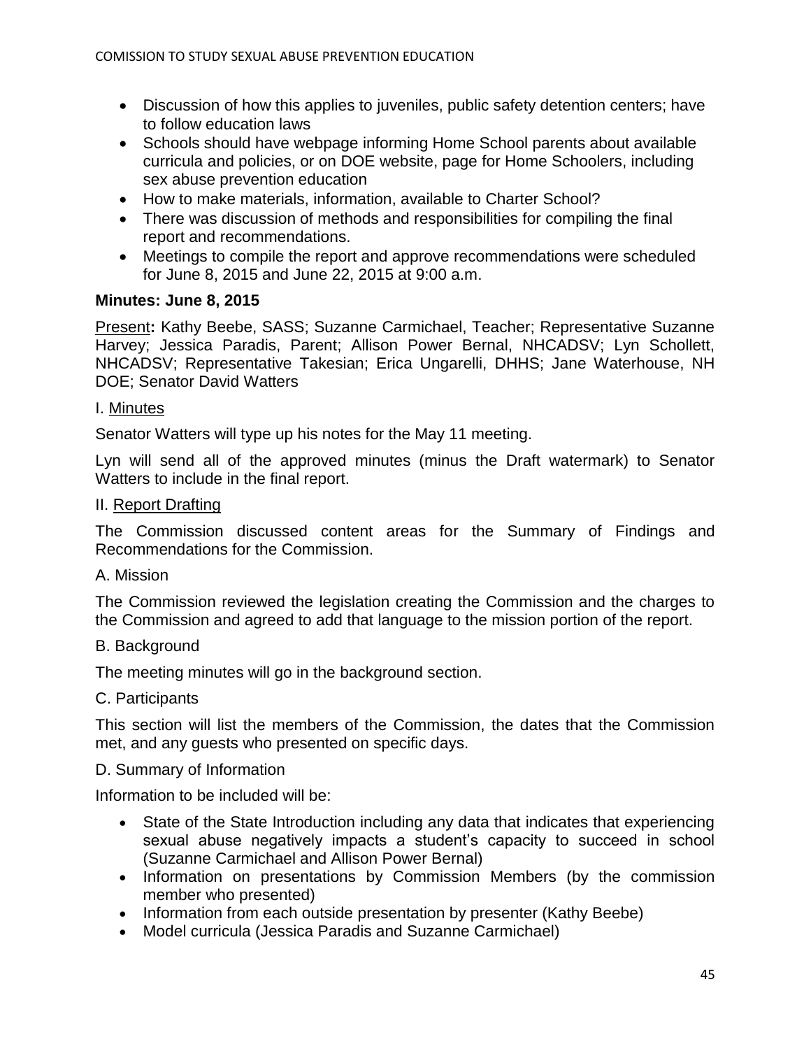- Discussion of how this applies to juveniles, public safety detention centers; have to follow education laws
- Schools should have webpage informing Home School parents about available curricula and policies, or on DOE website, page for Home Schoolers, including sex abuse prevention education
- How to make materials, information, available to Charter School?
- There was discussion of methods and responsibilities for compiling the final report and recommendations.
- Meetings to compile the report and approve recommendations were scheduled for June 8, 2015 and June 22, 2015 at 9:00 a.m.

**Minutes: June 8, 2015**

Present**:** Kathy Beebe, SASS; Suzanne Carmichael, Teacher; Representative Suzanne Harvey; Jessica Paradis, Parent; Allison Power Bernal, NHCADSV; Lyn Schollett, NHCADSV; Representative Takesian; Erica Ungarelli, DHHS; Jane Waterhouse, NH DOE; Senator David Watters

I. Minutes

Senator Watters will type up his notes for the May 11 meeting.

Lyn will send all of the approved minutes (minus the Draft watermark) to Senator Watters to include in the final report.

II. Report Drafting

The Commission discussed content areas for the Summary of Findings and Recommendations for the Commission.

A. Mission

The Commission reviewed the legislation creating the Commission and the charges to the Commission and agreed to add that language to the mission portion of the report.

B. Background

The meeting minutes will go in the background section.

C. Participants

This section will list the members of the Commission, the dates that the Commission met, and any guests who presented on specific days.

D. Summary of Information

Information to be included will be:

- State of the State Introduction including any data that indicates that experiencing sexual abuse negatively impacts a student's capacity to succeed in school (Suzanne Carmichael and Allison Power Bernal)
- Information on presentations by Commission Members (by the commission member who presented)
- Information from each outside presentation by presenter (Kathy Beebe)
- Model curricula (Jessica Paradis and Suzanne Carmichael)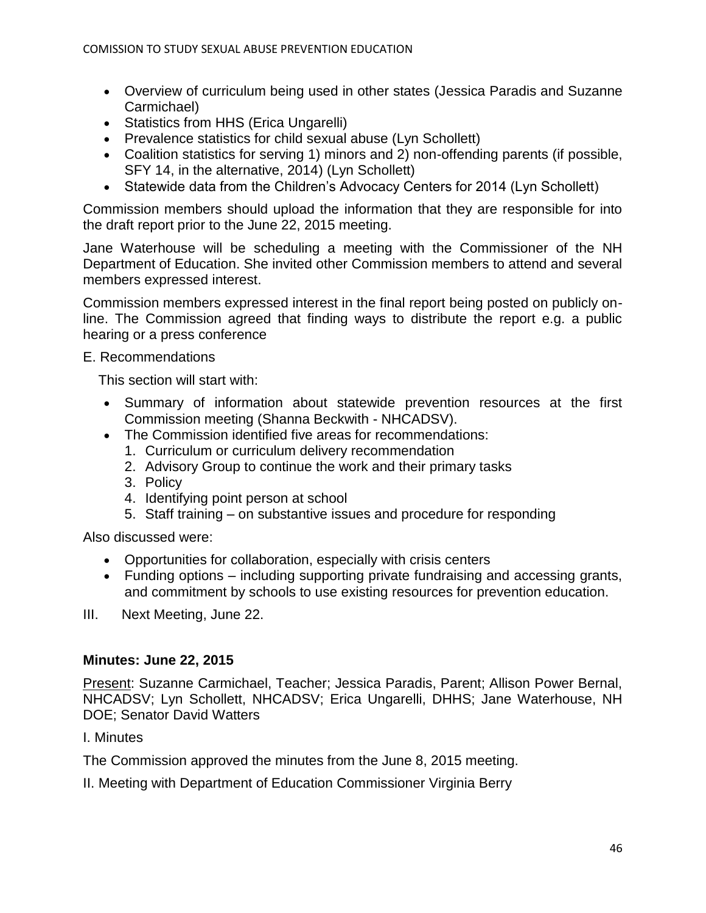- Overview of curriculum being used in other states (Jessica Paradis and Suzanne Carmichael)
- Statistics from HHS (Erica Ungarelli)
- Prevalence statistics for child sexual abuse (Lyn Schollett)
- Coalition statistics for serving 1) minors and 2) non-offending parents (if possible, SFY 14, in the alternative, 2014) (Lyn Schollett)
- Statewide data from the Children's Advocacy Centers for 2014 (Lyn Schollett)

Commission members should upload the information that they are responsible for into the draft report prior to the June 22, 2015 meeting.

Jane Waterhouse will be scheduling a meeting with the Commissioner of the NH Department of Education. She invited other Commission members to attend and several members expressed interest.

Commission members expressed interest in the final report being posted on publicly on-line. The Commission agreed that finding ways to distribute the report e.g. a public hearing or a press conference

E. Recommendations

This section will start with:

- Summary of information about statewide prevention resources at the first Commission meeting (Shanna Beckwith - NHCADSV).
- The Commission identified five areas for recommendations:
  1. Curriculum or curriculum delivery recommendation
  2. Advisory Group to continue the work and their primary tasks
  3. Policy
  4. Identifying point person at school
  5. Staff training – on substantive issues and procedure for responding

Also discussed were:

- Opportunities for collaboration, especially with crisis centers
- Funding options – including supporting private fundraising and accessing grants, and commitment by schools to use existing resources for prevention education.

III. Next Meeting, June 22.

### Minutes: June 22, 2015

Present: Suzanne Carmichael, Teacher; Jessica Paradis, Parent; Allison Power Bernal, NHCADSV; Lyn Schollett, NHCADSV; Erica Ungarelli, DHHS; Jane Waterhouse, NH DOE; Senator David Watters

I. Minutes

The Commission approved the minutes from the June 8, 2015 meeting.

II. Meeting with Department of Education Commissioner Virginia Berry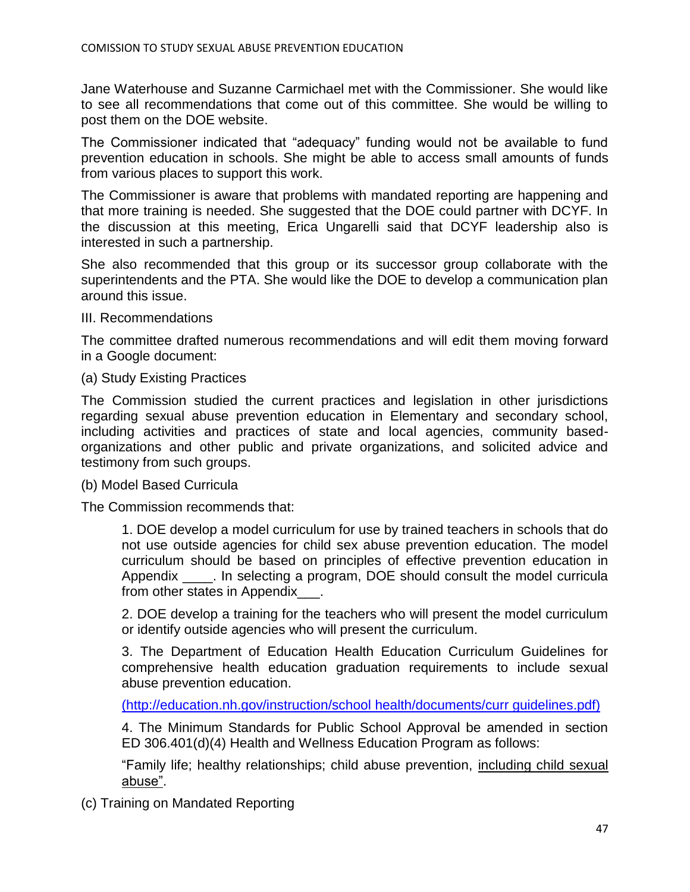Jane Waterhouse and Suzanne Carmichael met with the Commissioner. She would like to see all recommendations that come out of this committee. She would be willing to post them on the DOE website.

The Commissioner indicated that "adequacy" funding would not be available to fund prevention education in schools. She might be able to access small amounts of funds from various places to support this work.

The Commissioner is aware that problems with mandated reporting are happening and that more training is needed. She suggested that the DOE could partner with DCYF. In the discussion at this meeting, Erica Ungarelli said that DCYF leadership also is interested in such a partnership.

She also recommended that this group or its successor group collaborate with the superintendents and the PTA. She would like the DOE to develop a communication plan around this issue.

III. Recommendations

The committee drafted numerous recommendations and will edit them moving forward in a Google document:

(a) Study Existing Practices

The Commission studied the current practices and legislation in other jurisdictions regarding sexual abuse prevention education in Elementary and secondary school, including activities and practices of state and local agencies, community based-organizations and other public and private organizations, and solicited advice and testimony from such groups.

(b) Model Based Curricula

The Commission recommends that:

1. DOE develop a model curriculum for use by trained teachers in schools that do not use outside agencies for child sex abuse prevention education. The model curriculum should be based on principles of effective prevention education in Appendix ____. In selecting a program, DOE should consult the model curricula from other states in Appendix___.

2. DOE develop a training for the teachers who will present the model curriculum or identify outside agencies who will present the curriculum.

3. The Department of Education Health Education Curriculum Guidelines for comprehensive health education graduation requirements to include sexual abuse prevention education.

(http://education.nh.gov/instruction/school health/documents/curr guidelines.pdf)

4. The Minimum Standards for Public School Approval be amended in section ED 306.401(d)(4) Health and Wellness Education Program as follows:

"Family life; healthy relationships; child abuse prevention, <u>including child sexual abuse"</u>.

(c) Training on Mandated Reporting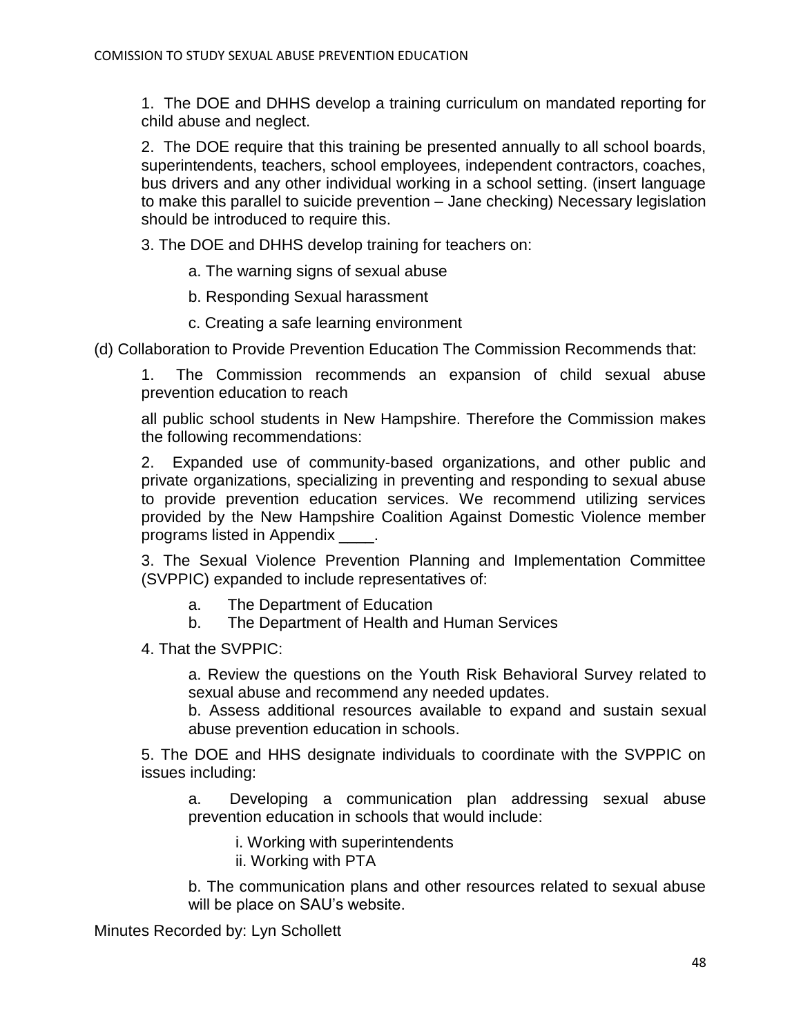1. The DOE and DHHS develop a training curriculum on mandated reporting for child abuse and neglect.

2. The DOE require that this training be presented annually to all school boards, superintendents, teachers, school employees, independent contractors, coaches, bus drivers and any other individual working in a school setting. (insert language to make this parallel to suicide prevention – Jane checking) Necessary legislation should be introduced to require this.

3. The DOE and DHHS develop training for teachers on:

   a. The warning signs of sexual abuse

   b. Responding Sexual harassment

   c. Creating a safe learning environment

(d) Collaboration to Provide Prevention Education The Commission Recommends that:

1. The Commission recommends an expansion of child sexual abuse prevention education to reach

all public school students in New Hampshire. Therefore the Commission makes the following recommendations:

2. Expanded use of community-based organizations, and other public and private organizations, specializing in preventing and responding to sexual abuse to provide prevention education services. We recommend utilizing services provided by the New Hampshire Coalition Against Domestic Violence member programs listed in Appendix ____.

3. The Sexual Violence Prevention Planning and Implementation Committee (SVPPIC) expanded to include representatives of:

   a. The Department of Education
   b. The Department of Health and Human Services

4. That the SVPPIC:

   a. Review the questions on the Youth Risk Behavioral Survey related to sexual abuse and recommend any needed updates.
   b. Assess additional resources available to expand and sustain sexual abuse prevention education in schools.

5. The DOE and HHS designate individuals to coordinate with the SVPPIC on issues including:

   a. Developing a communication plan addressing sexual abuse prevention education in schools that would include:

      i. Working with superintendents
      ii. Working with PTA

   b. The communication plans and other resources related to sexual abuse will be place on SAU's website.

Minutes Recorded by: Lyn Schollett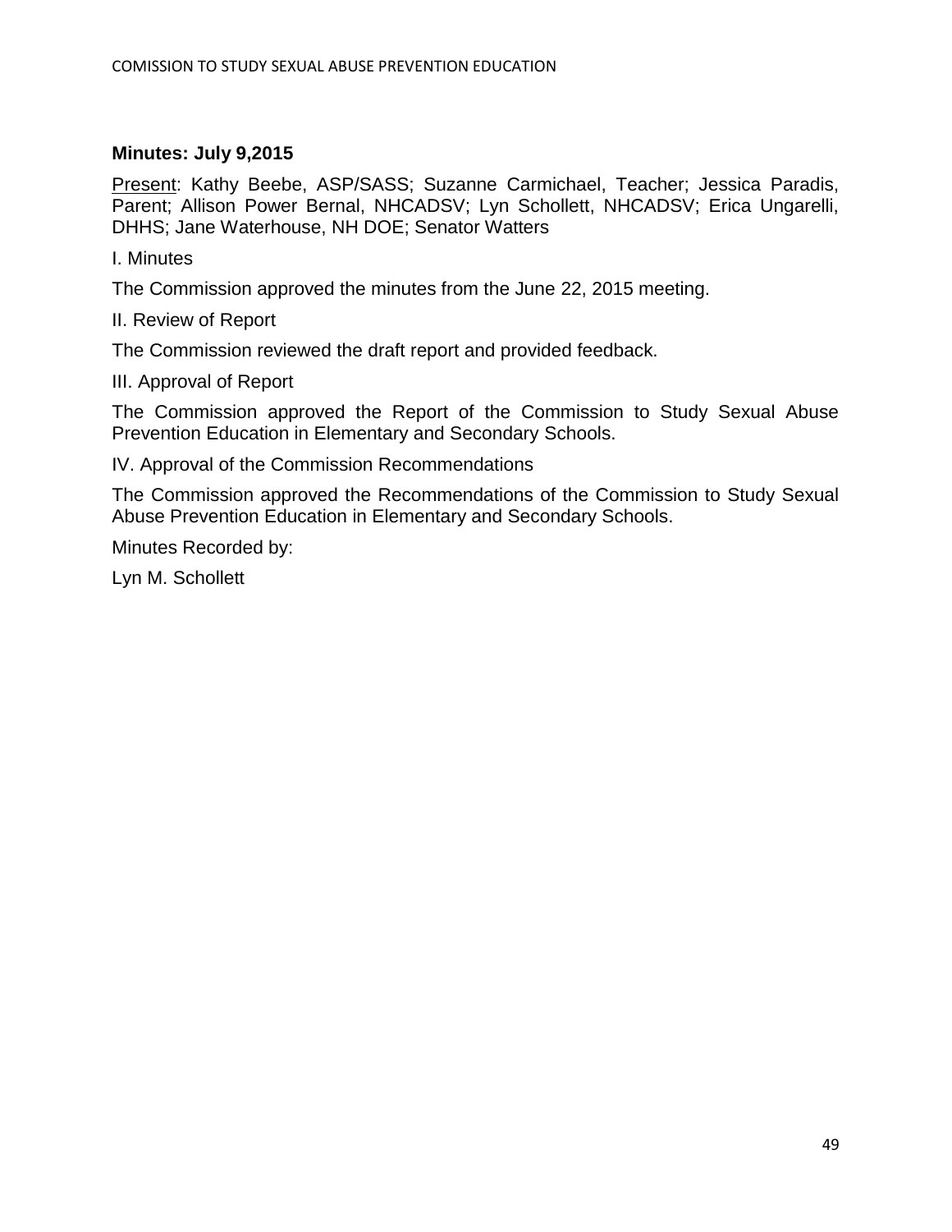**Minutes: July 9,2015**

Present: Kathy Beebe, ASP/SASS; Suzanne Carmichael, Teacher; Jessica Paradis, Parent; Allison Power Bernal, NHCADSV; Lyn Schollett, NHCADSV; Erica Ungarelli, DHHS; Jane Waterhouse, NH DOE; Senator Watters

I. Minutes

The Commission approved the minutes from the June 22, 2015 meeting.

II. Review of Report

The Commission reviewed the draft report and provided feedback.

III. Approval of Report

The Commission approved the Report of the Commission to Study Sexual Abuse Prevention Education in Elementary and Secondary Schools.

IV. Approval of the Commission Recommendations

The Commission approved the Recommendations of the Commission to Study Sexual Abuse Prevention Education in Elementary and Secondary Schools.

Minutes Recorded by:

Lyn M. Schollett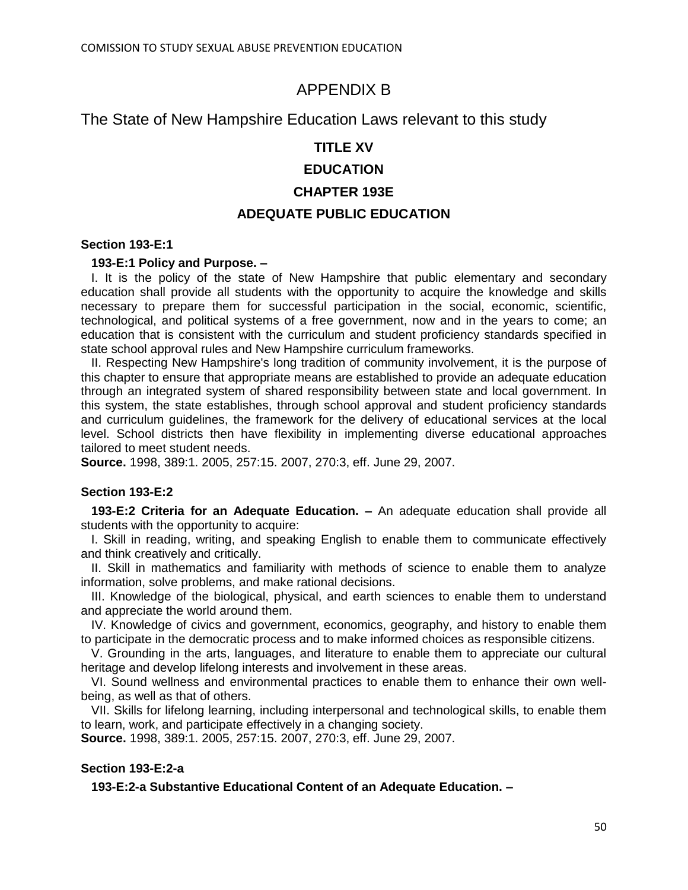# APPENDIX B

## The State of New Hampshire Education Laws relevant to this study

### TITLE XV

### EDUCATION

### CHAPTER 193E

### ADEQUATE PUBLIC EDUCATION

**Section 193-E:1**

**193-E:1 Policy and Purpose. –**

I. It is the policy of the state of New Hampshire that public elementary and secondary education shall provide all students with the opportunity to acquire the knowledge and skills necessary to prepare them for successful participation in the social, economic, scientific, technological, and political systems of a free government, now and in the years to come; an education that is consistent with the curriculum and student proficiency standards specified in state school approval rules and New Hampshire curriculum frameworks.

II. Respecting New Hampshire's long tradition of community involvement, it is the purpose of this chapter to ensure that appropriate means are established to provide an adequate education through an integrated system of shared responsibility between state and local government. In this system, the state establishes, through school approval and student proficiency standards and curriculum guidelines, the framework for the delivery of educational services at the local level. School districts then have flexibility in implementing diverse educational approaches tailored to meet student needs.

**Source.** 1998, 389:1. 2005, 257:15. 2007, 270:3, eff. June 29, 2007.

**Section 193-E:2**

**193-E:2 Criteria for an Adequate Education. –** An adequate education shall provide all students with the opportunity to acquire:

I. Skill in reading, writing, and speaking English to enable them to communicate effectively and think creatively and critically.

II. Skill in mathematics and familiarity with methods of science to enable them to analyze information, solve problems, and make rational decisions.

III. Knowledge of the biological, physical, and earth sciences to enable them to understand and appreciate the world around them.

IV. Knowledge of civics and government, economics, geography, and history to enable them to participate in the democratic process and to make informed choices as responsible citizens.

V. Grounding in the arts, languages, and literature to enable them to appreciate our cultural heritage and develop lifelong interests and involvement in these areas.

VI. Sound wellness and environmental practices to enable them to enhance their own well-being, as well as that of others.

VII. Skills for lifelong learning, including interpersonal and technological skills, to enable them to learn, work, and participate effectively in a changing society.

**Source.** 1998, 389:1. 2005, 257:15. 2007, 270:3, eff. June 29, 2007.

**Section 193-E:2-a**

**193-E:2-a Substantive Educational Content of an Adequate Education. –**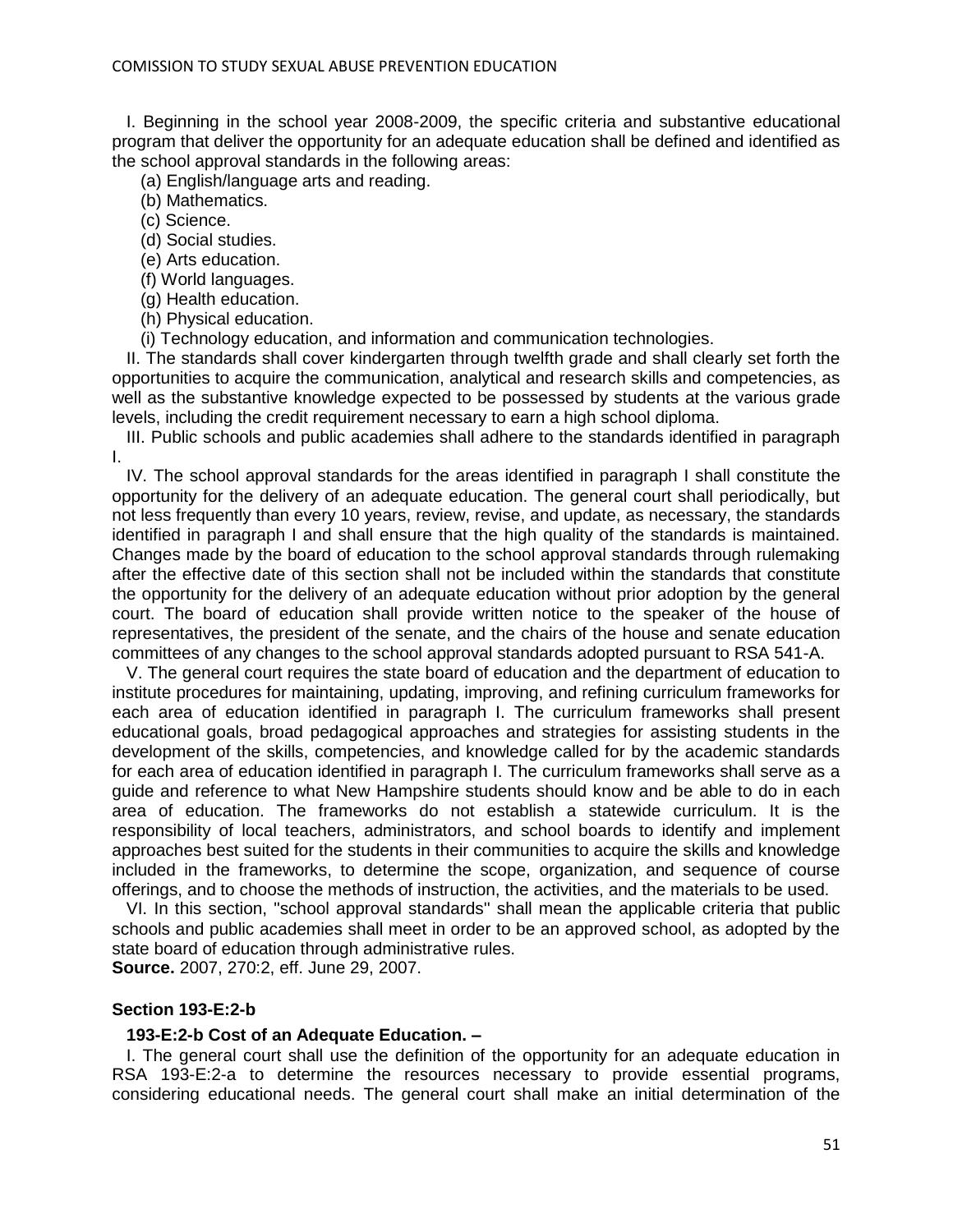I. Beginning in the school year 2008-2009, the specific criteria and substantive educational program that deliver the opportunity for an adequate education shall be defined and identified as the school approval standards in the following areas:

(a) English/language arts and reading.

(b) Mathematics.

(c) Science.

(d) Social studies.

(e) Arts education.

(f) World languages.

(g) Health education.

(h) Physical education.

(i) Technology education, and information and communication technologies.

II. The standards shall cover kindergarten through twelfth grade and shall clearly set forth the opportunities to acquire the communication, analytical and research skills and competencies, as well as the substantive knowledge expected to be possessed by students at the various grade levels, including the credit requirement necessary to earn a high school diploma.

III. Public schools and public academies shall adhere to the standards identified in paragraph I.

IV. The school approval standards for the areas identified in paragraph I shall constitute the opportunity for the delivery of an adequate education. The general court shall periodically, but not less frequently than every 10 years, review, revise, and update, as necessary, the standards identified in paragraph I and shall ensure that the high quality of the standards is maintained. Changes made by the board of education to the school approval standards through rulemaking after the effective date of this section shall not be included within the standards that constitute the opportunity for the delivery of an adequate education without prior adoption by the general court. The board of education shall provide written notice to the speaker of the house of representatives, the president of the senate, and the chairs of the house and senate education committees of any changes to the school approval standards adopted pursuant to RSA 541-A.

V. The general court requires the state board of education and the department of education to institute procedures for maintaining, updating, improving, and refining curriculum frameworks for each area of education identified in paragraph I. The curriculum frameworks shall present educational goals, broad pedagogical approaches and strategies for assisting students in the development of the skills, competencies, and knowledge called for by the academic standards for each area of education identified in paragraph I. The curriculum frameworks shall serve as a guide and reference to what New Hampshire students should know and be able to do in each area of education. The frameworks do not establish a statewide curriculum. It is the responsibility of local teachers, administrators, and school boards to identify and implement approaches best suited for the students in their communities to acquire the skills and knowledge included in the frameworks, to determine the scope, organization, and sequence of course offerings, and to choose the methods of instruction, the activities, and the materials to be used.

VI. In this section, "school approval standards" shall mean the applicable criteria that public schools and public academies shall meet in order to be an approved school, as adopted by the state board of education through administrative rules.

**Source.** 2007, 270:2, eff. June 29, 2007.

**Section 193-E:2-b**

**193-E:2-b Cost of an Adequate Education. –**

I. The general court shall use the definition of the opportunity for an adequate education in RSA 193-E:2-a to determine the resources necessary to provide essential programs, considering educational needs. The general court shall make an initial determination of the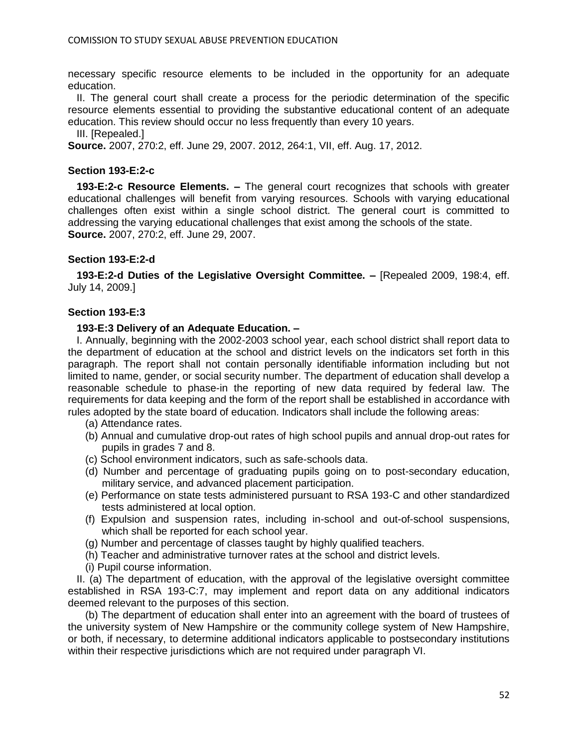necessary specific resource elements to be included in the opportunity for an adequate education.

II. The general court shall create a process for the periodic determination of the specific resource elements essential to providing the substantive educational content of an adequate education. This review should occur no less frequently than every 10 years.

III. [Repealed.]

**Source.** 2007, 270:2, eff. June 29, 2007. 2012, 264:1, VII, eff. Aug. 17, 2012.

### Section 193-E:2-c

**193-E:2-c Resource Elements. –** The general court recognizes that schools with greater educational challenges will benefit from varying resources. Schools with varying educational challenges often exist within a single school district. The general court is committed to addressing the varying educational challenges that exist among the schools of the state.

**Source.** 2007, 270:2, eff. June 29, 2007.

### Section 193-E:2-d

**193-E:2-d Duties of the Legislative Oversight Committee. –** [Repealed 2009, 198:4, eff. July 14, 2009.]

### Section 193-E:3

**193-E:3 Delivery of an Adequate Education. –**

I. Annually, beginning with the 2002-2003 school year, each school district shall report data to the department of education at the school and district levels on the indicators set forth in this paragraph. The report shall not contain personally identifiable information including but not limited to name, gender, or social security number. The department of education shall develop a reasonable schedule to phase-in the reporting of new data required by federal law. The requirements for data keeping and the form of the report shall be established in accordance with rules adopted by the state board of education. Indicators shall include the following areas:

(a) Attendance rates.

(b) Annual and cumulative drop-out rates of high school pupils and annual drop-out rates for pupils in grades 7 and 8.

(c) School environment indicators, such as safe-schools data.

(d) Number and percentage of graduating pupils going on to post-secondary education, military service, and advanced placement participation.

(e) Performance on state tests administered pursuant to RSA 193-C and other standardized tests administered at local option.

(f) Expulsion and suspension rates, including in-school and out-of-school suspensions, which shall be reported for each school year.

(g) Number and percentage of classes taught by highly qualified teachers.

(h) Teacher and administrative turnover rates at the school and district levels.

(i) Pupil course information.

II. (a) The department of education, with the approval of the legislative oversight committee established in RSA 193-C:7, may implement and report data on any additional indicators deemed relevant to the purposes of this section.

(b) The department of education shall enter into an agreement with the board of trustees of the university system of New Hampshire or the community college system of New Hampshire, or both, if necessary, to determine additional indicators applicable to postsecondary institutions within their respective jurisdictions which are not required under paragraph VI.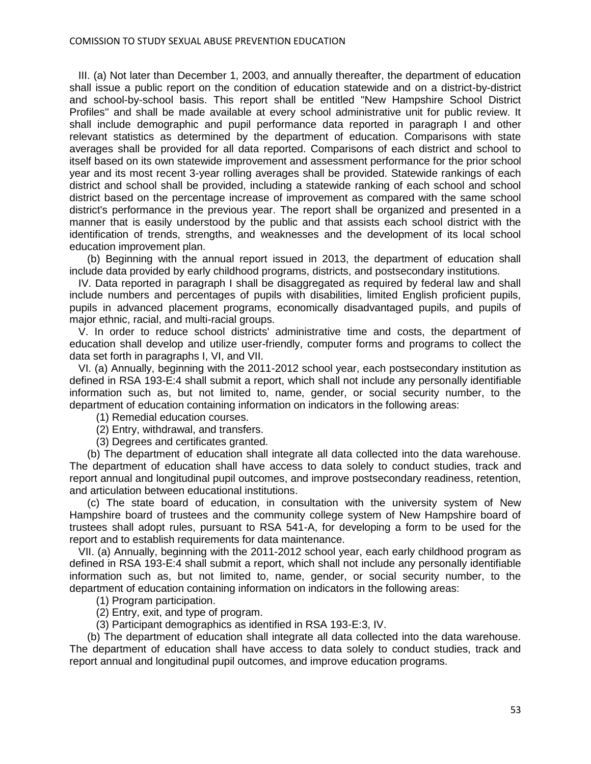III. (a) Not later than December 1, 2003, and annually thereafter, the department of education shall issue a public report on the condition of education statewide and on a district-by-district and school-by-school basis. This report shall be entitled "New Hampshire School District Profiles" and shall be made available at every school administrative unit for public review. It shall include demographic and pupil performance data reported in paragraph I and other relevant statistics as determined by the department of education. Comparisons with state averages shall be provided for all data reported. Comparisons of each district and school to itself based on its own statewide improvement and assessment performance for the prior school year and its most recent 3-year rolling averages shall be provided. Statewide rankings of each district and school shall be provided, including a statewide ranking of each school and school district based on the percentage increase of improvement as compared with the same school district's performance in the previous year. The report shall be organized and presented in a manner that is easily understood by the public and that assists each school district with the identification of trends, strengths, and weaknesses and the development of its local school education improvement plan.

(b) Beginning with the annual report issued in 2013, the department of education shall include data provided by early childhood programs, districts, and postsecondary institutions.

IV. Data reported in paragraph I shall be disaggregated as required by federal law and shall include numbers and percentages of pupils with disabilities, limited English proficient pupils, pupils in advanced placement programs, economically disadvantaged pupils, and pupils of major ethnic, racial, and multi-racial groups.

V. In order to reduce school districts' administrative time and costs, the department of education shall develop and utilize user-friendly, computer forms and programs to collect the data set forth in paragraphs I, VI, and VII.

VI. (a) Annually, beginning with the 2011-2012 school year, each postsecondary institution as defined in RSA 193-E:4 shall submit a report, which shall not include any personally identifiable information such as, but not limited to, name, gender, or social security number, to the department of education containing information on indicators in the following areas:

(1) Remedial education courses.

(2) Entry, withdrawal, and transfers.

(3) Degrees and certificates granted.

(b) The department of education shall integrate all data collected into the data warehouse. The department of education shall have access to data solely to conduct studies, track and report annual and longitudinal pupil outcomes, and improve postsecondary readiness, retention, and articulation between educational institutions.

(c) The state board of education, in consultation with the university system of New Hampshire board of trustees and the community college system of New Hampshire board of trustees shall adopt rules, pursuant to RSA 541-A, for developing a form to be used for the report and to establish requirements for data maintenance.

VII. (a) Annually, beginning with the 2011-2012 school year, each early childhood program as defined in RSA 193-E:4 shall submit a report, which shall not include any personally identifiable information such as, but not limited to, name, gender, or social security number, to the department of education containing information on indicators in the following areas:

(1) Program participation.

(2) Entry, exit, and type of program.

(3) Participant demographics as identified in RSA 193-E:3, IV.

(b) The department of education shall integrate all data collected into the data warehouse. The department of education shall have access to data solely to conduct studies, track and report annual and longitudinal pupil outcomes, and improve education programs.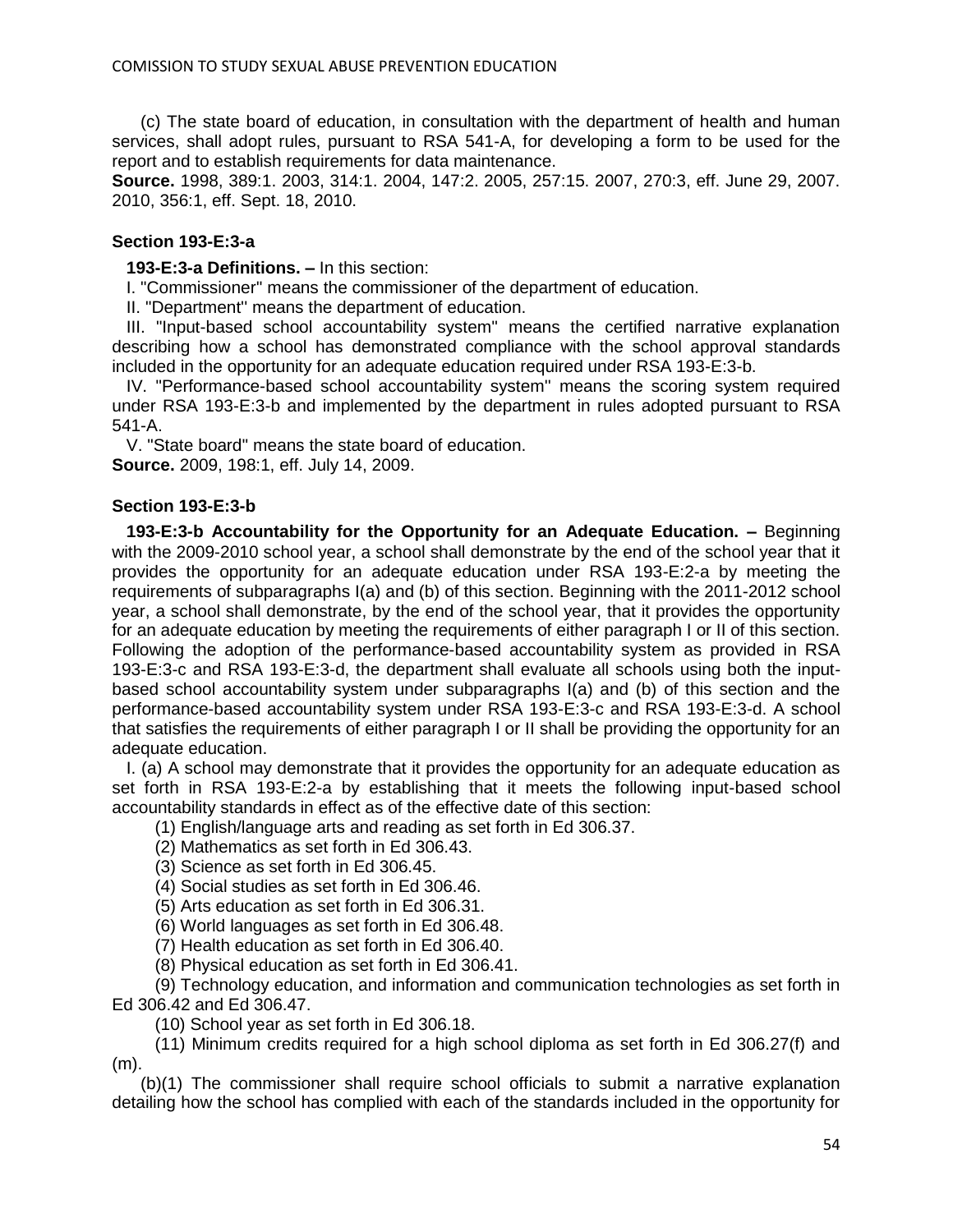(c) The state board of education, in consultation with the department of health and human services, shall adopt rules, pursuant to RSA 541-A, for developing a form to be used for the report and to establish requirements for data maintenance.

**Source.** 1998, 389:1. 2003, 314:1. 2004, 147:2. 2005, 257:15. 2007, 270:3, eff. June 29, 2007. 2010, 356:1, eff. Sept. 18, 2010.

### Section 193-E:3-a

**193-E:3-a Definitions. –** In this section:

I. "Commissioner" means the commissioner of the department of education.

II. "Department" means the department of education.

III. "Input-based school accountability system" means the certified narrative explanation describing how a school has demonstrated compliance with the school approval standards included in the opportunity for an adequate education required under RSA 193-E:3-b.

IV. "Performance-based school accountability system" means the scoring system required under RSA 193-E:3-b and implemented by the department in rules adopted pursuant to RSA 541-A.

V. "State board" means the state board of education.

**Source.** 2009, 198:1, eff. July 14, 2009.

### Section 193-E:3-b

**193-E:3-b Accountability for the Opportunity for an Adequate Education. –** Beginning with the 2009-2010 school year, a school shall demonstrate by the end of the school year that it provides the opportunity for an adequate education under RSA 193-E:2-a by meeting the requirements of subparagraphs I(a) and (b) of this section. Beginning with the 2011-2012 school year, a school shall demonstrate, by the end of the school year, that it provides the opportunity for an adequate education by meeting the requirements of either paragraph I or II of this section. Following the adoption of the performance-based accountability system as provided in RSA 193-E:3-c and RSA 193-E:3-d, the department shall evaluate all schools using both the input-based school accountability system under subparagraphs I(a) and (b) of this section and the performance-based accountability system under RSA 193-E:3-c and RSA 193-E:3-d. A school that satisfies the requirements of either paragraph I or II shall be providing the opportunity for an adequate education.

I. (a) A school may demonstrate that it provides the opportunity for an adequate education as set forth in RSA 193-E:2-a by establishing that it meets the following input-based school accountability standards in effect as of the effective date of this section:

(1) English/language arts and reading as set forth in Ed 306.37.

(2) Mathematics as set forth in Ed 306.43.

(3) Science as set forth in Ed 306.45.

(4) Social studies as set forth in Ed 306.46.

(5) Arts education as set forth in Ed 306.31.

(6) World languages as set forth in Ed 306.48.

(7) Health education as set forth in Ed 306.40.

(8) Physical education as set forth in Ed 306.41.

(9) Technology education, and information and communication technologies as set forth in Ed 306.42 and Ed 306.47.

(10) School year as set forth in Ed 306.18.

(11) Minimum credits required for a high school diploma as set forth in Ed 306.27(f) and (m).

(b)(1) The commissioner shall require school officials to submit a narrative explanation detailing how the school has complied with each of the standards included in the opportunity for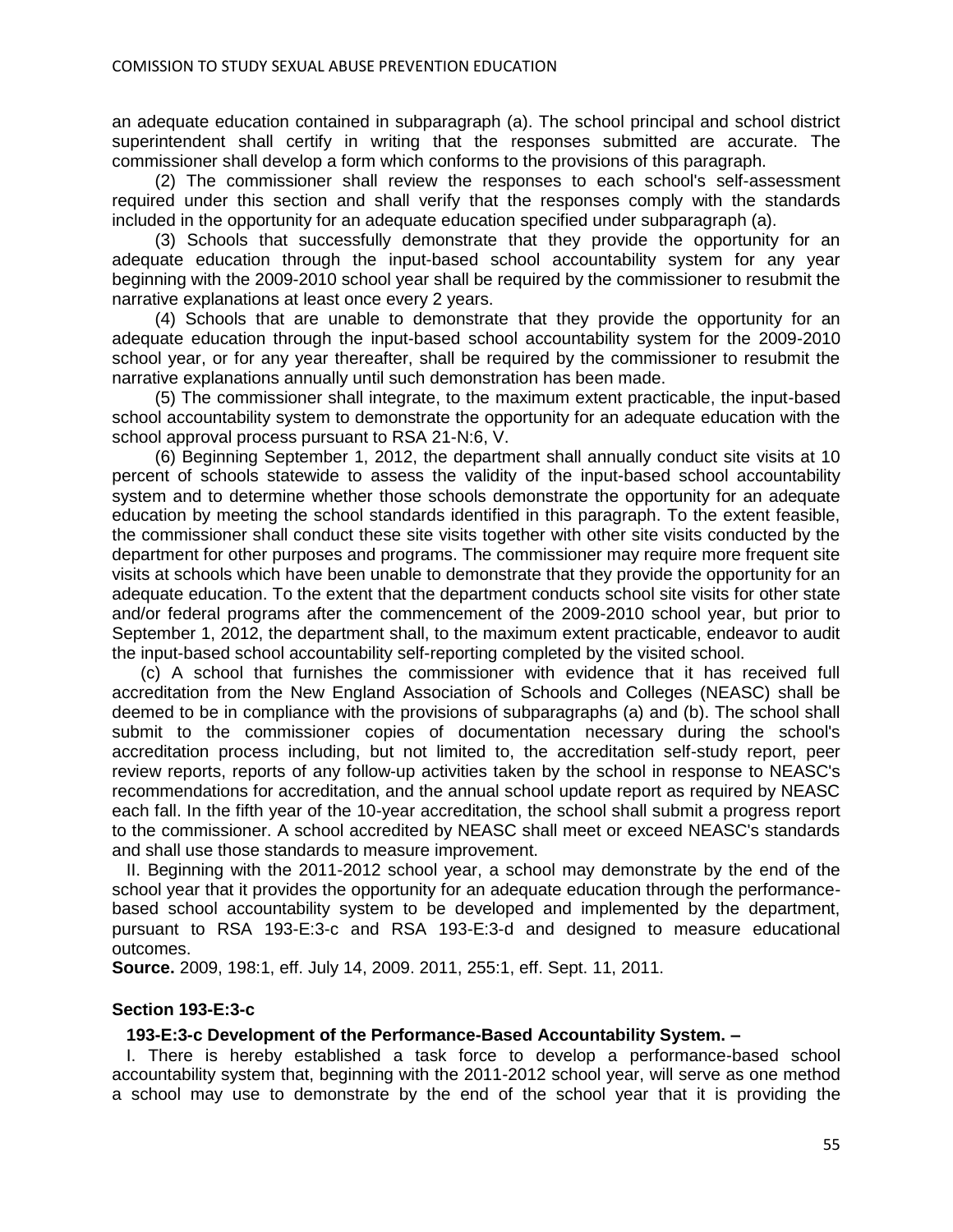an adequate education contained in subparagraph (a). The school principal and school district superintendent shall certify in writing that the responses submitted are accurate. The commissioner shall develop a form which conforms to the provisions of this paragraph.

(2) The commissioner shall review the responses to each school's self-assessment required under this section and shall verify that the responses comply with the standards included in the opportunity for an adequate education specified under subparagraph (a).

(3) Schools that successfully demonstrate that they provide the opportunity for an adequate education through the input-based school accountability system for any year beginning with the 2009-2010 school year shall be required by the commissioner to resubmit the narrative explanations at least once every 2 years.

(4) Schools that are unable to demonstrate that they provide the opportunity for an adequate education through the input-based school accountability system for the 2009-2010 school year, or for any year thereafter, shall be required by the commissioner to resubmit the narrative explanations annually until such demonstration has been made.

(5) The commissioner shall integrate, to the maximum extent practicable, the input-based school accountability system to demonstrate the opportunity for an adequate education with the school approval process pursuant to RSA 21-N:6, V.

(6) Beginning September 1, 2012, the department shall annually conduct site visits at 10 percent of schools statewide to assess the validity of the input-based school accountability system and to determine whether those schools demonstrate the opportunity for an adequate education by meeting the school standards identified in this paragraph. To the extent feasible, the commissioner shall conduct these site visits together with other site visits conducted by the department for other purposes and programs. The commissioner may require more frequent site visits at schools which have been unable to demonstrate that they provide the opportunity for an adequate education. To the extent that the department conducts school site visits for other state and/or federal programs after the commencement of the 2009-2010 school year, but prior to September 1, 2012, the department shall, to the maximum extent practicable, endeavor to audit the input-based school accountability self-reporting completed by the visited school.

(c) A school that furnishes the commissioner with evidence that it has received full accreditation from the New England Association of Schools and Colleges (NEASC) shall be deemed to be in compliance with the provisions of subparagraphs (a) and (b). The school shall submit to the commissioner copies of documentation necessary during the school's accreditation process including, but not limited to, the accreditation self-study report, peer review reports, reports of any follow-up activities taken by the school in response to NEASC's recommendations for accreditation, and the annual school update report as required by NEASC each fall. In the fifth year of the 10-year accreditation, the school shall submit a progress report to the commissioner. A school accredited by NEASC shall meet or exceed NEASC's standards and shall use those standards to measure improvement.

II. Beginning with the 2011-2012 school year, a school may demonstrate by the end of the school year that it provides the opportunity for an adequate education through the performance-based school accountability system to be developed and implemented by the department, pursuant to RSA 193-E:3-c and RSA 193-E:3-d and designed to measure educational outcomes.

**Source.** 2009, 198:1, eff. July 14, 2009. 2011, 255:1, eff. Sept. 11, 2011.

**Section 193-E:3-c**

**193-E:3-c Development of the Performance-Based Accountability System. –**

I. There is hereby established a task force to develop a performance-based school accountability system that, beginning with the 2011-2012 school year, will serve as one method a school may use to demonstrate by the end of the school year that it is providing the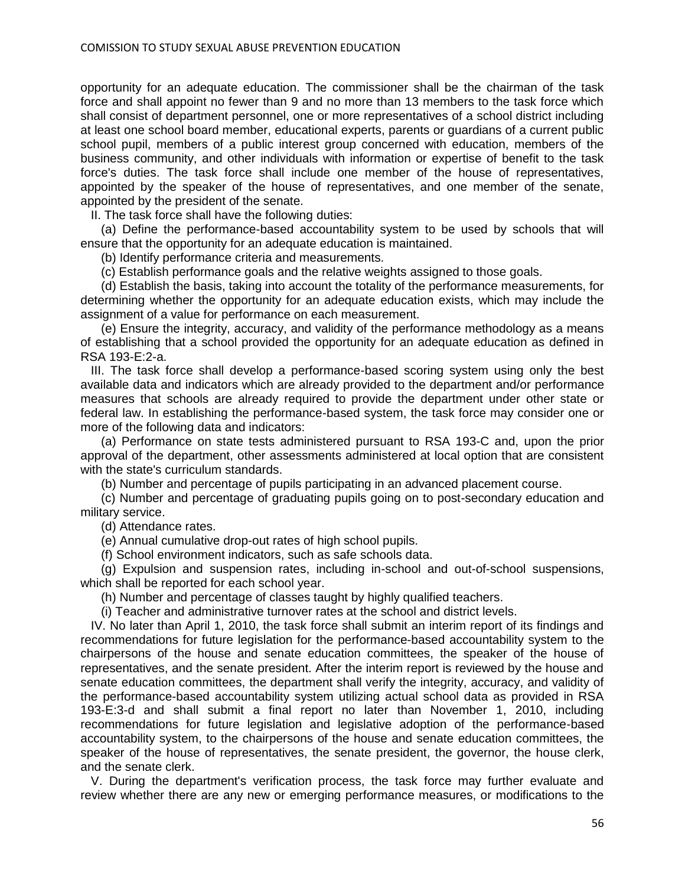opportunity for an adequate education. The commissioner shall be the chairman of the task force and shall appoint no fewer than 9 and no more than 13 members to the task force which shall consist of department personnel, one or more representatives of a school district including at least one school board member, educational experts, parents or guardians of a current public school pupil, members of a public interest group concerned with education, members of the business community, and other individuals with information or expertise of benefit to the task force's duties. The task force shall include one member of the house of representatives, appointed by the speaker of the house of representatives, and one member of the senate, appointed by the president of the senate.

II. The task force shall have the following duties:

(a) Define the performance-based accountability system to be used by schools that will ensure that the opportunity for an adequate education is maintained.

(b) Identify performance criteria and measurements.

(c) Establish performance goals and the relative weights assigned to those goals.

(d) Establish the basis, taking into account the totality of the performance measurements, for determining whether the opportunity for an adequate education exists, which may include the assignment of a value for performance on each measurement.

(e) Ensure the integrity, accuracy, and validity of the performance methodology as a means of establishing that a school provided the opportunity for an adequate education as defined in RSA 193-E:2-a.

III. The task force shall develop a performance-based scoring system using only the best available data and indicators which are already provided to the department and/or performance measures that schools are already required to provide the department under other state or federal law. In establishing the performance-based system, the task force may consider one or more of the following data and indicators:

(a) Performance on state tests administered pursuant to RSA 193-C and, upon the prior approval of the department, other assessments administered at local option that are consistent with the state's curriculum standards.

(b) Number and percentage of pupils participating in an advanced placement course.

(c) Number and percentage of graduating pupils going on to post-secondary education and military service.

(d) Attendance rates.

(e) Annual cumulative drop-out rates of high school pupils.

(f) School environment indicators, such as safe schools data.

(g) Expulsion and suspension rates, including in-school and out-of-school suspensions, which shall be reported for each school year.

(h) Number and percentage of classes taught by highly qualified teachers.

(i) Teacher and administrative turnover rates at the school and district levels.

IV. No later than April 1, 2010, the task force shall submit an interim report of its findings and recommendations for future legislation for the performance-based accountability system to the chairpersons of the house and senate education committees, the speaker of the house of representatives, and the senate president. After the interim report is reviewed by the house and senate education committees, the department shall verify the integrity, accuracy, and validity of the performance-based accountability system utilizing actual school data as provided in RSA 193-E:3-d and shall submit a final report no later than November 1, 2010, including recommendations for future legislation and legislative adoption of the performance-based accountability system, to the chairpersons of the house and senate education committees, the speaker of the house of representatives, the senate president, the governor, the house clerk, and the senate clerk.

V. During the department's verification process, the task force may further evaluate and review whether there are any new or emerging performance measures, or modifications to the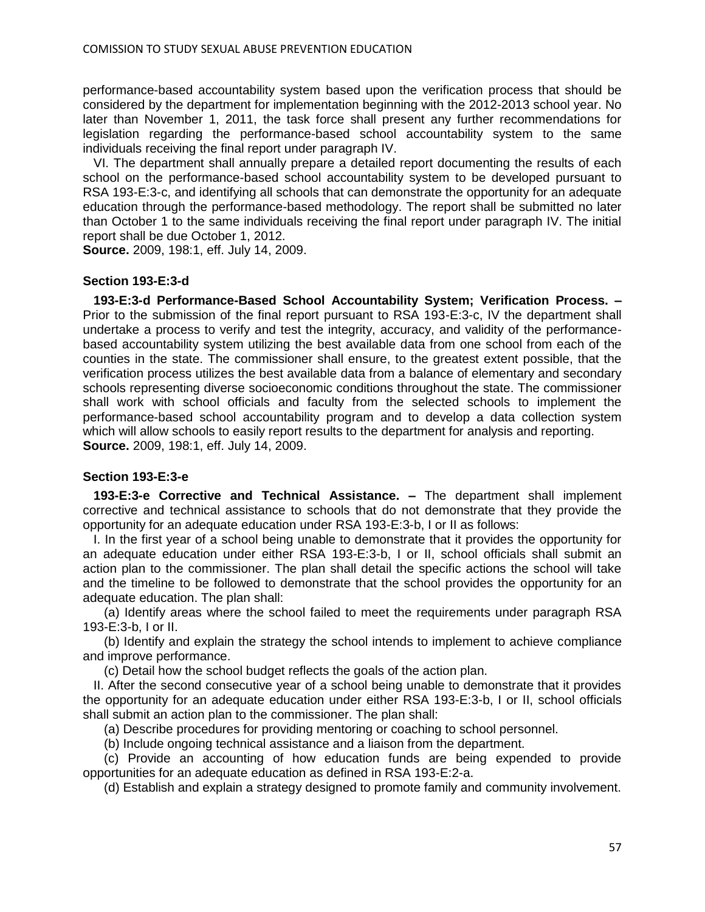performance-based accountability system based upon the verification process that should be considered by the department for implementation beginning with the 2012-2013 school year. No later than November 1, 2011, the task force shall present any further recommendations for legislation regarding the performance-based school accountability system to the same individuals receiving the final report under paragraph IV.

VI. The department shall annually prepare a detailed report documenting the results of each school on the performance-based school accountability system to be developed pursuant to RSA 193-E:3-c, and identifying all schools that can demonstrate the opportunity for an adequate education through the performance-based methodology. The report shall be submitted no later than October 1 to the same individuals receiving the final report under paragraph IV. The initial report shall be due October 1, 2012.

**Source.** 2009, 198:1, eff. July 14, 2009.

### Section 193-E:3-d

**193-E:3-d Performance-Based School Accountability System; Verification Process. –** Prior to the submission of the final report pursuant to RSA 193-E:3-c, IV the department shall undertake a process to verify and test the integrity, accuracy, and validity of the performance-based accountability system utilizing the best available data from one school from each of the counties in the state. The commissioner shall ensure, to the greatest extent possible, that the verification process utilizes the best available data from a balance of elementary and secondary schools representing diverse socioeconomic conditions throughout the state. The commissioner shall work with school officials and faculty from the selected schools to implement the performance-based school accountability program and to develop a data collection system which will allow schools to easily report results to the department for analysis and reporting.

**Source.** 2009, 198:1, eff. July 14, 2009.

### Section 193-E:3-e

**193-E:3-e Corrective and Technical Assistance. –** The department shall implement corrective and technical assistance to schools that do not demonstrate that they provide the opportunity for an adequate education under RSA 193-E:3-b, I or II as follows:

I. In the first year of a school being unable to demonstrate that it provides the opportunity for an adequate education under either RSA 193-E:3-b, I or II, school officials shall submit an action plan to the commissioner. The plan shall detail the specific actions the school will take and the timeline to be followed to demonstrate that the school provides the opportunity for an adequate education. The plan shall:

(a) Identify areas where the school failed to meet the requirements under paragraph RSA 193-E:3-b, I or II.

(b) Identify and explain the strategy the school intends to implement to achieve compliance and improve performance.

(c) Detail how the school budget reflects the goals of the action plan.

II. After the second consecutive year of a school being unable to demonstrate that it provides the opportunity for an adequate education under either RSA 193-E:3-b, I or II, school officials shall submit an action plan to the commissioner. The plan shall:

(a) Describe procedures for providing mentoring or coaching to school personnel.

(b) Include ongoing technical assistance and a liaison from the department.

(c) Provide an accounting of how education funds are being expended to provide opportunities for an adequate education as defined in RSA 193-E:2-a.

(d) Establish and explain a strategy designed to promote family and community involvement.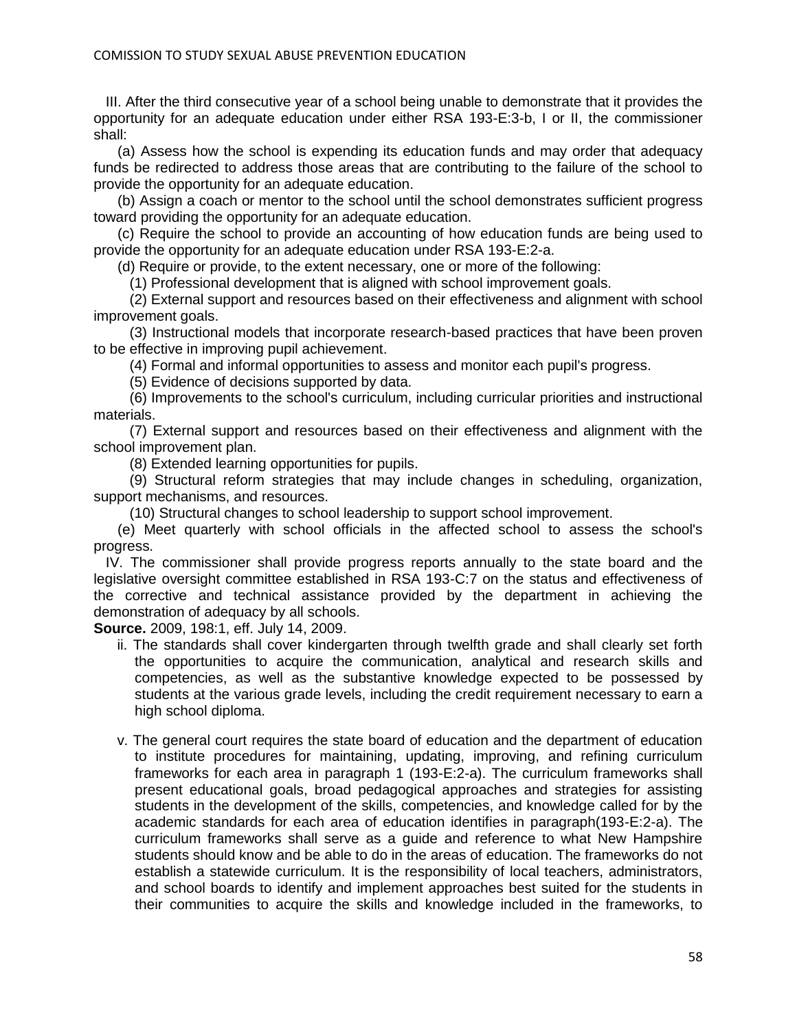III. After the third consecutive year of a school being unable to demonstrate that it provides the opportunity for an adequate education under either RSA 193-E:3-b, I or II, the commissioner shall:

(a) Assess how the school is expending its education funds and may order that adequacy funds be redirected to address those areas that are contributing to the failure of the school to provide the opportunity for an adequate education.

(b) Assign a coach or mentor to the school until the school demonstrates sufficient progress toward providing the opportunity for an adequate education.

(c) Require the school to provide an accounting of how education funds are being used to provide the opportunity for an adequate education under RSA 193-E:2-a.

(d) Require or provide, to the extent necessary, one or more of the following:

(1) Professional development that is aligned with school improvement goals.

(2) External support and resources based on their effectiveness and alignment with school improvement goals.

(3) Instructional models that incorporate research-based practices that have been proven to be effective in improving pupil achievement.

(4) Formal and informal opportunities to assess and monitor each pupil's progress.

(5) Evidence of decisions supported by data.

(6) Improvements to the school's curriculum, including curricular priorities and instructional materials.

(7) External support and resources based on their effectiveness and alignment with the school improvement plan.

(8) Extended learning opportunities for pupils.

(9) Structural reform strategies that may include changes in scheduling, organization, support mechanisms, and resources.

(10) Structural changes to school leadership to support school improvement.

(e) Meet quarterly with school officials in the affected school to assess the school's progress.

IV. The commissioner shall provide progress reports annually to the state board and the legislative oversight committee established in RSA 193-C:7 on the status and effectiveness of the corrective and technical assistance provided by the department in achieving the demonstration of adequacy by all schools.

**Source.** 2009, 198:1, eff. July 14, 2009.

ii. The standards shall cover kindergarten through twelfth grade and shall clearly set forth the opportunities to acquire the communication, analytical and research skills and competencies, as well as the substantive knowledge expected to be possessed by students at the various grade levels, including the credit requirement necessary to earn a high school diploma.

v. The general court requires the state board of education and the department of education to institute procedures for maintaining, updating, improving, and refining curriculum frameworks for each area in paragraph 1 (193-E:2-a). The curriculum frameworks shall present educational goals, broad pedagogical approaches and strategies for assisting students in the development of the skills, competencies, and knowledge called for by the academic standards for each area of education identifies in paragraph(193-E:2-a). The curriculum frameworks shall serve as a guide and reference to what New Hampshire students should know and be able to do in the areas of education. The frameworks do not establish a statewide curriculum. It is the responsibility of local teachers, administrators, and school boards to identify and implement approaches best suited for the students in their communities to acquire the skills and knowledge included in the frameworks, to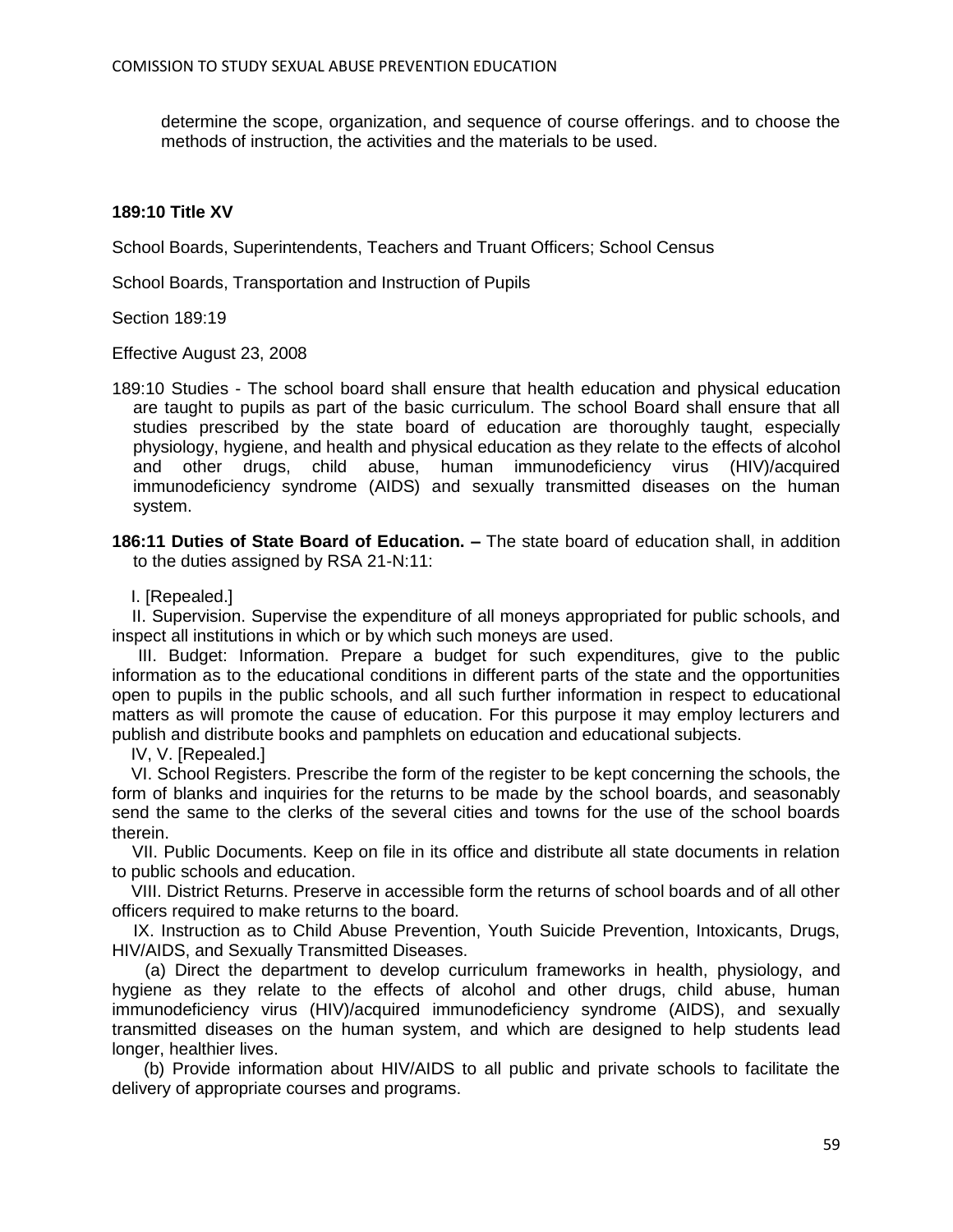determine the scope, organization, and sequence of course offerings. and to choose the methods of instruction, the activities and the materials to be used.

**189:10 Title XV**

School Boards, Superintendents, Teachers and Truant Officers; School Census

School Boards, Transportation and Instruction of Pupils

Section 189:19

Effective August 23, 2008

189:10 Studies - The school board shall ensure that health education and physical education are taught to pupils as part of the basic curriculum. The school Board shall ensure that all studies prescribed by the state board of education are thoroughly taught, especially physiology, hygiene, and health and physical education as they relate to the effects of alcohol and other drugs, child abuse, human immunodeficiency virus (HIV)/acquired immunodeficiency syndrome (AIDS) and sexually transmitted diseases on the human system.

**186:11 Duties of State Board of Education. –** The state board of education shall, in addition to the duties assigned by RSA 21-N:11:

I. [Repealed.]

II. Supervision. Supervise the expenditure of all moneys appropriated for public schools, and inspect all institutions in which or by which such moneys are used.

III. Budget: Information. Prepare a budget for such expenditures, give to the public information as to the educational conditions in different parts of the state and the opportunities open to pupils in the public schools, and all such further information in respect to educational matters as will promote the cause of education. For this purpose it may employ lecturers and publish and distribute books and pamphlets on education and educational subjects.

IV, V. [Repealed.]

VI. School Registers. Prescribe the form of the register to be kept concerning the schools, the form of blanks and inquiries for the returns to be made by the school boards, and seasonably send the same to the clerks of the several cities and towns for the use of the school boards therein.

VII. Public Documents. Keep on file in its office and distribute all state documents in relation to public schools and education.

VIII. District Returns. Preserve in accessible form the returns of school boards and of all other officers required to make returns to the board.

IX. Instruction as to Child Abuse Prevention, Youth Suicide Prevention, Intoxicants, Drugs, HIV/AIDS, and Sexually Transmitted Diseases.

(a) Direct the department to develop curriculum frameworks in health, physiology, and hygiene as they relate to the effects of alcohol and other drugs, child abuse, human immunodeficiency virus (HIV)/acquired immunodeficiency syndrome (AIDS), and sexually transmitted diseases on the human system, and which are designed to help students lead longer, healthier lives.

(b) Provide information about HIV/AIDS to all public and private schools to facilitate the delivery of appropriate courses and programs.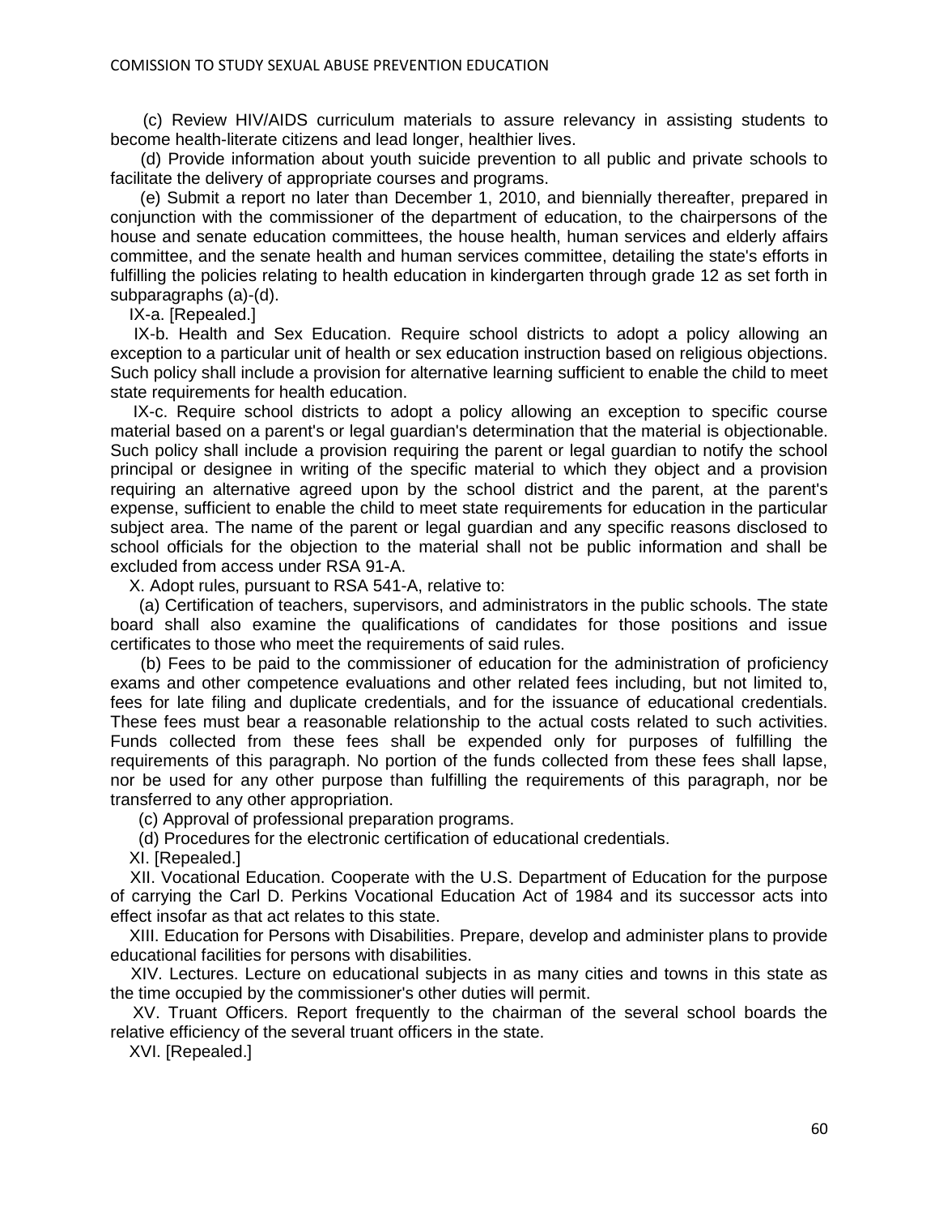(c) Review HIV/AIDS curriculum materials to assure relevancy in assisting students to become health-literate citizens and lead longer, healthier lives.

(d) Provide information about youth suicide prevention to all public and private schools to facilitate the delivery of appropriate courses and programs.

(e) Submit a report no later than December 1, 2010, and biennially thereafter, prepared in conjunction with the commissioner of the department of education, to the chairpersons of the house and senate education committees, the house health, human services and elderly affairs committee, and the senate health and human services committee, detailing the state's efforts in fulfilling the policies relating to health education in kindergarten through grade 12 as set forth in subparagraphs (a)-(d).

IX-a. [Repealed.]

IX-b. Health and Sex Education. Require school districts to adopt a policy allowing an exception to a particular unit of health or sex education instruction based on religious objections. Such policy shall include a provision for alternative learning sufficient to enable the child to meet state requirements for health education.

IX-c. Require school districts to adopt a policy allowing an exception to specific course material based on a parent's or legal guardian's determination that the material is objectionable. Such policy shall include a provision requiring the parent or legal guardian to notify the school principal or designee in writing of the specific material to which they object and a provision requiring an alternative agreed upon by the school district and the parent, at the parent's expense, sufficient to enable the child to meet state requirements for education in the particular subject area. The name of the parent or legal guardian and any specific reasons disclosed to school officials for the objection to the material shall not be public information and shall be excluded from access under RSA 91-A.

X. Adopt rules, pursuant to RSA 541-A, relative to:

(a) Certification of teachers, supervisors, and administrators in the public schools. The state board shall also examine the qualifications of candidates for those positions and issue certificates to those who meet the requirements of said rules.

(b) Fees to be paid to the commissioner of education for the administration of proficiency exams and other competence evaluations and other related fees including, but not limited to, fees for late filing and duplicate credentials, and for the issuance of educational credentials. These fees must bear a reasonable relationship to the actual costs related to such activities. Funds collected from these fees shall be expended only for purposes of fulfilling the requirements of this paragraph. No portion of the funds collected from these fees shall lapse, nor be used for any other purpose than fulfilling the requirements of this paragraph, nor be transferred to any other appropriation.

(c) Approval of professional preparation programs.

(d) Procedures for the electronic certification of educational credentials.

XI. [Repealed.]

XII. Vocational Education. Cooperate with the U.S. Department of Education for the purpose of carrying the Carl D. Perkins Vocational Education Act of 1984 and its successor acts into effect insofar as that act relates to this state.

XIII. Education for Persons with Disabilities. Prepare, develop and administer plans to provide educational facilities for persons with disabilities.

XIV. Lectures. Lecture on educational subjects in as many cities and towns in this state as the time occupied by the commissioner's other duties will permit.

XV. Truant Officers. Report frequently to the chairman of the several school boards the relative efficiency of the several truant officers in the state.

XVI. [Repealed.]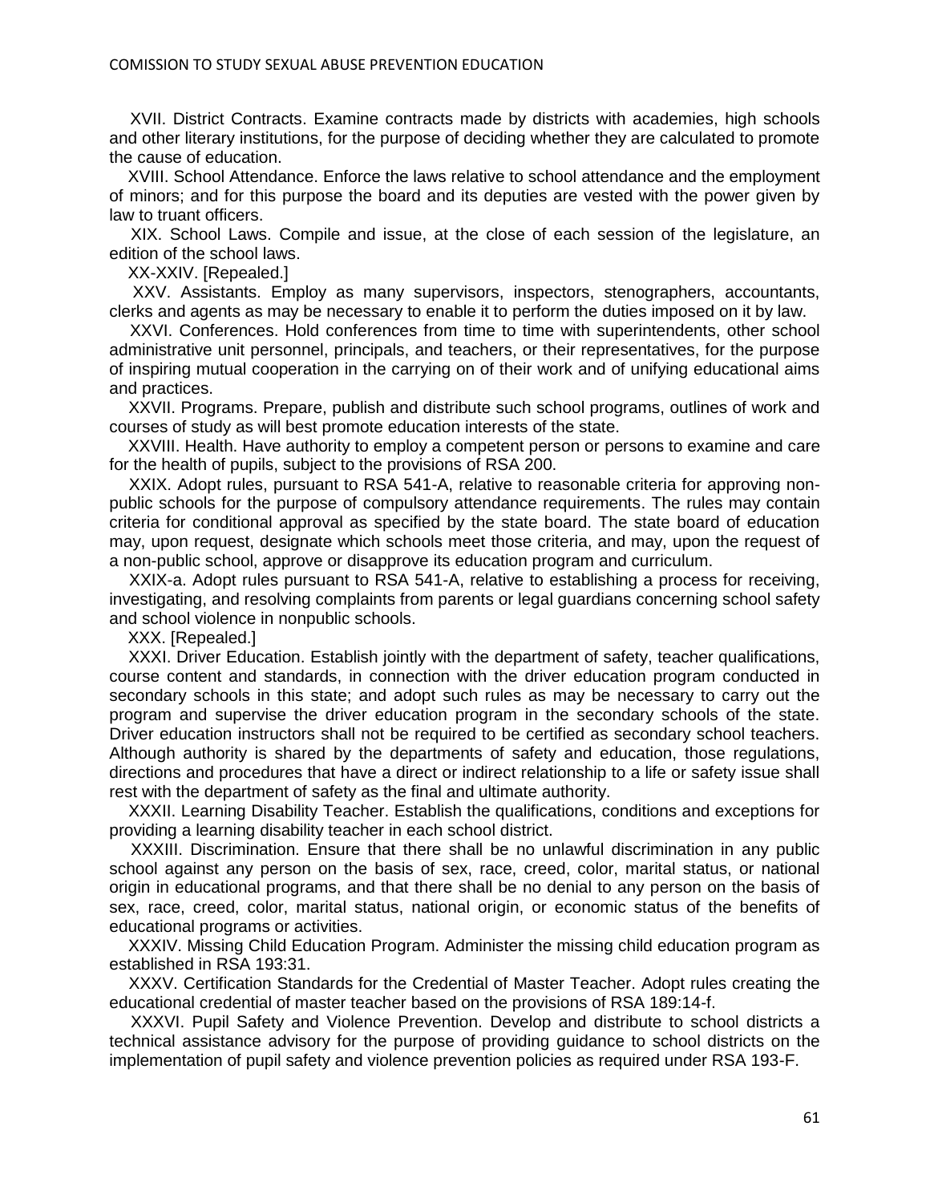XVII. District Contracts. Examine contracts made by districts with academies, high schools and other literary institutions, for the purpose of deciding whether they are calculated to promote the cause of education.

XVIII. School Attendance. Enforce the laws relative to school attendance and the employment of minors; and for this purpose the board and its deputies are vested with the power given by law to truant officers.

XIX. School Laws. Compile and issue, at the close of each session of the legislature, an edition of the school laws.

XX-XXIV. [Repealed.]

XXV. Assistants. Employ as many supervisors, inspectors, stenographers, accountants, clerks and agents as may be necessary to enable it to perform the duties imposed on it by law.

XXVI. Conferences. Hold conferences from time to time with superintendents, other school administrative unit personnel, principals, and teachers, or their representatives, for the purpose of inspiring mutual cooperation in the carrying on of their work and of unifying educational aims and practices.

XXVII. Programs. Prepare, publish and distribute such school programs, outlines of work and courses of study as will best promote education interests of the state.

XXVIII. Health. Have authority to employ a competent person or persons to examine and care for the health of pupils, subject to the provisions of RSA 200.

XXIX. Adopt rules, pursuant to RSA 541-A, relative to reasonable criteria for approving non-public schools for the purpose of compulsory attendance requirements. The rules may contain criteria for conditional approval as specified by the state board. The state board of education may, upon request, designate which schools meet those criteria, and may, upon the request of a non-public school, approve or disapprove its education program and curriculum.

XXIX-a. Adopt rules pursuant to RSA 541-A, relative to establishing a process for receiving, investigating, and resolving complaints from parents or legal guardians concerning school safety and school violence in nonpublic schools.

XXX. [Repealed.]

XXXI. Driver Education. Establish jointly with the department of safety, teacher qualifications, course content and standards, in connection with the driver education program conducted in secondary schools in this state; and adopt such rules as may be necessary to carry out the program and supervise the driver education program in the secondary schools of the state. Driver education instructors shall not be required to be certified as secondary school teachers. Although authority is shared by the departments of safety and education, those regulations, directions and procedures that have a direct or indirect relationship to a life or safety issue shall rest with the department of safety as the final and ultimate authority.

XXXII. Learning Disability Teacher. Establish the qualifications, conditions and exceptions for providing a learning disability teacher in each school district.

XXXIII. Discrimination. Ensure that there shall be no unlawful discrimination in any public school against any person on the basis of sex, race, creed, color, marital status, or national origin in educational programs, and that there shall be no denial to any person on the basis of sex, race, creed, color, marital status, national origin, or economic status of the benefits of educational programs or activities.

XXXIV. Missing Child Education Program. Administer the missing child education program as established in RSA 193:31.

XXXV. Certification Standards for the Credential of Master Teacher. Adopt rules creating the educational credential of master teacher based on the provisions of RSA 189:14-f.

XXXVI. Pupil Safety and Violence Prevention. Develop and distribute to school districts a technical assistance advisory for the purpose of providing guidance to school districts on the implementation of pupil safety and violence prevention policies as required under RSA 193-F.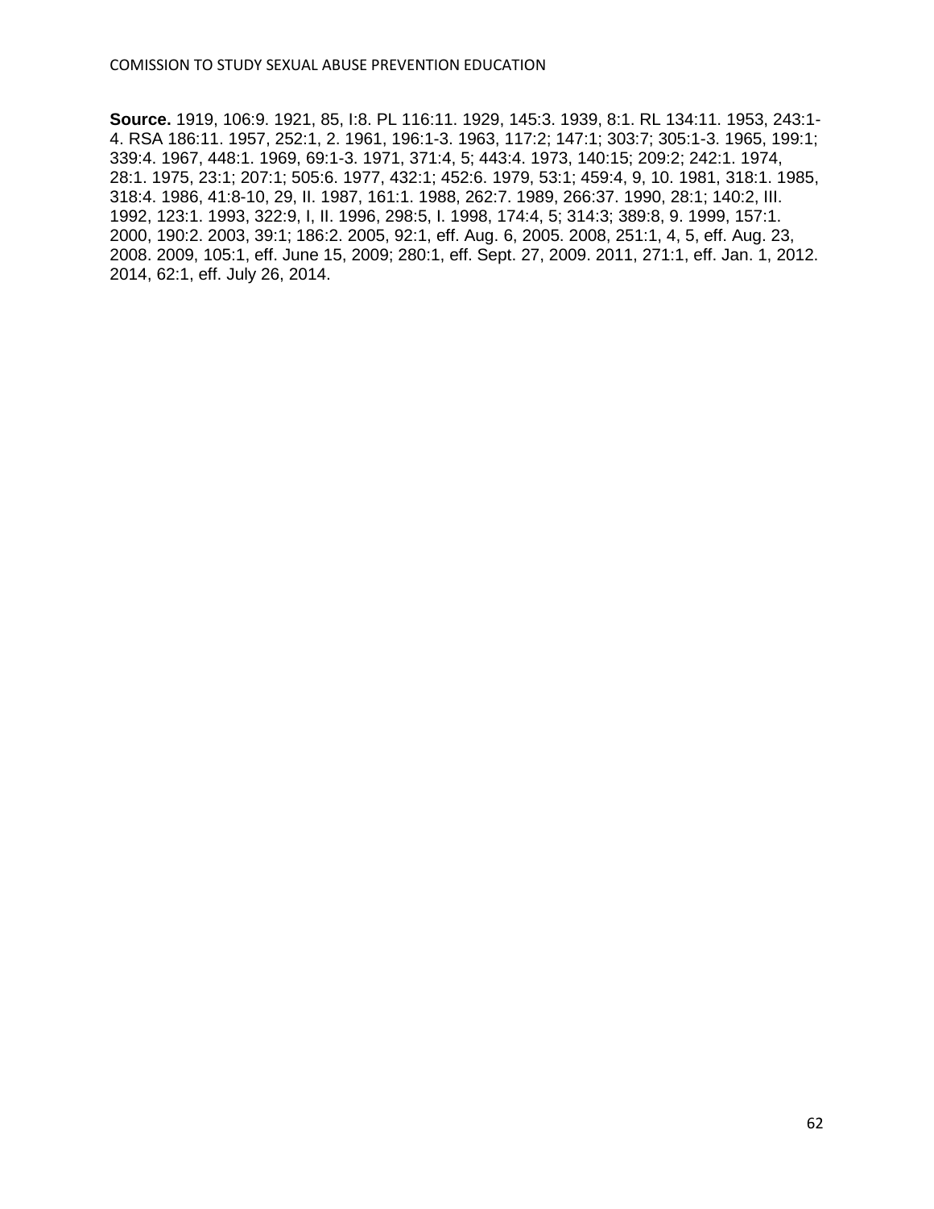**Source.** 1919, 106:9. 1921, 85, I:8. PL 116:11. 1929, 145:3. 1939, 8:1. RL 134:11. 1953, 243:1-4. RSA 186:11. 1957, 252:1, 2. 1961, 196:1-3. 1963, 117:2; 147:1; 303:7; 305:1-3. 1965, 199:1; 339:4. 1967, 448:1. 1969, 69:1-3. 1971, 371:4, 5; 443:4. 1973, 140:15; 209:2; 242:1. 1974, 28:1. 1975, 23:1; 207:1; 505:6. 1977, 432:1; 452:6. 1979, 53:1; 459:4, 9, 10. 1981, 318:1. 1985, 318:4. 1986, 41:8-10, 29, II. 1987, 161:1. 1988, 262:7. 1989, 266:37. 1990, 28:1; 140:2, III. 1992, 123:1. 1993, 322:9, I, II. 1996, 298:5, I. 1998, 174:4, 5; 314:3; 389:8, 9. 1999, 157:1. 2000, 190:2. 2003, 39:1; 186:2. 2005, 92:1, eff. Aug. 6, 2005. 2008, 251:1, 4, 5, eff. Aug. 23, 2008. 2009, 105:1, eff. June 15, 2009; 280:1, eff. Sept. 27, 2009. 2011, 271:1, eff. Jan. 1, 2012. 2014, 62:1, eff. July 26, 2014.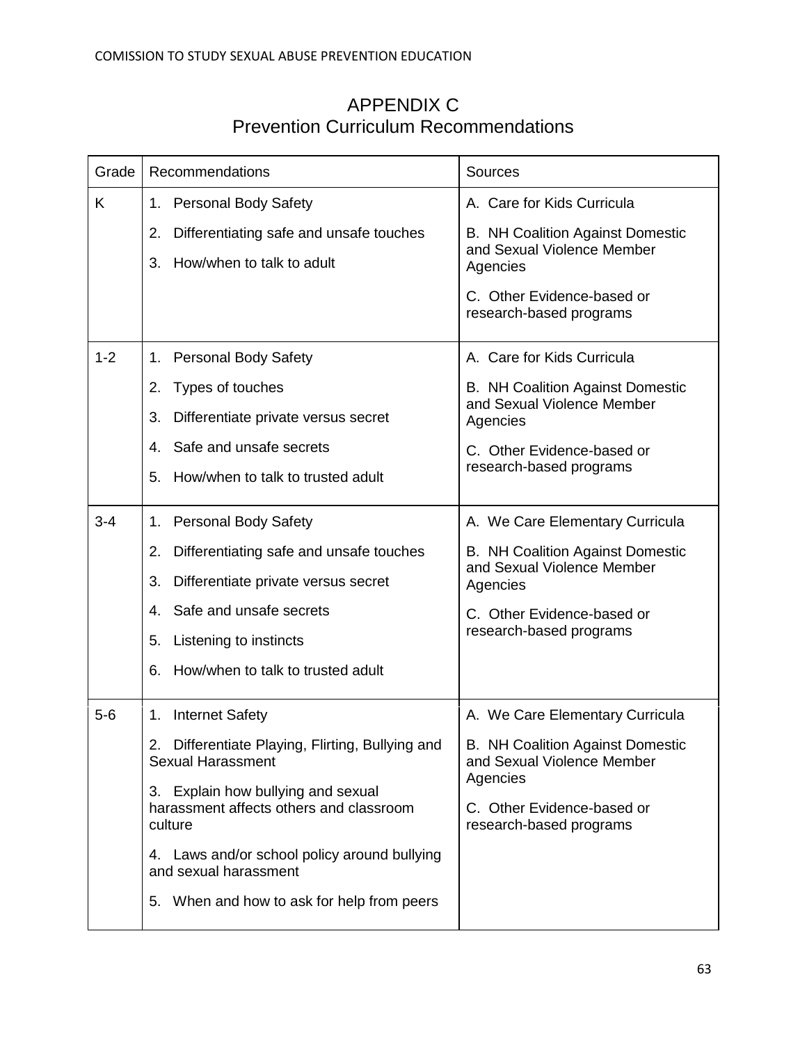# APPENDIX C
## Prevention Curriculum Recommendations

| Grade | Recommendations | Sources |
|---|---|---|
| K | 1. Personal Body Safety<br>2. Differentiating safe and unsafe touches<br>3. How/when to talk to adult | A. Care for Kids Curricula<br>B. NH Coalition Against Domestic and Sexual Violence Member Agencies<br>C. Other Evidence-based or research-based programs |
| 1-2 | 1. Personal Body Safety<br>2. Types of touches<br>3. Differentiate private versus secret<br>4. Safe and unsafe secrets<br>5. How/when to talk to trusted adult | A. Care for Kids Curricula<br>B. NH Coalition Against Domestic and Sexual Violence Member Agencies<br>C. Other Evidence-based or research-based programs |
| 3-4 | 1. Personal Body Safety<br>2. Differentiating safe and unsafe touches<br>3. Differentiate private versus secret<br>4. Safe and unsafe secrets<br>5. Listening to instincts<br>6. How/when to talk to trusted adult | A. We Care Elementary Curricula<br>B. NH Coalition Against Domestic and Sexual Violence Member Agencies<br>C. Other Evidence-based or research-based programs |
| 5-6 | 1. Internet Safety<br>2. Differentiate Playing, Flirting, Bullying and Sexual Harassment<br>3. Explain how bullying and sexual harassment affects others and classroom culture<br>4. Laws and/or school policy around bullying and sexual harassment<br>5. When and how to ask for help from peers | A. We Care Elementary Curricula<br>B. NH Coalition Against Domestic and Sexual Violence Member Agencies<br>C. Other Evidence-based or research-based programs |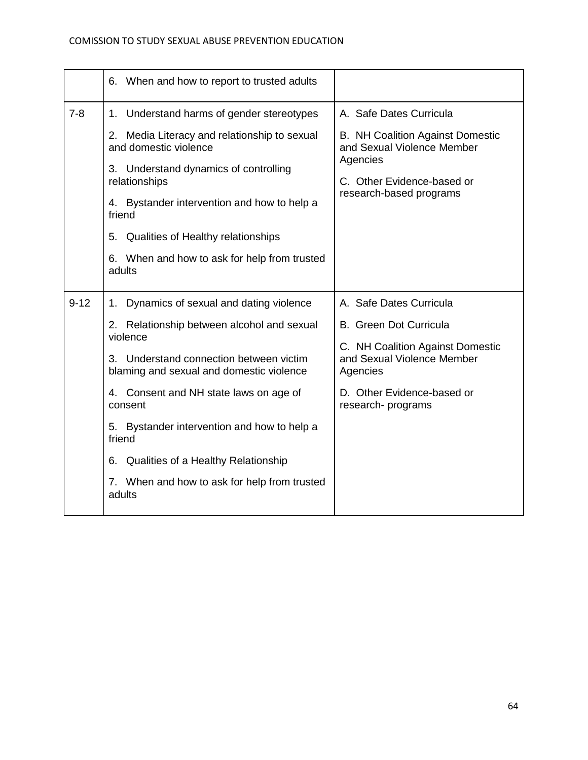| | | |
|---|---|---|
| | 6. When and how to report to trusted adults | |
| 7-8 | 1. Understand harms of gender stereotypes<br><br>2. Media Literacy and relationship to sexual and domestic violence<br><br>3. Understand dynamics of controlling relationships<br><br>4. Bystander intervention and how to help a friend<br><br>5. Qualities of Healthy relationships<br><br>6. When and how to ask for help from trusted adults | A. Safe Dates Curricula<br><br>B. NH Coalition Against Domestic and Sexual Violence Member Agencies<br><br>C. Other Evidence-based or research-based programs |
| 9-12 | 1. Dynamics of sexual and dating violence<br><br>2. Relationship between alcohol and sexual violence<br><br>3. Understand connection between victim blaming and sexual and domestic violence<br><br>4. Consent and NH state laws on age of consent<br><br>5. Bystander intervention and how to help a friend<br><br>6. Qualities of a Healthy Relationship<br><br>7. When and how to ask for help from trusted adults | A. Safe Dates Curricula<br><br>B. Green Dot Curricula<br><br>C. NH Coalition Against Domestic and Sexual Violence Member Agencies<br><br>D. Other Evidence-based or research- programs |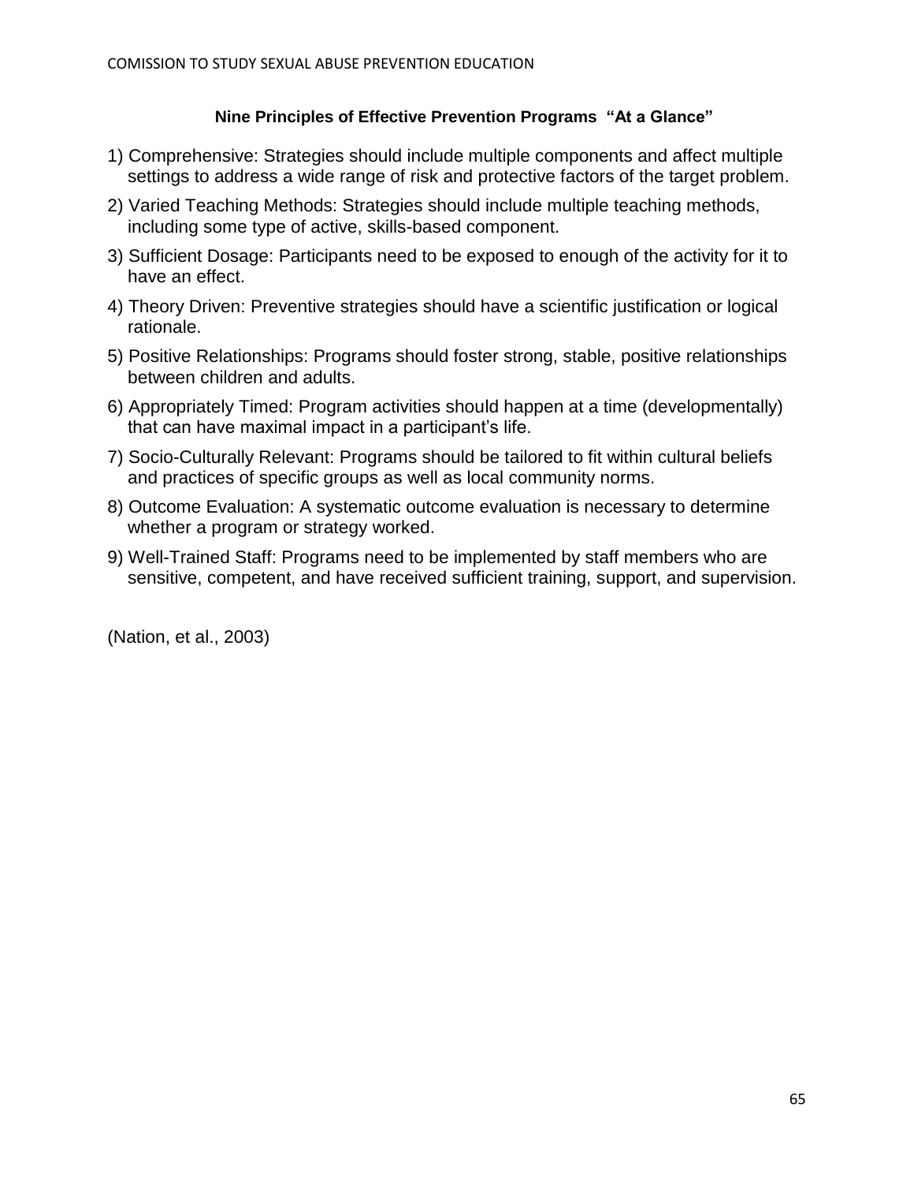**Nine Principles of Effective Prevention Programs "At a Glance"**

1) Comprehensive: Strategies should include multiple components and affect multiple settings to address a wide range of risk and protective factors of the target problem.
2) Varied Teaching Methods: Strategies should include multiple teaching methods, including some type of active, skills-based component.
3) Sufficient Dosage: Participants need to be exposed to enough of the activity for it to have an effect.
4) Theory Driven: Preventive strategies should have a scientific justification or logical rationale.
5) Positive Relationships: Programs should foster strong, stable, positive relationships between children and adults.
6) Appropriately Timed: Program activities should happen at a time (developmentally) that can have maximal impact in a participant's life.
7) Socio-Culturally Relevant: Programs should be tailored to fit within cultural beliefs and practices of specific groups as well as local community norms.
8) Outcome Evaluation: A systematic outcome evaluation is necessary to determine whether a program or strategy worked.
9) Well-Trained Staff: Programs need to be implemented by staff members who are sensitive, competent, and have received sufficient training, support, and supervision.

(Nation, et al., 2003)